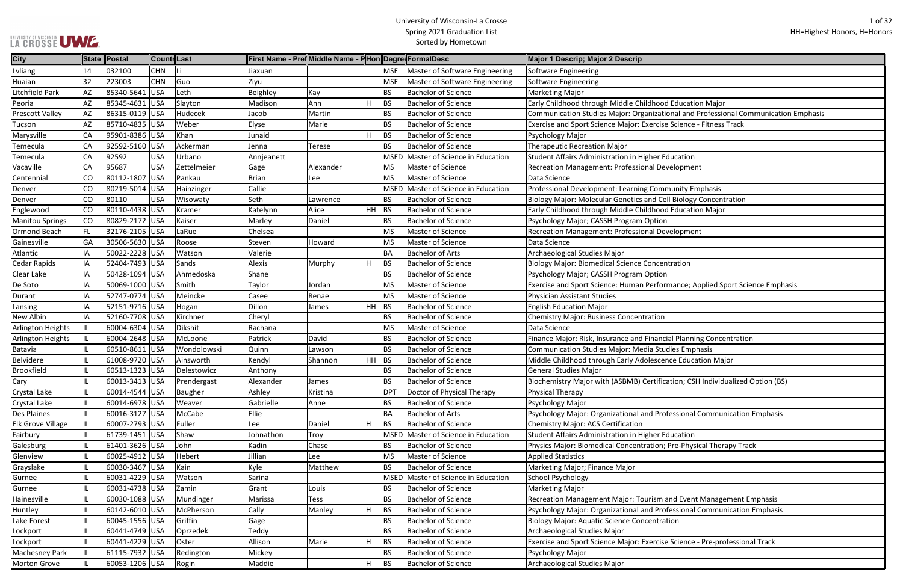# University of Wisconsin-La Crosse
## Spring 2021 Graduation List
### Sorted by Hometown

HH=Highest Honors, H=Honors

| City | State | Postal | Country | Last | First Name - Pref | Middle Name - P | Hon | Degree | FormalDesc | Major 1 Descrip; Major 2 Descrip |
|---|---|---|---|---|---|---|---|---|---|---|
| Lvliang | 14 | 032100 | CHN | Li | Jiaxuan | | | MSE | Master of Software Engineering | Software Engineering |
| Huaian | 32 | 223003 | CHN | Guo | Ziyu | | | MSE | Master of Software Engineering | Software Engineering |
| Litchfield Park | AZ | 85340-5641 | USA | Leth | Beighley | Kay | | BS | Bachelor of Science | Marketing Major |
| Peoria | AZ | 85345-4631 | USA | Slayton | Madison | Ann | H | BS | Bachelor of Science | Early Childhood through Middle Childhood Education Major |
| Prescott Valley | AZ | 86315-0119 | USA | Hudecek | Jacob | Martin | | BS | Bachelor of Science | Communication Studies Major: Organizational and Professional Communication Emphasis |
| Tucson | AZ | 85710-4835 | USA | Weber | Elyse | Marie | | BS | Bachelor of Science | Exercise and Sport Science Major: Exercise Science - Fitness Track |
| Marysville | CA | 95901-8386 | USA | Khan | Junaid | | H | BS | Bachelor of Science | Psychology Major |
| Temecula | CA | 92592-5160 | USA | Ackerman | Jenna | Terese | | BS | Bachelor of Science | Therapeutic Recreation Major |
| Temecula | CA | 92592 | USA | Urbano | Annjeanett | | | MSED | Master of Science in Education | Student Affairs Administration in Higher Education |
| Vacaville | CA | 95687 | USA | Zettelmeier | Gage | Alexander | | MS | Master of Science | Recreation Management: Professional Development |
| Centennial | CO | 80112-1807 | USA | Pankau | Brian | Lee | | MS | Master of Science | Data Science |
| Denver | CO | 80219-5014 | USA | Hainzinger | Callie | | | MSED | Master of Science in Education | Professional Development: Learning Community Emphasis |
| Denver | CO | 80110 | USA | Wisowaty | Seth | Lawrence | | BS | Bachelor of Science | Biology Major: Molecular Genetics and Cell Biology Concentration |
| Englewood | CO | 80110-4438 | USA | Kramer | Katelynn | Alice | HH | BS | Bachelor of Science | Early Childhood through Middle Childhood Education Major |
| Manitou Springs | CO | 80829-2172 | USA | Kaiser | Marley | Daniel | | BS | Bachelor of Science | Psychology Major; CASSH Program Option |
| Ormond Beach | FL | 32176-2105 | USA | LaRue | Chelsea | | | MS | Master of Science | Recreation Management: Professional Development |
| Gainesville | GA | 30506-5630 | USA | Roose | Steven | Howard | | MS | Master of Science | Data Science |
| Atlantic | IA | 50022-2228 | USA | Watson | Valerie | | | BA | Bachelor of Arts | Archaeological Studies Major |
| Cedar Rapids | IA | 52404-7493 | USA | Sands | Alexis | Murphy | H | BS | Bachelor of Science | Biology Major: Biomedical Science Concentration |
| Clear Lake | IA | 50428-1094 | USA | Ahmedoska | Shane | | | BS | Bachelor of Science | Psychology Major; CASSH Program Option |
| De Soto | IA | 50069-1000 | USA | Smith | Taylor | Jordan | | MS | Master of Science | Exercise and Sport Science: Human Performance; Applied Sport Science Emphasis |
| Durant | IA | 52747-0774 | USA | Meincke | Casee | Renae | | MS | Master of Science | Physician Assistant Studies |
| Lansing | IA | 52151-9716 | USA | Hogan | Dillon | James | HH | BS | Bachelor of Science | English Education Major |
| New Albin | IA | 52160-7708 | USA | Kirchner | Cheryl | | | BS | Bachelor of Science | Chemistry Major: Business Concentration |
| Arlington Heights | IL | 60004-6304 | USA | Dikshit | Rachana | | | MS | Master of Science | Data Science |
| Arlington Heights | IL | 60004-2648 | USA | McLoone | Patrick | David | | BS | Bachelor of Science | Finance Major: Risk, Insurance and Financial Planning Concentration |
| Batavia | IL | 60510-8611 | USA | Wondolowski | Quinn | Lawson | | BS | Bachelor of Science | Communication Studies Major: Media Studies Emphasis |
| Belvidere | IL | 61008-9720 | USA | Ainsworth | Kendyl | Shannon | HH | BS | Bachelor of Science | Middle Childhood through Early Adolescence Education Major |
| Brookfield | IL | 60513-1323 | USA | Delestowicz | Anthony | | | BS | Bachelor of Science | General Studies Major |
| Cary | IL | 60013-3413 | USA | Prendergast | Alexander | James | | BS | Bachelor of Science | Biochemistry Major with (ASBMB) Certification; CSH Individualized Option (BS) |
| Crystal Lake | IL | 60014-4544 | USA | Baugher | Ashley | Kristina | | DPT | Doctor of Physical Therapy | Physical Therapy |
| Crystal Lake | IL | 60014-6978 | USA | Weaver | Gabrielle | Anne | | BS | Bachelor of Science | Psychology Major |
| Des Plaines | IL | 60016-3127 | USA | McCabe | Ellie | | | BA | Bachelor of Arts | Psychology Major: Organizational and Professional Communication Emphasis |
| Elk Grove Village | IL | 60007-2793 | USA | Fuller | Lee | Daniel | H | BS | Bachelor of Science | Chemistry Major: ACS Certification |
| Fairbury | IL | 61739-1451 | USA | Shaw | Johnathon | Troy | | MSED | Master of Science in Education | Student Affairs Administration in Higher Education |
| Galesburg | IL | 61401-3626 | USA | John | Kadin | Chase | | BS | Bachelor of Science | Physics Major: Biomedical Concentration; Pre-Physical Therapy Track |
| Glenview | IL | 60025-4912 | USA | Hebert | Jillian | Lee | | MS | Master of Science | Applied Statistics |
| Grayslake | IL | 60030-3467 | USA | Kain | Kyle | Matthew | | BS | Bachelor of Science | Marketing Major; Finance Major |
| Gurnee | IL | 60031-4229 | USA | Watson | Sarina | | | MSED | Master of Science in Education | School Psychology |
| Gurnee | IL | 60031-4738 | USA | Zamin | Grant | Louis | | BS | Bachelor of Science | Marketing Major |
| Hainesville | IL | 60030-1088 | USA | Mundinger | Marissa | Tess | | BS | Bachelor of Science | Recreation Management Major: Tourism and Event Management Emphasis |
| Huntley | IL | 60142-6010 | USA | McPherson | Cally | Manley | H | BS | Bachelor of Science | Psychology Major: Organizational and Professional Communication Emphasis |
| Lake Forest | IL | 60045-1556 | USA | Griffin | Gage | | | BS | Bachelor of Science | Biology Major: Aquatic Science Concentration |
| Lockport | IL | 60441-4749 | USA | Oprzedek | Teddy | | | BS | Bachelor of Science | Archaeological Studies Major |
| Lockport | IL | 60441-4229 | USA | Oster | Allison | Marie | H | BS | Bachelor of Science | Exercise and Sport Science Major: Exercise Science - Pre-professional Track |
| Machesney Park | IL | 61115-7932 | USA | Redington | Mickey | | | BS | Bachelor of Science | Psychology Major |
| Morton Grove | IL | 60053-1206 | USA | Rogin | Maddie | | H | BS | Bachelor of Science | Archaeological Studies Major |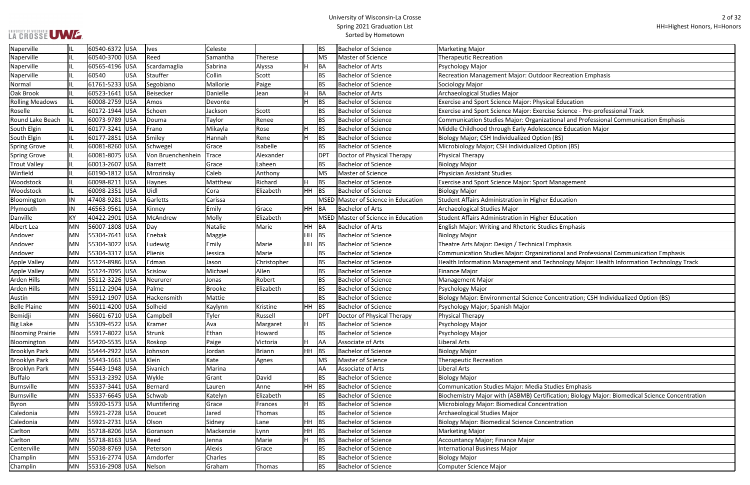| | | | | | | | | | | |
|---|---|---|---|---|---|---|---|---|---|---|
| Naperville | IL | 60540-6372 | USA | Ives | Celeste | | | BS | Bachelor of Science | Marketing Major |
| Naperville | IL | 60540-3700 | USA | Reed | Samantha | Therese | | MS | Master of Science | Therapeutic Recreation |
| Naperville | IL | 60565-4196 | USA | Scardamaglia | Sabrina | Alyssa | H | BA | Bachelor of Arts | Psychology Major |
| Naperville | IL | 60540 | USA | Stauffer | Collin | Scott | | BS | Bachelor of Science | Recreation Management Major: Outdoor Recreation Emphasis |
| Normal | IL | 61761-5233 | USA | Segobiano | Mallorie | Paige | | BS | Bachelor of Science | Sociology Major |
| Oak Brook | IL | 60523-1641 | USA | Beisecker | Danielle | Jean | H | BA | Bachelor of Arts | Archaeological Studies Major |
| Rolling Meadows | IL | 60008-2759 | USA | Amos | Devonte | | H | BS | Bachelor of Science | Exercise and Sport Science Major: Physical Education |
| Roselle | IL | 60172-1944 | USA | Schoen | Jackson | Scott | | BS | Bachelor of Science | Exercise and Sport Science Major: Exercise Science - Pre-professional Track |
| Round Lake Beach | IL | 60073-9789 | USA | Douma | Taylor | Renee | | BS | Bachelor of Science | Communication Studies Major: Organizational and Professional Communication Emphasis |
| South Elgin | IL | 60177-3241 | USA | Frano | Mikayla | Rose | H | BS | Bachelor of Science | Middle Childhood through Early Adolescence Education Major |
| South Elgin | IL | 60177-2851 | USA | Smiley | Hannah | Rene | H | BS | Bachelor of Science | Biology Major; CSH Individualized Option (BS) |
| Spring Grove | IL | 60081-8260 | USA | Schwegel | Grace | Isabelle | | BS | Bachelor of Science | Microbiology Major; CSH Individualized Option (BS) |
| Spring Grove | IL | 60081-8075 | USA | Von Bruenchenhein | Trace | Alexander | | DPT | Doctor of Physical Therapy | Physical Therapy |
| Trout Valley | IL | 60013-2607 | USA | Barrett | Grace | Laheen | | BS | Bachelor of Science | Biology Major |
| Winfield | IL | 60190-1812 | USA | Mrozinsky | Caleb | Anthony | | MS | Master of Science | Physician Assistant Studies |
| Woodstock | IL | 60098-8211 | USA | Haynes | Matthew | Richard | H | BS | Bachelor of Science | Exercise and Sport Science Major: Sport Management |
| Woodstock | IL | 60098-2351 | USA | Uidl | Cora | Elizabeth | HH | BS | Bachelor of Science | Biology Major |
| Bloomington | IN | 47408-9281 | USA | Garletts | Carissa | | | MSED | Master of Science in Education | Student Affairs Administration in Higher Education |
| Plymouth | IN | 46563-9561 | USA | Kinney | Emily | Grace | HH | BA | Bachelor of Arts | Archaeological Studies Major |
| Danville | KY | 40422-2901 | USA | McAndrew | Molly | Elizabeth | | MSED | Master of Science in Education | Student Affairs Administration in Higher Education |
| Albert Lea | MN | 56007-1808 | USA | Day | Natalie | Marie | HH | BA | Bachelor of Arts | English Major: Writing and Rhetoric Studies Emphasis |
| Andover | MN | 55304-7641 | USA | Enebak | Maggie | | HH | BS | Bachelor of Science | Biology Major |
| Andover | MN | 55304-3022 | USA | Ludewig | Emily | Marie | HH | BS | Bachelor of Science | Theatre Arts Major: Design / Technical Emphasis |
| Andover | MN | 55304-3317 | USA | Plienis | Jessica | Marie | | BS | Bachelor of Science | Communication Studies Major: Organizational and Professional Communication Emphasis |
| Apple Valley | MN | 55124-8986 | USA | Edman | Jason | Christopher | | BS | Bachelor of Science | Health Information Management and Technology Major: Health Information Technology Track |
| Apple Valley | MN | 55124-7095 | USA | Scislow | Michael | Allen | | BS | Bachelor of Science | Finance Major |
| Arden Hills | MN | 55112-3226 | USA | Neururer | Jonas | Robert | | BS | Bachelor of Science | Management Major |
| Arden Hills | MN | 55112-2904 | USA | Palme | Brooke | Elizabeth | | BS | Bachelor of Science | Psychology Major |
| Austin | MN | 55912-1907 | USA | Hackensmith | Mattie | | | BS | Bachelor of Science | Biology Major: Environmental Science Concentration; CSH Individualized Option (BS) |
| Belle Plaine | MN | 56011-4200 | USA | Solheid | Kaylynn | Kristine | HH | BS | Bachelor of Science | Psychology Major; Spanish Major |
| Bemidji | MN | 56601-6710 | USA | Campbell | Tyler | Russell | | DPT | Doctor of Physical Therapy | Physical Therapy |
| Big Lake | MN | 55309-4522 | USA | Kramer | Ava | Margaret | H | BS | Bachelor of Science | Psychology Major |
| Blooming Prairie | MN | 55917-8022 | USA | Strunk | Ethan | Howard | | BS | Bachelor of Science | Psychology Major |
| Bloomington | MN | 55420-5535 | USA | Roskop | Paige | Victoria | H | AA | Associate of Arts | Liberal Arts |
| Brooklyn Park | MN | 55444-2922 | USA | Johnson | Jordan | Briann | HH | BS | Bachelor of Science | Biology Major |
| Brooklyn Park | MN | 55443-1661 | USA | Klein | Kate | Agnes | | MS | Master of Science | Therapeutic Recreation |
| Brooklyn Park | MN | 55443-1948 | USA | Sivanich | Marina | | | AA | Associate of Arts | Liberal Arts |
| Buffalo | MN | 55313-2392 | USA | Wykle | Grant | David | | BS | Bachelor of Science | Biology Major |
| Burnsville | MN | 55337-3441 | USA | Bernard | Lauren | Anne | HH | BS | Bachelor of Science | Communication Studies Major: Media Studies Emphasis |
| Burnsville | MN | 55337-6645 | USA | Schwab | Katelyn | Elizabeth | | BS | Bachelor of Science | Biochemistry Major with (ASBMB) Certification; Biology Major: Biomedical Science Concentration |
| Byron | MN | 55920-1573 | USA | Muntifering | Grace | Frances | H | BS | Bachelor of Science | Microbiology Major: Biomedical Concentration |
| Caledonia | MN | 55921-2728 | USA | Doucet | Jared | Thomas | | BS | Bachelor of Science | Archaeological Studies Major |
| Caledonia | MN | 55921-2731 | USA | Olson | Sidney | Lane | HH | BS | Bachelor of Science | Biology Major: Biomedical Science Concentration |
| Carlton | MN | 55718-8206 | USA | Goranson | Mackenzie | Lynn | HH | BS | Bachelor of Science | Marketing Major |
| Carlton | MN | 55718-8163 | USA | Reed | Jenna | Marie | H | BS | Bachelor of Science | Accountancy Major; Finance Major |
| Centerville | MN | 55038-8769 | USA | Peterson | Alexis | Grace | | BS | Bachelor of Science | International Business Major |
| Champlin | MN | 55316-2774 | USA | Arndorfer | Charles | | | BS | Bachelor of Science | Biology Major |
| Champlin | MN | 55316-2908 | USA | Nelson | Graham | Thomas | | BS | Bachelor of Science | Computer Science Major |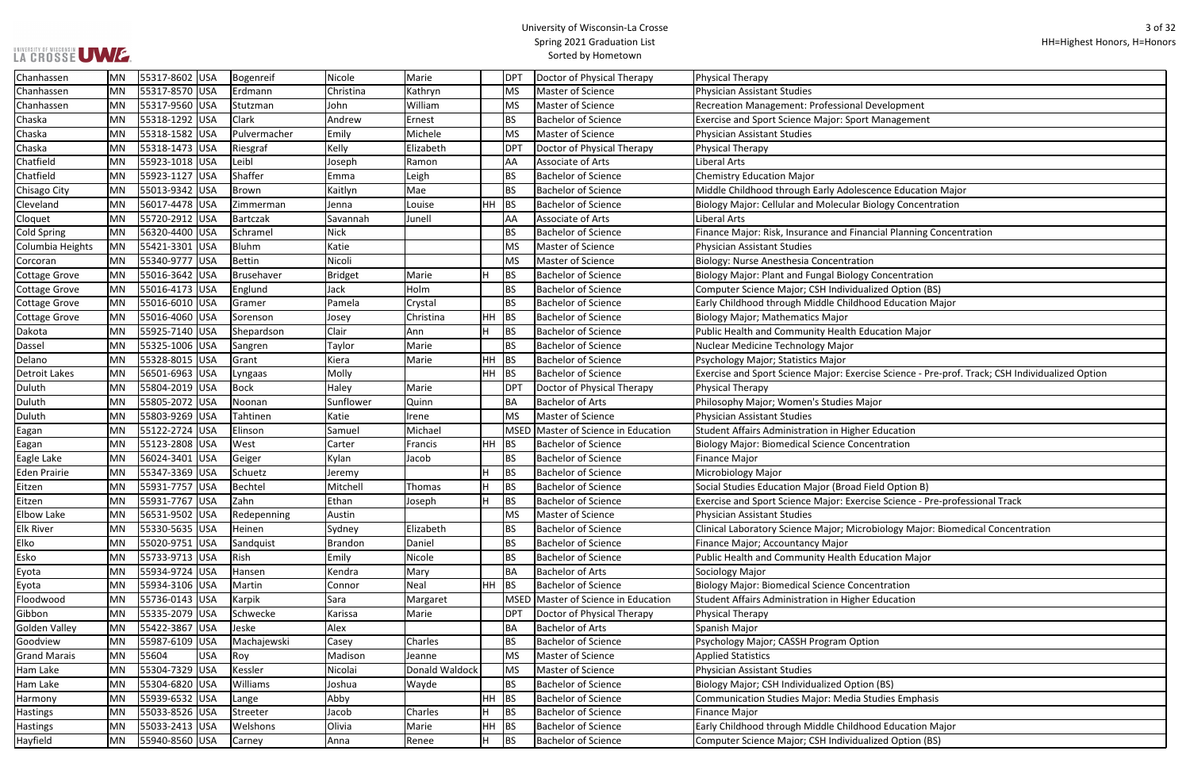| Chanhassen | MN | 55317-8602 | USA | Bogenreif | Nicole | Marie | | DPT | Doctor of Physical Therapy | Physical Therapy |
|---|---|---|---|---|---|---|---|---|---|---|
| Chanhassen | MN | 55317-8570 | USA | Erdmann | Christina | Kathryn | | MS | Master of Science | Physician Assistant Studies |
| Chanhassen | MN | 55317-9560 | USA | Stutzman | John | William | | MS | Master of Science | Recreation Management: Professional Development |
| Chaska | MN | 55318-1292 | USA | Clark | Andrew | Ernest | | BS | Bachelor of Science | Exercise and Sport Science Major: Sport Management |
| Chaska | MN | 55318-1582 | USA | Pulvermacher | Emily | Michele | | MS | Master of Science | Physician Assistant Studies |
| Chaska | MN | 55318-1473 | USA | Riesgraf | Kelly | Elizabeth | | DPT | Doctor of Physical Therapy | Physical Therapy |
| Chatfield | MN | 55923-1018 | USA | Leibl | Joseph | Ramon | | AA | Associate of Arts | Liberal Arts |
| Chatfield | MN | 55923-1127 | USA | Shaffer | Emma | Leigh | | BS | Bachelor of Science | Chemistry Education Major |
| Chisago City | MN | 55013-9342 | USA | Brown | Kaitlyn | Mae | | BS | Bachelor of Science | Middle Childhood through Early Adolescence Education Major |
| Cleveland | MN | 56017-4478 | USA | Zimmerman | Jenna | Louise | HH | BS | Bachelor of Science | Biology Major: Cellular and Molecular Biology Concentration |
| Cloquet | MN | 55720-2912 | USA | Bartczak | Savannah | Junell | | AA | Associate of Arts | Liberal Arts |
| Cold Spring | MN | 56320-4400 | USA | Schramel | Nick | | | BS | Bachelor of Science | Finance Major: Risk, Insurance and Financial Planning Concentration |
| Columbia Heights | MN | 55421-3301 | USA | Bluhm | Katie | | | MS | Master of Science | Physician Assistant Studies |
| Corcoran | MN | 55340-9777 | USA | Bettin | Nicoli | | | MS | Master of Science | Biology: Nurse Anesthesia Concentration |
| Cottage Grove | MN | 55016-3642 | USA | Brusehaver | Bridget | Marie | H | BS | Bachelor of Science | Biology Major: Plant and Fungal Biology Concentration |
| Cottage Grove | MN | 55016-4173 | USA | Englund | Jack | Holm | | BS | Bachelor of Science | Computer Science Major; CSH Individualized Option (BS) |
| Cottage Grove | MN | 55016-6010 | USA | Gramer | Pamela | Crystal | | BS | Bachelor of Science | Early Childhood through Middle Childhood Education Major |
| Cottage Grove | MN | 55016-4060 | USA | Sorenson | Josey | Christina | HH | BS | Bachelor of Science | Biology Major; Mathematics Major |
| Dakota | MN | 55925-7140 | USA | Shepardson | Clair | Ann | H | BS | Bachelor of Science | Public Health and Community Health Education Major |
| Dassel | MN | 55325-1006 | USA | Sangren | Taylor | Marie | | BS | Bachelor of Science | Nuclear Medicine Technology Major |
| Delano | MN | 55328-8015 | USA | Grant | Kiera | Marie | HH | BS | Bachelor of Science | Psychology Major; Statistics Major |
| Detroit Lakes | MN | 56501-6963 | USA | Lyngaas | Molly | | HH | BS | Bachelor of Science | Exercise and Sport Science Major: Exercise Science - Pre-prof. Track; CSH Individualized Option |
| Duluth | MN | 55804-2019 | USA | Bock | Haley | Marie | | DPT | Doctor of Physical Therapy | Physical Therapy |
| Duluth | MN | 55805-2072 | USA | Noonan | Sunflower | Quinn | | BA | Bachelor of Arts | Philosophy Major; Women's Studies Major |
| Duluth | MN | 55803-9269 | USA | Tahtinen | Katie | Irene | | MS | Master of Science | Physician Assistant Studies |
| Eagan | MN | 55122-2724 | USA | Elinson | Samuel | Michael | | MSED | Master of Science in Education | Student Affairs Administration in Higher Education |
| Eagan | MN | 55123-2808 | USA | West | Carter | Francis | HH | BS | Bachelor of Science | Biology Major: Biomedical Science Concentration |
| Eagle Lake | MN | 56024-3401 | USA | Geiger | Kylan | Jacob | | BS | Bachelor of Science | Finance Major |
| Eden Prairie | MN | 55347-3369 | USA | Schuetz | Jeremy | | H | BS | Bachelor of Science | Microbiology Major |
| Eitzen | MN | 55931-7757 | USA | Bechtel | Mitchell | Thomas | H | BS | Bachelor of Science | Social Studies Education Major (Broad Field Option B) |
| Eitzen | MN | 55931-7767 | USA | Zahn | Ethan | Joseph | H | BS | Bachelor of Science | Exercise and Sport Science Major: Exercise Science - Pre-professional Track |
| Elbow Lake | MN | 56531-9502 | USA | Redepenning | Austin | | | MS | Master of Science | Physician Assistant Studies |
| Elk River | MN | 55330-5635 | USA | Heinen | Sydney | Elizabeth | | BS | Bachelor of Science | Clinical Laboratory Science Major; Microbiology Major: Biomedical Concentration |
| Elko | MN | 55020-9751 | USA | Sandquist | Brandon | Daniel | | BS | Bachelor of Science | Finance Major; Accountancy Major |
| Esko | MN | 55733-9713 | USA | Rish | Emily | Nicole | | BS | Bachelor of Science | Public Health and Community Health Education Major |
| Eyota | MN | 55934-9724 | USA | Hansen | Kendra | Mary | | BA | Bachelor of Arts | Sociology Major |
| Eyota | MN | 55934-3106 | USA | Martin | Connor | Neal | HH | BS | Bachelor of Science | Biology Major: Biomedical Science Concentration |
| Floodwood | MN | 55736-0143 | USA | Karpik | Sara | Margaret | | MSED | Master of Science in Education | Student Affairs Administration in Higher Education |
| Gibbon | MN | 55335-2079 | USA | Schwecke | Karissa | Marie | | DPT | Doctor of Physical Therapy | Physical Therapy |
| Golden Valley | MN | 55422-3867 | USA | Jeske | Alex | | | BA | Bachelor of Arts | Spanish Major |
| Goodview | MN | 55987-6109 | USA | Machajewski | Casey | Charles | | BS | Bachelor of Science | Psychology Major; CASSH Program Option |
| Grand Marais | MN | 55604 | USA | Roy | Madison | Jeanne | | MS | Master of Science | Applied Statistics |
| Ham Lake | MN | 55304-7329 | USA | Kessler | Nicolai | Donald Waldock | | MS | Master of Science | Physician Assistant Studies |
| Ham Lake | MN | 55304-6820 | USA | Williams | Joshua | Wayde | | BS | Bachelor of Science | Biology Major; CSH Individualized Option (BS) |
| Harmony | MN | 55939-6532 | USA | Lange | Abby | | HH | BS | Bachelor of Science | Communication Studies Major: Media Studies Emphasis |
| Hastings | MN | 55033-8526 | USA | Streeter | Jacob | Charles | H | BS | Bachelor of Science | Finance Major |
| Hastings | MN | 55033-2413 | USA | Welshons | Olivia | Marie | HH | BS | Bachelor of Science | Early Childhood through Middle Childhood Education Major |
| Hayfield | MN | 55940-8560 | USA | Carney | Anna | Renee | H | BS | Bachelor of Science | Computer Science Major; CSH Individualized Option (BS) |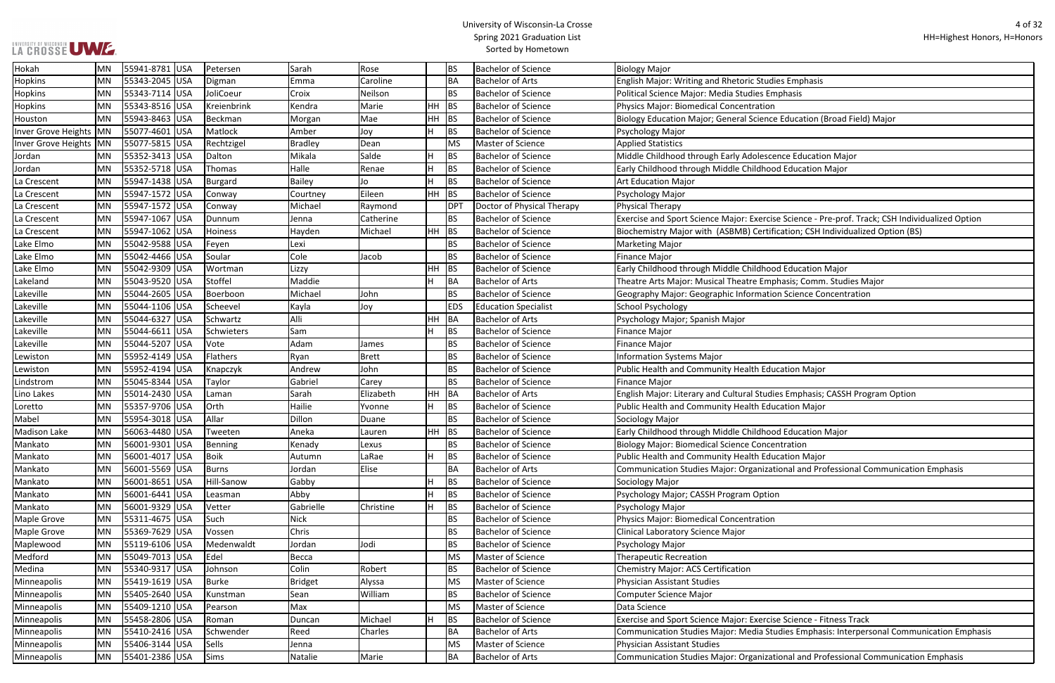University of Wisconsin-La Crosse
Spring 2021 Graduation List
Sorted by Hometown

HH=Highest Honors, H=Honors

| City | State | Zip | Country | Last Name | First Name | Middle Name | Honors | Degree | Degree Name | Major |
|---|---|---|---|---|---|---|---|---|---|---|
| Hokah | MN | 55941-8781 | USA | Petersen | Sarah | Rose | | BS | Bachelor of Science | Biology Major |
| Hopkins | MN | 55343-2045 | USA | Digman | Emma | Caroline | | BA | Bachelor of Arts | English Major: Writing and Rhetoric Studies Emphasis |
| Hopkins | MN | 55343-7114 | USA | JoliCoeur | Croix | Neilson | | BS | Bachelor of Science | Political Science Major: Media Studies Emphasis |
| Hopkins | MN | 55343-8516 | USA | Kreienbrink | Kendra | Marie | HH | BS | Bachelor of Science | Physics Major: Biomedical Concentration |
| Houston | MN | 55943-8463 | USA | Beckman | Morgan | Mae | HH | BS | Bachelor of Science | Biology Education Major; General Science Education (Broad Field) Major |
| Inver Grove Heights | MN | 55077-4601 | USA | Matlock | Amber | Joy | H | BS | Bachelor of Science | Psychology Major |
| Inver Grove Heights | MN | 55077-5815 | USA | Rechtzigel | Bradley | Dean | | MS | Master of Science | Applied Statistics |
| Jordan | MN | 55352-3413 | USA | Dalton | Mikala | Salde | H | BS | Bachelor of Science | Middle Childhood through Early Adolescence Education Major |
| Jordan | MN | 55352-5718 | USA | Thomas | Halle | Renae | H | BS | Bachelor of Science | Early Childhood through Middle Childhood Education Major |
| La Crescent | MN | 55947-1438 | USA | Burgard | Bailey | Jo | H | BS | Bachelor of Science | Art Education Major |
| La Crescent | MN | 55947-1572 | USA | Conway | Courtney | Eileen | HH | BS | Bachelor of Science | Psychology Major |
| La Crescent | MN | 55947-1572 | USA | Conway | Michael | Raymond | | DPT | Doctor of Physical Therapy | Physical Therapy |
| La Crescent | MN | 55947-1067 | USA | Dunnum | Jenna | Catherine | | BS | Bachelor of Science | Exercise and Sport Science Major: Exercise Science - Pre-prof. Track; CSH Individualized Option |
| La Crescent | MN | 55947-1062 | USA | Hoiness | Hayden | Michael | HH | BS | Bachelor of Science | Biochemistry Major with (ASBMB) Certification; CSH Individualized Option (BS) |
| Lake Elmo | MN | 55042-9588 | USA | Feyen | Lexi | | | BS | Bachelor of Science | Marketing Major |
| Lake Elmo | MN | 55042-4466 | USA | Soular | Cole | Jacob | | BS | Bachelor of Science | Finance Major |
| Lake Elmo | MN | 55042-9309 | USA | Wortman | Lizzy | | HH | BS | Bachelor of Science | Early Childhood through Middle Childhood Education Major |
| Lakeland | MN | 55043-9520 | USA | Stoffel | Maddie | | H | BA | Bachelor of Arts | Theatre Arts Major: Musical Theatre Emphasis; Comm. Studies Major |
| Lakeville | MN | 55044-2605 | USA | Boerboon | Michael | John | | BS | Bachelor of Science | Geography Major: Geographic Information Science Concentration |
| Lakeville | MN | 55044-1106 | USA | Scheevel | Kayla | Joy | | EDS | Education Specialist | School Psychology |
| Lakeville | MN | 55044-6327 | USA | Schwartz | Alli | | HH | BA | Bachelor of Arts | Psychology Major; Spanish Major |
| Lakeville | MN | 55044-6611 | USA | Schwieters | Sam | | H | BS | Bachelor of Science | Finance Major |
| Lakeville | MN | 55044-5207 | USA | Vote | Adam | James | | BS | Bachelor of Science | Finance Major |
| Lewiston | MN | 55952-4149 | USA | Flathers | Ryan | Brett | | BS | Bachelor of Science | Information Systems Major |
| Lewiston | MN | 55952-4194 | USA | Knapczyk | Andrew | John | | BS | Bachelor of Science | Public Health and Community Health Education Major |
| Lindstrom | MN | 55045-8344 | USA | Taylor | Gabriel | Carey | | BS | Bachelor of Science | Finance Major |
| Lino Lakes | MN | 55014-2430 | USA | Laman | Sarah | Elizabeth | HH | BA | Bachelor of Arts | English Major: Literary and Cultural Studies Emphasis; CASSH Program Option |
| Loretto | MN | 55357-9706 | USA | Orth | Hailie | Yvonne | H | BS | Bachelor of Science | Public Health and Community Health Education Major |
| Mabel | MN | 55954-3018 | USA | Allar | Dillon | Duane | | BS | Bachelor of Science | Sociology Major |
| Madison Lake | MN | 56063-4480 | USA | Tweeten | Aneka | Lauren | HH | BS | Bachelor of Science | Early Childhood through Middle Childhood Education Major |
| Mankato | MN | 56001-9301 | USA | Benning | Kenady | Lexus | | BS | Bachelor of Science | Biology Major: Biomedical Science Concentration |
| Mankato | MN | 56001-4017 | USA | Boik | Autumn | LaRae | H | BS | Bachelor of Science | Public Health and Community Health Education Major |
| Mankato | MN | 56001-5569 | USA | Burns | Jordan | Elise | | BA | Bachelor of Arts | Communication Studies Major: Organizational and Professional Communication Emphasis |
| Mankato | MN | 56001-8651 | USA | Hill-Sanow | Gabby | | H | BS | Bachelor of Science | Sociology Major |
| Mankato | MN | 56001-6441 | USA | Leasman | Abby | | H | BS | Bachelor of Science | Psychology Major; CASSH Program Option |
| Mankato | MN | 56001-9329 | USA | Vetter | Gabrielle | Christine | H | BS | Bachelor of Science | Psychology Major |
| Maple Grove | MN | 55311-4675 | USA | Such | Nick | | | BS | Bachelor of Science | Physics Major: Biomedical Concentration |
| Maple Grove | MN | 55369-7629 | USA | Vossen | Chris | | | BS | Bachelor of Science | Clinical Laboratory Science Major |
| Maplewood | MN | 55119-6106 | USA | Medenwaldt | Jordan | Jodi | | BS | Bachelor of Science | Psychology Major |
| Medford | MN | 55049-7013 | USA | Edel | Becca | | | MS | Master of Science | Therapeutic Recreation |
| Medina | MN | 55340-9317 | USA | Johnson | Colin | Robert | | BS | Bachelor of Science | Chemistry Major: ACS Certification |
| Minneapolis | MN | 55419-1619 | USA | Burke | Bridget | Alyssa | | MS | Master of Science | Physician Assistant Studies |
| Minneapolis | MN | 55405-2640 | USA | Kunstman | Sean | William | | BS | Bachelor of Science | Computer Science Major |
| Minneapolis | MN | 55409-1210 | USA | Pearson | Max | | | MS | Master of Science | Data Science |
| Minneapolis | MN | 55458-2806 | USA | Roman | Duncan | Michael | H | BS | Bachelor of Science | Exercise and Sport Science Major: Exercise Science - Fitness Track |
| Minneapolis | MN | 55410-2416 | USA | Schwender | Reed | Charles | | BA | Bachelor of Arts | Communication Studies Major: Media Studies Emphasis: Interpersonal Communication Emphasis |
| Minneapolis | MN | 55406-3144 | USA | Sells | Jenna | | | MS | Master of Science | Physician Assistant Studies |
| Minneapolis | MN | 55401-2386 | USA | Sims | Natalie | Marie | | BA | Bachelor of Arts | Communication Studies Major: Organizational and Professional Communication Emphasis |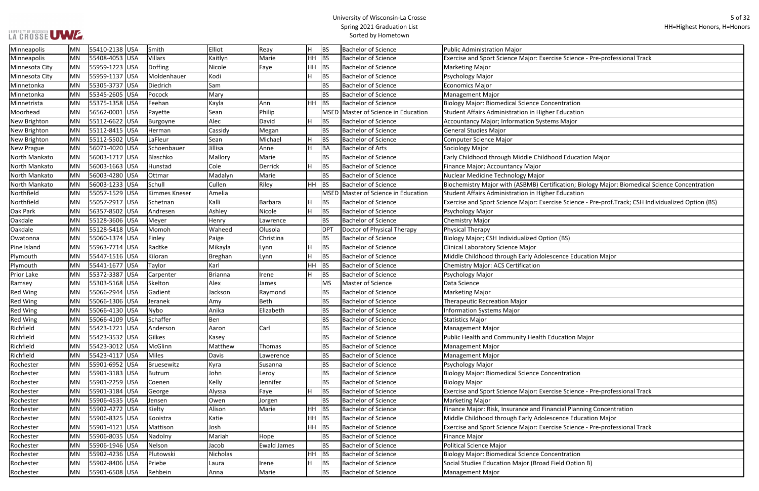| Minneapolis | MN | 55410-2138 | USA | Smith | Elliot | Reay | H | BS | Bachelor of Science | Public Administration Major |
|---|---|---|---|---|---|---|---|---|---|---|
| Minneapolis | MN | 55408-4053 | USA | Villars | Kaitlyn | Marie | HH | BS | Bachelor of Science | Exercise and Sport Science Major: Exercise Science - Pre-professional Track |
| Minnesota City | MN | 55959-1223 | USA | Doffing | Nicole | Faye | HH | BS | Bachelor of Science | Marketing Major |
| Minnesota City | MN | 55959-1137 | USA | Moldenhauer | Kodi | | H | BS | Bachelor of Science | Psychology Major |
| Minnetonka | MN | 55305-3737 | USA | Diedrich | Sam | | | BS | Bachelor of Science | Economics Major |
| Minnetonka | MN | 55345-2605 | USA | Pocock | Mary | | | BS | Bachelor of Science | Management Major |
| Minnetrista | MN | 55375-1358 | USA | Feehan | Kayla | Ann | HH | BS | Bachelor of Science | Biology Major: Biomedical Science Concentration |
| Moorhead | MN | 56562-0001 | USA | Payette | Sean | Philip | | MSED | Master of Science in Education | Student Affairs Administration in Higher Education |
| New Brighton | MN | 55112-6622 | USA | Burgoyne | Alec | David | H | BS | Bachelor of Science | Accountancy Major; Information Systems Major |
| New Brighton | MN | 55112-8415 | USA | Herman | Cassidy | Megan | | BS | Bachelor of Science | General Studies Major |
| New Brighton | MN | 55112-5502 | USA | LaFleur | Sean | Michael | H | BS | Bachelor of Science | Computer Science Major |
| New Prague | MN | 56071-4020 | USA | Schoenbauer | Jillisa | Anne | H | BA | Bachelor of Arts | Sociology Major |
| North Mankato | MN | 56003-1717 | USA | Blaschko | Mallory | Marie | | BS | Bachelor of Science | Early Childhood through Middle Childhood Education Major |
| North Mankato | MN | 56003-1663 | USA | Hunstad | Cole | Derrick | H | BS | Bachelor of Science | Finance Major; Accountancy Major |
| North Mankato | MN | 56003-4280 | USA | Ottmar | Madalyn | Marie | | BS | Bachelor of Science | Nuclear Medicine Technology Major |
| North Mankato | MN | 56003-1233 | USA | Schull | Cullen | Riley | HH | BS | Bachelor of Science | Biochemistry Major with (ASBMB) Certification; Biology Major: Biomedical Science Concentration |
| Northfield | MN | 55057-1529 | USA | Kimmes Kneser | Amelia | | | MSED | Master of Science in Education | Student Affairs Administration in Higher Education |
| Northfield | MN | 55057-2917 | USA | Schetnan | Kalli | Barbara | H | BS | Bachelor of Science | Exercise and Sport Science Major: Exercise Science - Pre-prof.Track; CSH Individualized Option (BS) |
| Oak Park | MN | 56357-8502 | USA | Andresen | Ashley | Nicole | H | BS | Bachelor of Science | Psychology Major |
| Oakdale | MN | 55128-3606 | USA | Meyer | Henry | Lawrence | | BS | Bachelor of Science | Chemistry Major |
| Oakdale | MN | 55128-5418 | USA | Momoh | Waheed | Olusola | | DPT | Doctor of Physical Therapy | Physical Therapy |
| Owatonna | MN | 55060-1374 | USA | Finley | Paige | Christina | | BS | Bachelor of Science | Biology Major; CSH Individualized Option (BS) |
| Pine Island | MN | 55963-7714 | USA | Radtke | Mikayla | Lynn | H | BS | Bachelor of Science | Clinical Laboratory Science Major |
| Plymouth | MN | 55447-1516 | USA | Kiloran | Breghan | Lynn | H | BS | Bachelor of Science | Middle Childhood through Early Adolescence Education Major |
| Plymouth | MN | 55441-1677 | USA | Taylor | Karl | | HH | BS | Bachelor of Science | Chemistry Major: ACS Certification |
| Prior Lake | MN | 55372-3387 | USA | Carpenter | Brianna | Irene | H | BS | Bachelor of Science | Psychology Major |
| Ramsey | MN | 55303-5168 | USA | Skelton | Alex | James | | MS | Master of Science | Data Science |
| Red Wing | MN | 55066-2944 | USA | Gadient | Jackson | Raymond | | BS | Bachelor of Science | Marketing Major |
| Red Wing | MN | 55066-1306 | USA | Jeranek | Amy | Beth | | BS | Bachelor of Science | Therapeutic Recreation Major |
| Red Wing | MN | 55066-4130 | USA | Nybo | Anika | Elizabeth | | BS | Bachelor of Science | Information Systems Major |
| Red Wing | MN | 55066-4109 | USA | Schaffer | Ben | | | BS | Bachelor of Science | Statistics Major |
| Richfield | MN | 55423-1721 | USA | Anderson | Aaron | Carl | | BS | Bachelor of Science | Management Major |
| Richfield | MN | 55423-3532 | USA | Gilkes | Kasey | | | BS | Bachelor of Science | Public Health and Community Health Education Major |
| Richfield | MN | 55423-3012 | USA | McGlinn | Matthew | Thomas | | BS | Bachelor of Science | Management Major |
| Richfield | MN | 55423-4117 | USA | Miles | Davis | Lawerence | | BS | Bachelor of Science | Management Major |
| Rochester | MN | 55901-6952 | USA | Bruesewitz | Kyra | Susanna | | BS | Bachelor of Science | Psychology Major |
| Rochester | MN | 55901-3183 | USA | Butrum | John | Leroy | | BS | Bachelor of Science | Biology Major: Biomedical Science Concentration |
| Rochester | MN | 55901-2259 | USA | Coenen | Kelly | Jennifer | | BS | Bachelor of Science | Biology Major |
| Rochester | MN | 55901-3184 | USA | George | Alyssa | Faye | H | BS | Bachelor of Science | Exercise and Sport Science Major: Exercise Science - Pre-professional Track |
| Rochester | MN | 55906-4535 | USA | Jensen | Owen | Jorgen | | BS | Bachelor of Science | Marketing Major |
| Rochester | MN | 55902-4272 | USA | Kielty | Alison | Marie | HH | BS | Bachelor of Science | Finance Major: Risk, Insurance and Financial Planning Concentration |
| Rochester | MN | 55906-8325 | USA | Kooistra | Katie | | HH | BS | Bachelor of Science | Middle Childhood through Early Adolescence Education Major |
| Rochester | MN | 55901-4121 | USA | Mattison | Josh | | HH | BS | Bachelor of Science | Exercise and Sport Science Major: Exercise Science - Pre-professional Track |
| Rochester | MN | 55906-8035 | USA | Nadolny | Mariah | Hope | | BS | Bachelor of Science | Finance Major |
| Rochester | MN | 55906-1946 | USA | Nelson | Jacob | Ewald James | | BS | Bachelor of Science | Political Science Major |
| Rochester | MN | 55902-4236 | USA | Plutowski | Nicholas | | HH | BS | Bachelor of Science | Biology Major: Biomedical Science Concentration |
| Rochester | MN | 55902-8406 | USA | Priebe | Laura | Irene | H | BS | Bachelor of Science | Social Studies Education Major (Broad Field Option B) |
| Rochester | MN | 55901-6508 | USA | Rehbein | Anna | Marie | | BS | Bachelor of Science | Management Major |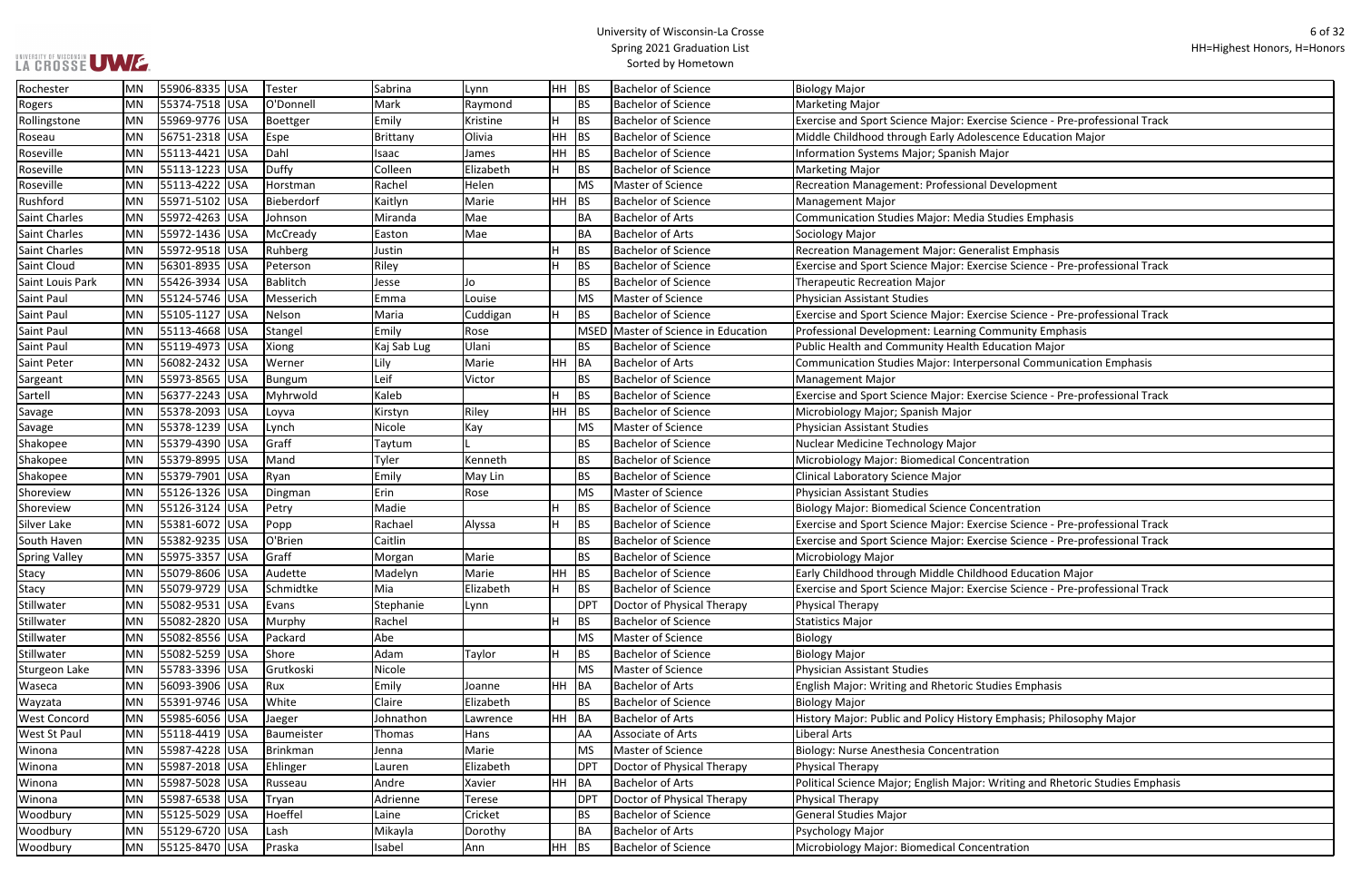| Rochester | MN | 55906-8335 | USA | Tester | Sabrina | Lynn | HH | BS | Bachelor of Science | Biology Major |
|---|---|---|---|---|---|---|---|---|---|---|
| Rogers | MN | 55374-7518 | USA | O'Donnell | Mark | Raymond | | BS | Bachelor of Science | Marketing Major |
| Rollingstone | MN | 55969-9776 | USA | Boettger | Emily | Kristine | H | BS | Bachelor of Science | Exercise and Sport Science Major: Exercise Science - Pre-professional Track |
| Roseau | MN | 56751-2318 | USA | Espe | Brittany | Olivia | HH | BS | Bachelor of Science | Middle Childhood through Early Adolescence Education Major |
| Roseville | MN | 55113-4421 | USA | Dahl | Isaac | James | HH | BS | Bachelor of Science | Information Systems Major; Spanish Major |
| Roseville | MN | 55113-1223 | USA | Duffy | Colleen | Elizabeth | H | BS | Bachelor of Science | Marketing Major |
| Roseville | MN | 55113-4222 | USA | Horstman | Rachel | Helen | | MS | Master of Science | Recreation Management: Professional Development |
| Rushford | MN | 55971-5102 | USA | Bieberdorf | Kaitlyn | Marie | HH | BS | Bachelor of Science | Management Major |
| Saint Charles | MN | 55972-4263 | USA | Johnson | Miranda | Mae | | BA | Bachelor of Arts | Communication Studies Major: Media Studies Emphasis |
| Saint Charles | MN | 55972-1436 | USA | McCready | Easton | Mae | | BA | Bachelor of Arts | Sociology Major |
| Saint Charles | MN | 55972-9518 | USA | Ruhberg | Justin | | H | BS | Bachelor of Science | Recreation Management Major: Generalist Emphasis |
| Saint Cloud | MN | 56301-8935 | USA | Peterson | Riley | | H | BS | Bachelor of Science | Exercise and Sport Science Major: Exercise Science - Pre-professional Track |
| Saint Louis Park | MN | 55426-3934 | USA | Bablitch | Jesse | Jo | | BS | Bachelor of Science | Therapeutic Recreation Major |
| Saint Paul | MN | 55124-5746 | USA | Messerich | Emma | Louise | | MS | Master of Science | Physician Assistant Studies |
| Saint Paul | MN | 55105-1127 | USA | Nelson | Maria | Cuddigan | H | BS | Bachelor of Science | Exercise and Sport Science Major: Exercise Science - Pre-professional Track |
| Saint Paul | MN | 55113-4668 | USA | Stangel | Emily | Rose | | MSED | Master of Science in Education | Professional Development: Learning Community Emphasis |
| Saint Paul | MN | 55119-4973 | USA | Xiong | Kaj Sab Lug | Ulani | | BS | Bachelor of Science | Public Health and Community Health Education Major |
| Saint Peter | MN | 56082-2432 | USA | Werner | Lily | Marie | HH | BA | Bachelor of Arts | Communication Studies Major: Interpersonal Communication Emphasis |
| Sargeant | MN | 55973-8565 | USA | Bungum | Leif | Victor | | BS | Bachelor of Science | Management Major |
| Sartell | MN | 56377-2243 | USA | Myhrwold | Kaleb | | H | BS | Bachelor of Science | Exercise and Sport Science Major: Exercise Science - Pre-professional Track |
| Savage | MN | 55378-2093 | USA | Loyva | Kirstyn | Riley | HH | BS | Bachelor of Science | Microbiology Major; Spanish Major |
| Savage | MN | 55378-1239 | USA | Lynch | Nicole | Kay | | MS | Master of Science | Physician Assistant Studies |
| Shakopee | MN | 55379-4390 | USA | Graff | Taytum | L | | BS | Bachelor of Science | Nuclear Medicine Technology Major |
| Shakopee | MN | 55379-8995 | USA | Mand | Tyler | Kenneth | | BS | Bachelor of Science | Microbiology Major: Biomedical Concentration |
| Shakopee | MN | 55379-7901 | USA | Ryan | Emily | May Lin | | BS | Bachelor of Science | Clinical Laboratory Science Major |
| Shoreview | MN | 55126-1326 | USA | Dingman | Erin | Rose | | MS | Master of Science | Physician Assistant Studies |
| Shoreview | MN | 55126-3124 | USA | Petry | Madie | | H | BS | Bachelor of Science | Biology Major: Biomedical Science Concentration |
| Silver Lake | MN | 55381-6072 | USA | Popp | Rachael | Alyssa | H | BS | Bachelor of Science | Exercise and Sport Science Major: Exercise Science - Pre-professional Track |
| South Haven | MN | 55382-9235 | USA | O'Brien | Caitlin | | | BS | Bachelor of Science | Exercise and Sport Science Major: Exercise Science - Pre-professional Track |
| Spring Valley | MN | 55975-3357 | USA | Graff | Morgan | Marie | | BS | Bachelor of Science | Microbiology Major |
| Stacy | MN | 55079-8606 | USA | Audette | Madelyn | Marie | HH | BS | Bachelor of Science | Early Childhood through Middle Childhood Education Major |
| Stacy | MN | 55079-9729 | USA | Schmidtke | Mia | Elizabeth | H | BS | Bachelor of Science | Exercise and Sport Science Major: Exercise Science - Pre-professional Track |
| Stillwater | MN | 55082-9531 | USA | Evans | Stephanie | Lynn | | DPT | Doctor of Physical Therapy | Physical Therapy |
| Stillwater | MN | 55082-2820 | USA | Murphy | Rachel | | H | BS | Bachelor of Science | Statistics Major |
| Stillwater | MN | 55082-8556 | USA | Packard | Abe | | | MS | Master of Science | Biology |
| Stillwater | MN | 55082-5259 | USA | Shore | Adam | Taylor | H | BS | Bachelor of Science | Biology Major |
| Sturgeon Lake | MN | 55783-3396 | USA | Grutkoski | Nicole | | | MS | Master of Science | Physician Assistant Studies |
| Waseca | MN | 56093-3906 | USA | Rux | Emily | Joanne | HH | BA | Bachelor of Arts | English Major: Writing and Rhetoric Studies Emphasis |
| Wayzata | MN | 55391-9746 | USA | White | Claire | Elizabeth | | BS | Bachelor of Science | Biology Major |
| West Concord | MN | 55985-6056 | USA | Jaeger | Johnathon | Lawrence | HH | BA | Bachelor of Arts | History Major: Public and Policy History Emphasis; Philosophy Major |
| West St Paul | MN | 55118-4419 | USA | Baumeister | Thomas | Hans | | AA | Associate of Arts | Liberal Arts |
| Winona | MN | 55987-4228 | USA | Brinkman | Jenna | Marie | | MS | Master of Science | Biology: Nurse Anesthesia Concentration |
| Winona | MN | 55987-2018 | USA | Ehlinger | Lauren | Elizabeth | | DPT | Doctor of Physical Therapy | Physical Therapy |
| Winona | MN | 55987-5028 | USA | Russeau | Andre | Xavier | HH | BA | Bachelor of Arts | Political Science Major; English Major: Writing and Rhetoric Studies Emphasis |
| Winona | MN | 55987-6538 | USA | Tryan | Adrienne | Terese | | DPT | Doctor of Physical Therapy | Physical Therapy |
| Woodbury | MN | 55125-5029 | USA | Hoeffel | Laine | Cricket | | BS | Bachelor of Science | General Studies Major |
| Woodbury | MN | 55129-6720 | USA | Lash | Mikayla | Dorothy | | BA | Bachelor of Arts | Psychology Major |
| Woodbury | MN | 55125-8470 | USA | Praska | Isabel | Ann | HH | BS | Bachelor of Science | Microbiology Major: Biomedical Concentration |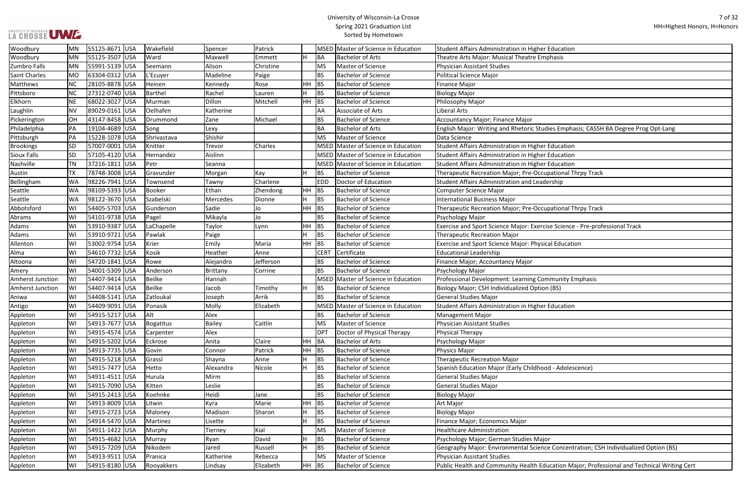| Woodbury | MN | 55125-8671 | USA | Wakefield | Spencer | Patrick | | MSED | Master of Science in Education | Student Affairs Administration in Higher Education |
|---|---|---|---|---|---|---|---|---|---|---|
| Woodbury | MN | 55125-3507 | USA | Ward | Maxwell | Emmett | H | BA | Bachelor of Arts | Theatre Arts Major: Musical Theatre Emphasis |
| Zumbro Falls | MN | 55991-5139 | USA | Seemann | Alison | Christine | | MS | Master of Science | Physician Assistant Studies |
| Saint Charles | MO | 63304-0312 | USA | L'Ecuyer | Madeline | Paige | | BS | Bachelor of Science | Political Science Major |
| Matthews | NC | 28105-8878 | USA | Heinen | Kennedy | Rose | HH | BS | Bachelor of Science | Finance Major |
| Pittsboro | NC | 27312-0740 | USA | Barthel | Rachel | Lauren | H | BS | Bachelor of Science | Biology Major |
| Elkhorn | NE | 68022-3027 | USA | Murman | Dillon | Mitchell | HH | BS | Bachelor of Science | Philosophy Major |
| Laughlin | NV | 89029-0161 | USA | Oelhafen | Katherine | | | AA | Associate of Arts | Liberal Arts |
| Pickerington | OH | 43147-8458 | USA | Drummond | Zane | Michael | | BS | Bachelor of Science | Accountancy Major; Finance Major |
| Philadelphia | PA | 19104-4689 | USA | Song | Lexy | | | BA | Bachelor of Arts | English Major: Writing and Rhetoric Studies Emphasis; CASSH BA Degree Prog Opt-Lang |
| Pittsburgh | PA | 15228-1078 | USA | Shrivastava | Shishir | | | MS | Master of Science | Data Science |
| Brookings | SD | 57007-0001 | USA | Knitter | Trevor | Charles | | MSED | Master of Science in Education | Student Affairs Administration in Higher Education |
| Sioux Falls | SD | 57105-4120 | USA | Hernandez | Aislinn | | | MSED | Master of Science in Education | Student Affairs Administration in Higher Education |
| Nashville | TN | 37216-1811 | USA | Petr | Seanna | | | MSED | Master of Science in Education | Student Affairs Administration in Higher Education |
| Austin | TX | 78748-3008 | USA | Gravunder | Morgan | Kay | H | BS | Bachelor of Science | Therapeutic Recreation Major; Pre-Occupational Thrpy Track |
| Bellingham | WA | 98226-7941 | USA | Townsend | Tawny | Charlene | | EDD | Doctor of Education | Student Affairs Administration and Leadership |
| Seattle | WA | 98109-5393 | USA | Booker | Ethan | Zhendong | HH | BS | Bachelor of Science | Computer Science Major |
| Seattle | WA | 98122-3670 | USA | Szabelski | Mercedes | Dionne | H | BS | Bachelor of Science | International Business Major |
| Abbotsford | WI | 54405-5703 | USA | Gunderson | Sadie | Jo | HH | BS | Bachelor of Science | Therapeutic Recreation Major; Pre-Occupational Thrpy Track |
| Abrams | WI | 54101-9738 | USA | Pagel | Mikayla | Jo | | BS | Bachelor of Science | Psychology Major |
| Adams | WI | 53910-9387 | USA | LaChapelle | Taylor | Lynn | HH | BS | Bachelor of Science | Exercise and Sport Science Major: Exercise Science - Pre-professional Track |
| Adams | WI | 53910-9721 | USA | Pawlak | Paige | | H | BS | Bachelor of Science | Therapeutic Recreation Major |
| Allenton | WI | 53002-9754 | USA | Krier | Emily | Maria | HH | BS | Bachelor of Science | Exercise and Sport Science Major: Physical Education |
| Alma | WI | 54610-7732 | USA | Kosik | Heather | Anne | | CERT | Certificate | Educational Leadership |
| Altoona | WI | 54720-1841 | USA | Rowe | Alejandro | Jefferson | | BS | Bachelor of Science | Finance Major; Accountancy Major |
| Amery | WI | 54001-5309 | USA | Anderson | Brittany | Corrine | | BS | Bachelor of Science | Psychology Major |
| Amherst Junction | WI | 54407-9414 | USA | Beilke | Hannah | | | MSED | Master of Science in Education | Professional Development: Learning Community Emphasis |
| Amherst Junction | WI | 54407-9414 | USA | Beilke | Jacob | Timothy | H | BS | Bachelor of Science | Biology Major; CSH Individualized Option (BS) |
| Aniwa | WI | 54408-5141 | USA | Zatloukal | Joseph | Arrik | | BS | Bachelor of Science | General Studies Major |
| Antigo | WI | 54409-9091 | USA | Ponasik | Molly | Elizabeth | | MSED | Master of Science in Education | Student Affairs Administration in Higher Education |
| Appleton | WI | 54915-5217 | USA | Alt | Alex | | | BS | Bachelor of Science | Management Major |
| Appleton | WI | 54913-7677 | USA | Bogatitus | Bailey | Caitlin | | MS | Master of Science | Physician Assistant Studies |
| Appleton | WI | 54915-4574 | USA | Carpenter | Alex | | | DPT | Doctor of Physical Therapy | Physical Therapy |
| Appleton | WI | 54915-5202 | USA | Eckrose | Anita | Claire | HH | BA | Bachelor of Arts | Psychology Major |
| Appleton | WI | 54913-7735 | USA | Govin | Connor | Patrick | HH | BS | Bachelor of Science | Physics Major |
| Appleton | WI | 54915-5218 | USA | Grassl | Shayna | Anne | H | BS | Bachelor of Science | Therapeutic Recreation Major |
| Appleton | WI | 54915-7477 | USA | Hetto | Alexandra | Nicole | H | BS | Bachelor of Science | Spanish Education Major (Early Childhood - Adolescence) |
| Appleton | WI | 54911-4511 | USA | Hurula | Mirm | | | BS | Bachelor of Science | General Studies Major |
| Appleton | WI | 54915-7090 | USA | Kitten | Leslie | | | BS | Bachelor of Science | General Studies Major |
| Appleton | WI | 54915-2413 | USA | Koehnke | Heidi | Jane | | BS | Bachelor of Science | Biology Major |
| Appleton | WI | 54913-8009 | USA | Litwin | Kyra | Marie | HH | BS | Bachelor of Science | Art Major |
| Appleton | WI | 54915-2723 | USA | Maloney | Madison | Sharon | H | BS | Bachelor of Science | Biology Major |
| Appleton | WI | 54914-5470 | USA | Martinez | Lisette | | H | BS | Bachelor of Science | Finance Major; Economics Major |
| Appleton | WI | 54911-1422 | USA | Murphy | Tierney | Kial | | MS | Master of Science | Healthcare Administration |
| Appleton | WI | 54915-4682 | USA | Murray | Ryan | David | H | BS | Bachelor of Science | Psychology Major; German Studies Major |
| Appleton | WI | 54915-7209 | USA | Nikodem | Jared | Russell | H | BS | Bachelor of Science | Geography Major: Environmental Science Concentration; CSH Individualized Option (BS) |
| Appleton | WI | 54913-9511 | USA | Pranica | Katherine | Rebecca | | MS | Master of Science | Physician Assistant Studies |
| Appleton | WI | 54915-8180 | USA | Rooyakkers | Lindsay | Elizabeth | HH | BS | Bachelor of Science | Public Health and Community Health Education Major; Professional and Technical Writing Cert |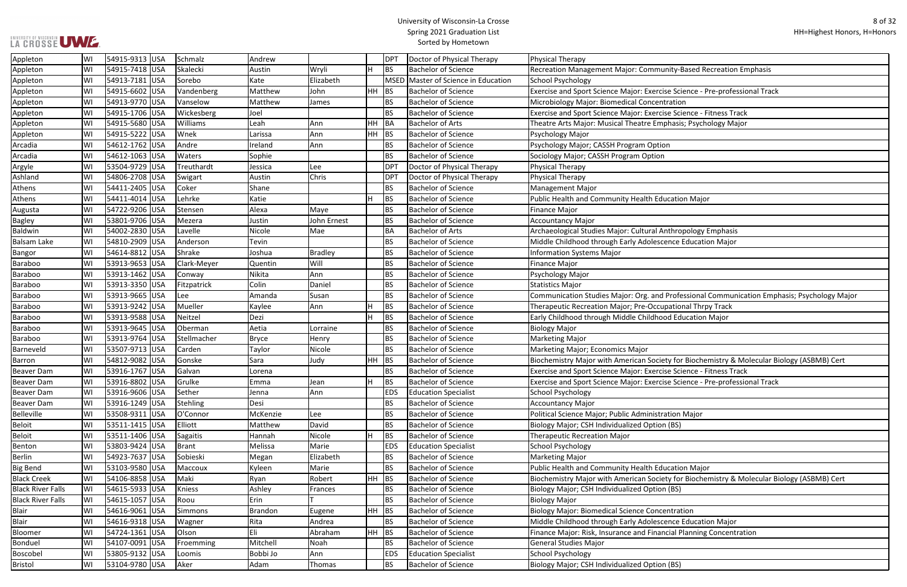# University of Wisconsin-La Crosse
## Spring 2021 Graduation List
### Sorted by Hometown

HH=Highest Honors, H=Honors

| City | State | Zip | Country | Last Name | First Name | Middle Name | Honors | Degree | Degree Name | Major |
|---|---|---|---|---|---|---|---|---|---|---|
| Appleton | WI | 54915-9313 | USA | Schmalz | Andrew | | | DPT | Doctor of Physical Therapy | Physical Therapy |
| Appleton | WI | 54915-7418 | USA | Skalecki | Austin | Wryli | H | BS | Bachelor of Science | Recreation Management Major: Community-Based Recreation Emphasis |
| Appleton | WI | 54913-7181 | USA | Sorebo | Kate | Elizabeth | | MSED | Master of Science in Education | School Psychology |
| Appleton | WI | 54915-6602 | USA | Vandenberg | Matthew | John | HH | BS | Bachelor of Science | Exercise and Sport Science Major: Exercise Science - Pre-professional Track |
| Appleton | WI | 54913-9770 | USA | Vanselow | Matthew | James | | BS | Bachelor of Science | Microbiology Major: Biomedical Concentration |
| Appleton | WI | 54915-1706 | USA | Wickesberg | Joel | | | BS | Bachelor of Science | Exercise and Sport Science Major: Exercise Science - Fitness Track |
| Appleton | WI | 54915-5680 | USA | Williams | Leah | Ann | HH | BA | Bachelor of Arts | Theatre Arts Major: Musical Theatre Emphasis; Psychology Major |
| Appleton | WI | 54915-5222 | USA | Wnek | Larissa | Ann | HH | BS | Bachelor of Science | Psychology Major |
| Arcadia | WI | 54612-1762 | USA | Andre | Ireland | Ann | | BS | Bachelor of Science | Psychology Major; CASSH Program Option |
| Arcadia | WI | 54612-1063 | USA | Waters | Sophie | | | BS | Bachelor of Science | Sociology Major; CASSH Program Option |
| Argyle | WI | 53504-9729 | USA | Treuthardt | Jessica | Lee | | DPT | Doctor of Physical Therapy | Physical Therapy |
| Ashland | WI | 54806-2708 | USA | Swigart | Austin | Chris | | DPT | Doctor of Physical Therapy | Physical Therapy |
| Athens | WI | 54411-2405 | USA | Coker | Shane | | | BS | Bachelor of Science | Management Major |
| Athens | WI | 54411-4014 | USA | Lehrke | Katie | | H | BS | Bachelor of Science | Public Health and Community Health Education Major |
| Augusta | WI | 54722-9206 | USA | Stensen | Alexa | Maye | | BS | Bachelor of Science | Finance Major |
| Bagley | WI | 53801-9706 | USA | Mezera | Justin | John Ernest | | BS | Bachelor of Science | Accountancy Major |
| Baldwin | WI | 54002-2830 | USA | Lavelle | Nicole | Mae | | BA | Bachelor of Arts | Archaeological Studies Major: Cultural Anthropology Emphasis |
| Balsam Lake | WI | 54810-2909 | USA | Anderson | Tevin | | | BS | Bachelor of Science | Middle Childhood through Early Adolescence Education Major |
| Bangor | WI | 54614-8812 | USA | Shrake | Joshua | Bradley | | BS | Bachelor of Science | Information Systems Major |
| Baraboo | WI | 53913-9653 | USA | Clark-Meyer | Quentin | Will | | BS | Bachelor of Science | Finance Major |
| Baraboo | WI | 53913-1462 | USA | Conway | Nikita | Ann | | BS | Bachelor of Science | Psychology Major |
| Baraboo | WI | 53913-3350 | USA | Fitzpatrick | Colin | Daniel | | BS | Bachelor of Science | Statistics Major |
| Baraboo | WI | 53913-9665 | USA | Lee | Amanda | Susan | | BS | Bachelor of Science | Communication Studies Major: Org. and Professional Communication Emphasis; Psychology Major |
| Baraboo | WI | 53913-9242 | USA | Mueller | Kaylee | Ann | H | BS | Bachelor of Science | Therapeutic Recreation Major; Pre-Occupational Thrpy Track |
| Baraboo | WI | 53913-9588 | USA | Neitzel | Dezi | | H | BS | Bachelor of Science | Early Childhood through Middle Childhood Education Major |
| Baraboo | WI | 53913-9645 | USA | Oberman | Aetia | Lorraine | | BS | Bachelor of Science | Biology Major |
| Baraboo | WI | 53913-9764 | USA | Stellmacher | Bryce | Henry | | BS | Bachelor of Science | Marketing Major |
| Barneveld | WI | 53507-9713 | USA | Carden | Taylor | Nicole | | BS | Bachelor of Science | Marketing Major; Economics Major |
| Barron | WI | 54812-9082 | USA | Gonske | Sara | Judy | HH | BS | Bachelor of Science | Biochemistry Major with American Society for Biochemistry & Molecular Biology (ASBMB) Cert |
| Beaver Dam | WI | 53916-1767 | USA | Galvan | Lorena | | | BS | Bachelor of Science | Exercise and Sport Science Major: Exercise Science - Fitness Track |
| Beaver Dam | WI | 53916-8802 | USA | Grulke | Emma | Jean | H | BS | Bachelor of Science | Exercise and Sport Science Major: Exercise Science - Pre-professional Track |
| Beaver Dam | WI | 53916-9606 | USA | Sether | Jenna | Ann | | EDS | Education Specialist | School Psychology |
| Beaver Dam | WI | 53916-1249 | USA | Stehling | Desi | | | BS | Bachelor of Science | Accountancy Major |
| Belleville | WI | 53508-9311 | USA | O'Connor | McKenzie | Lee | | BS | Bachelor of Science | Political Science Major; Public Administration Major |
| Beloit | WI | 53511-1415 | USA | Elliott | Matthew | David | | BS | Bachelor of Science | Biology Major; CSH Individualized Option (BS) |
| Beloit | WI | 53511-1406 | USA | Sagaitis | Hannah | Nicole | H | BS | Bachelor of Science | Therapeutic Recreation Major |
| Benton | WI | 53803-9424 | USA | Brant | Melissa | Marie | | EDS | Education Specialist | School Psychology |
| Berlin | WI | 54923-7637 | USA | Sobieski | Megan | Elizabeth | | BS | Bachelor of Science | Marketing Major |
| Big Bend | WI | 53103-9580 | USA | Maccoux | Kyleen | Marie | | BS | Bachelor of Science | Public Health and Community Health Education Major |
| Black Creek | WI | 54106-8858 | USA | Maki | Ryan | Robert | HH | BS | Bachelor of Science | Biochemistry Major with American Society for Biochemistry & Molecular Biology (ASBMB) Cert |
| Black River Falls | WI | 54615-5933 | USA | Kniess | Ashley | Frances | | BS | Bachelor of Science | Biology Major; CSH Individualized Option (BS) |
| Black River Falls | WI | 54615-1057 | USA | Roou | Erin | T | | BS | Bachelor of Science | Biology Major |
| Blair | WI | 54616-9061 | USA | Simmons | Brandon | Eugene | HH | BS | Bachelor of Science | Biology Major: Biomedical Science Concentration |
| Blair | WI | 54616-9318 | USA | Wagner | Rita | Andrea | | BS | Bachelor of Science | Middle Childhood through Early Adolescence Education Major |
| Bloomer | WI | 54724-1361 | USA | Olson | Eli | Abraham | HH | BS | Bachelor of Science | Finance Major: Risk, Insurance and Financial Planning Concentration |
| Bonduel | WI | 54107-0091 | USA | Froemming | Mitchell | Noah | | BS | Bachelor of Science | General Studies Major |
| Boscobel | WI | 53805-9132 | USA | Loomis | Bobbi Jo | Ann | | EDS | Education Specialist | School Psychology |
| Bristol | WI | 53104-9780 | USA | Aker | Adam | Thomas | | BS | Bachelor of Science | Biology Major; CSH Individualized Option (BS) |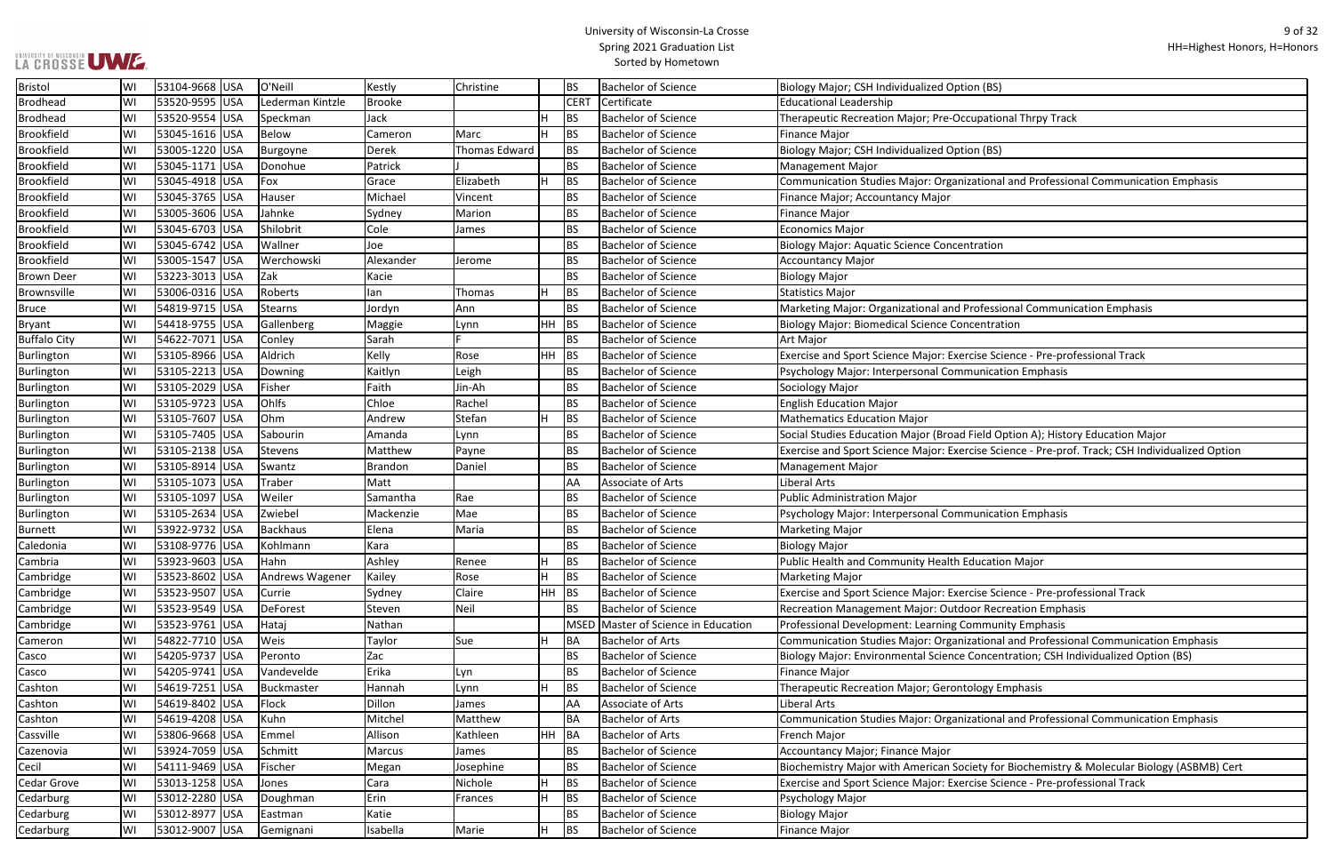# University of Wisconsin-La Crosse
## Spring 2021 Graduation List
### Sorted by Hometown

HH=Highest Honors, H=Honors

| | | | | | | | | | | |
|---|---|---|---|---|---|---|---|---|---|---|
| Bristol | WI | 53104-9668 | USA | O'Neill | Kestly | Christine | | BS | Bachelor of Science | Biology Major; CSH Individualized Option (BS) |
| Brodhead | WI | 53520-9595 | USA | Lederman Kintzle | Brooke | | | CERT | Certificate | Educational Leadership |
| Brodhead | WI | 53520-9554 | USA | Speckman | Jack | | H | BS | Bachelor of Science | Therapeutic Recreation Major; Pre-Occupational Thrpy Track |
| Brookfield | WI | 53045-1616 | USA | Below | Cameron | Marc | H | BS | Bachelor of Science | Finance Major |
| Brookfield | WI | 53005-1220 | USA | Burgoyne | Derek | Thomas Edward | | BS | Bachelor of Science | Biology Major; CSH Individualized Option (BS) |
| Brookfield | WI | 53045-1171 | USA | Donohue | Patrick | J | | BS | Bachelor of Science | Management Major |
| Brookfield | WI | 53045-4918 | USA | Fox | Grace | Elizabeth | H | BS | Bachelor of Science | Communication Studies Major: Organizational and Professional Communication Emphasis |
| Brookfield | WI | 53045-3765 | USA | Hauser | Michael | Vincent | | BS | Bachelor of Science | Finance Major; Accountancy Major |
| Brookfield | WI | 53005-3606 | USA | Jahnke | Sydney | Marion | | BS | Bachelor of Science | Finance Major |
| Brookfield | WI | 53045-6703 | USA | Shilobrit | Cole | James | | BS | Bachelor of Science | Economics Major |
| Brookfield | WI | 53045-6742 | USA | Wallner | Joe | | | BS | Bachelor of Science | Biology Major: Aquatic Science Concentration |
| Brookfield | WI | 53005-1547 | USA | Werchowski | Alexander | Jerome | | BS | Bachelor of Science | Accountancy Major |
| Brown Deer | WI | 53223-3013 | USA | Zak | Kacie | | | BS | Bachelor of Science | Biology Major |
| Brownsville | WI | 53006-0316 | USA | Roberts | Ian | Thomas | H | BS | Bachelor of Science | Statistics Major |
| Bruce | WI | 54819-9715 | USA | Stearns | Jordyn | Ann | | BS | Bachelor of Science | Marketing Major: Organizational and Professional Communication Emphasis |
| Bryant | WI | 54418-9755 | USA | Gallenberg | Maggie | Lynn | HH | BS | Bachelor of Science | Biology Major: Biomedical Science Concentration |
| Buffalo City | WI | 54622-7071 | USA | Conley | Sarah | F | | BS | Bachelor of Science | Art Major |
| Burlington | WI | 53105-8966 | USA | Aldrich | Kelly | Rose | HH | BS | Bachelor of Science | Exercise and Sport Science Major: Exercise Science - Pre-professional Track |
| Burlington | WI | 53105-2213 | USA | Downing | Kaitlyn | Leigh | | BS | Bachelor of Science | Psychology Major: Interpersonal Communication Emphasis |
| Burlington | WI | 53105-2029 | USA | Fisher | Faith | Jin-Ah | | BS | Bachelor of Science | Sociology Major |
| Burlington | WI | 53105-9723 | USA | Ohlfs | Chloe | Rachel | | BS | Bachelor of Science | English Education Major |
| Burlington | WI | 53105-7607 | USA | Ohm | Andrew | Stefan | H | BS | Bachelor of Science | Mathematics Education Major |
| Burlington | WI | 53105-7405 | USA | Sabourin | Amanda | Lynn | | BS | Bachelor of Science | Social Studies Education Major (Broad Field Option A); History Education Major |
| Burlington | WI | 53105-2138 | USA | Stevens | Matthew | Payne | | BS | Bachelor of Science | Exercise and Sport Science Major: Exercise Science - Pre-prof. Track; CSH Individualized Option |
| Burlington | WI | 53105-8914 | USA | Swantz | Brandon | Daniel | | BS | Bachelor of Science | Management Major |
| Burlington | WI | 53105-1073 | USA | Traber | Matt | | | AA | Associate of Arts | Liberal Arts |
| Burlington | WI | 53105-1097 | USA | Weiler | Samantha | Rae | | BS | Bachelor of Science | Public Administration Major |
| Burlington | WI | 53105-2634 | USA | Zwiebel | Mackenzie | Mae | | BS | Bachelor of Science | Psychology Major: Interpersonal Communication Emphasis |
| Burnett | WI | 53922-9732 | USA | Backhaus | Elena | Maria | | BS | Bachelor of Science | Marketing Major |
| Caledonia | WI | 53108-9776 | USA | Kohlmann | Kara | | | BS | Bachelor of Science | Biology Major |
| Cambria | WI | 53923-9603 | USA | Hahn | Ashley | Renee | H | BS | Bachelor of Science | Public Health and Community Health Education Major |
| Cambridge | WI | 53523-8602 | USA | Andrews Wagener | Kailey | Rose | H | BS | Bachelor of Science | Marketing Major |
| Cambridge | WI | 53523-9507 | USA | Currie | Sydney | Claire | HH | BS | Bachelor of Science | Exercise and Sport Science Major: Exercise Science - Pre-professional Track |
| Cambridge | WI | 53523-9549 | USA | DeForest | Steven | Neil | | BS | Bachelor of Science | Recreation Management Major: Outdoor Recreation Emphasis |
| Cambridge | WI | 53523-9761 | USA | Hataj | Nathan | | | MSED | Master of Science in Education | Professional Development: Learning Community Emphasis |
| Cameron | WI | 54822-7710 | USA | Weis | Taylor | Sue | H | BA | Bachelor of Arts | Communication Studies Major: Organizational and Professional Communication Emphasis |
| Casco | WI | 54205-9737 | USA | Peronto | Zac | | | BS | Bachelor of Science | Biology Major: Environmental Science Concentration; CSH Individualized Option (BS) |
| Casco | WI | 54205-9741 | USA | Vandevelde | Erika | Lyn | | BS | Bachelor of Science | Finance Major |
| Cashton | WI | 54619-7251 | USA | Buckmaster | Hannah | Lynn | H | BS | Bachelor of Science | Therapeutic Recreation Major; Gerontology Emphasis |
| Cashton | WI | 54619-8402 | USA | Flock | Dillon | James | | AA | Associate of Arts | Liberal Arts |
| Cashton | WI | 54619-4208 | USA | Kuhn | Mitchel | Matthew | | BA | Bachelor of Arts | Communication Studies Major: Organizational and Professional Communication Emphasis |
| Cassville | WI | 53806-9668 | USA | Emmel | Allison | Kathleen | HH | BA | Bachelor of Arts | French Major |
| Cazenovia | WI | 53924-7059 | USA | Schmitt | Marcus | James | | BS | Bachelor of Science | Accountancy Major; Finance Major |
| Cecil | WI | 54111-9469 | USA | Fischer | Megan | Josephine | | BS | Bachelor of Science | Biochemistry Major with American Society for Biochemistry & Molecular Biology (ASBMB) Cert |
| Cedar Grove | WI | 53013-1258 | USA | Jones | Cara | Nichole | H | BS | Bachelor of Science | Exercise and Sport Science Major: Exercise Science - Pre-professional Track |
| Cedarburg | WI | 53012-2280 | USA | Doughman | Erin | Frances | H | BS | Bachelor of Science | Psychology Major |
| Cedarburg | WI | 53012-8977 | USA | Eastman | Katie | | | BS | Bachelor of Science | Biology Major |
| Cedarburg | WI | 53012-9007 | USA | Gemignani | Isabella | Marie | H | BS | Bachelor of Science | Finance Major |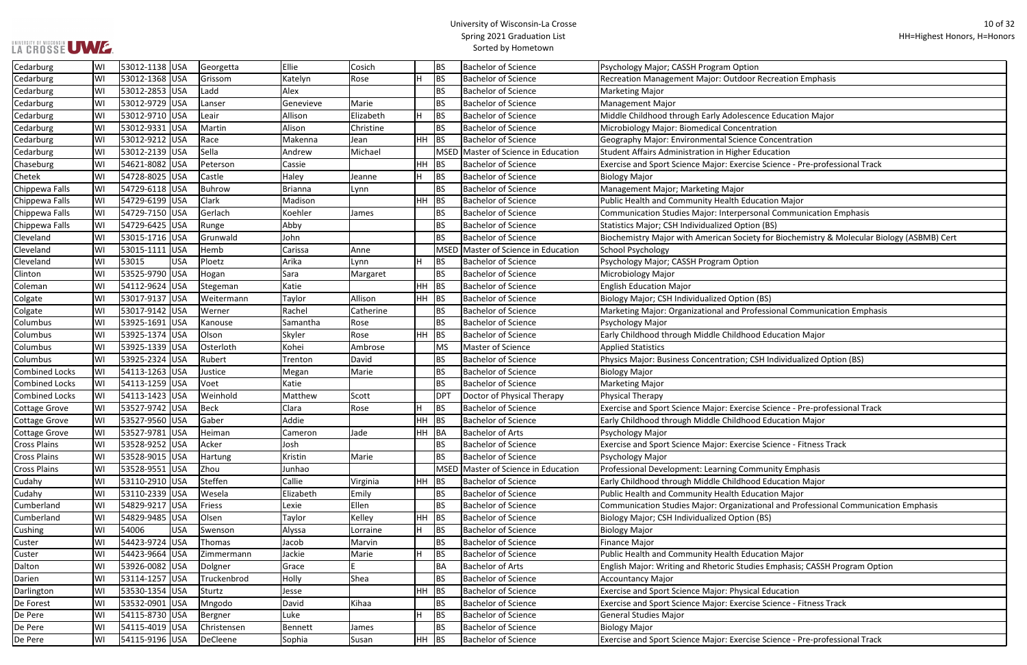University of Wisconsin-La Crosse
Spring 2021 Graduation List
Sorted by Hometown

HH=Highest Honors, H=Honors

| | | | | | | | | | | |
|---|---|---|---|---|---|---|---|---|---|---|
| Cedarburg | WI | 53012-1138 | USA | Georgetta | Ellie | Cosich | | BS | Bachelor of Science | Psychology Major; CASSH Program Option |
| Cedarburg | WI | 53012-1368 | USA | Grissom | Katelyn | Rose | H | BS | Bachelor of Science | Recreation Management Major: Outdoor Recreation Emphasis |
| Cedarburg | WI | 53012-2853 | USA | Ladd | Alex | | | BS | Bachelor of Science | Marketing Major |
| Cedarburg | WI | 53012-9729 | USA | Lanser | Genevieve | Marie | | BS | Bachelor of Science | Management Major |
| Cedarburg | WI | 53012-9710 | USA | Leair | Allison | Elizabeth | H | BS | Bachelor of Science | Middle Childhood through Early Adolescence Education Major |
| Cedarburg | WI | 53012-9331 | USA | Martin | Alison | Christine | | BS | Bachelor of Science | Microbiology Major: Biomedical Concentration |
| Cedarburg | WI | 53012-9212 | USA | Race | Makenna | Jean | HH | BS | Bachelor of Science | Geography Major: Environmental Science Concentration |
| Cedarburg | WI | 53012-2139 | USA | Sella | Andrew | Michael | | MSED | Master of Science in Education | Student Affairs Administration in Higher Education |
| Chaseburg | WI | 54621-8082 | USA | Peterson | Cassie | | HH | BS | Bachelor of Science | Exercise and Sport Science Major: Exercise Science - Pre-professional Track |
| Chetek | WI | 54728-8025 | USA | Castle | Haley | Jeanne | H | BS | Bachelor of Science | Biology Major |
| Chippewa Falls | WI | 54729-6118 | USA | Buhrow | Brianna | Lynn | | BS | Bachelor of Science | Management Major; Marketing Major |
| Chippewa Falls | WI | 54729-6199 | USA | Clark | Madison | | HH | BS | Bachelor of Science | Public Health and Community Health Education Major |
| Chippewa Falls | WI | 54729-7150 | USA | Gerlach | Koehler | James | | BS | Bachelor of Science | Communication Studies Major: Interpersonal Communication Emphasis |
| Chippewa Falls | WI | 54729-6425 | USA | Runge | Abby | | | BS | Bachelor of Science | Statistics Major; CSH Individualized Option (BS) |
| Cleveland | WI | 53015-1716 | USA | Grunwald | John | | | BS | Bachelor of Science | Biochemistry Major with American Society for Biochemistry & Molecular Biology (ASBMB) Cert |
| Cleveland | WI | 53015-1111 | USA | Hemb | Carissa | Anne | | MSED | Master of Science in Education | School Psychology |
| Cleveland | WI | 53015 | USA | Ploetz | Arika | Lynn | H | BS | Bachelor of Science | Psychology Major; CASSH Program Option |
| Clinton | WI | 53525-9790 | USA | Hogan | Sara | Margaret | | BS | Bachelor of Science | Microbiology Major |
| Coleman | WI | 54112-9624 | USA | Stegeman | Katie | | HH | BS | Bachelor of Science | English Education Major |
| Colgate | WI | 53017-9137 | USA | Weitermann | Taylor | Allison | HH | BS | Bachelor of Science | Biology Major; CSH Individualized Option (BS) |
| Colgate | WI | 53017-9142 | USA | Werner | Rachel | Catherine | | BS | Bachelor of Science | Marketing Major: Organizational and Professional Communication Emphasis |
| Columbus | WI | 53925-1691 | USA | Kanouse | Samantha | Rose | | BS | Bachelor of Science | Psychology Major |
| Columbus | WI | 53925-1374 | USA | Olson | Skyler | Rose | HH | BS | Bachelor of Science | Early Childhood through Middle Childhood Education Major |
| Columbus | WI | 53925-1339 | USA | Osterloth | Kohei | Ambrose | | MS | Master of Science | Applied Statistics |
| Columbus | WI | 53925-2324 | USA | Rubert | Trenton | David | | BS | Bachelor of Science | Physics Major: Business Concentration; CSH Individualized Option (BS) |
| Combined Locks | WI | 54113-1263 | USA | Justice | Megan | Marie | | BS | Bachelor of Science | Biology Major |
| Combined Locks | WI | 54113-1259 | USA | Voet | Katie | | | BS | Bachelor of Science | Marketing Major |
| Combined Locks | WI | 54113-1423 | USA | Weinhold | Matthew | Scott | | DPT | Doctor of Physical Therapy | Physical Therapy |
| Cottage Grove | WI | 53527-9742 | USA | Beck | Clara | Rose | H | BS | Bachelor of Science | Exercise and Sport Science Major: Exercise Science - Pre-professional Track |
| Cottage Grove | WI | 53527-9560 | USA | Gaber | Addie | | HH | BS | Bachelor of Science | Early Childhood through Middle Childhood Education Major |
| Cottage Grove | WI | 53527-9781 | USA | Heiman | Cameron | Jade | HH | BA | Bachelor of Arts | Psychology Major |
| Cross Plains | WI | 53528-9252 | USA | Acker | Josh | | | BS | Bachelor of Science | Exercise and Sport Science Major: Exercise Science - Fitness Track |
| Cross Plains | WI | 53528-9015 | USA | Hartung | Kristin | Marie | | BS | Bachelor of Science | Psychology Major |
| Cross Plains | WI | 53528-9551 | USA | Zhou | Junhao | | | MSED | Master of Science in Education | Professional Development: Learning Community Emphasis |
| Cudahy | WI | 53110-2910 | USA | Steffen | Callie | Virginia | HH | BS | Bachelor of Science | Early Childhood through Middle Childhood Education Major |
| Cudahy | WI | 53110-2339 | USA | Wesela | Elizabeth | Emily | | BS | Bachelor of Science | Public Health and Community Health Education Major |
| Cumberland | WI | 54829-9217 | USA | Friess | Lexie | Ellen | | BS | Bachelor of Science | Communication Studies Major: Organizational and Professional Communication Emphasis |
| Cumberland | WI | 54829-9485 | USA | Olsen | Taylor | Kelley | HH | BS | Bachelor of Science | Biology Major; CSH Individualized Option (BS) |
| Cushing | WI | 54006 | USA | Swenson | Alyssa | Lorraine | H | BS | Bachelor of Science | Biology Major |
| Custer | WI | 54423-9724 | USA | Thomas | Jacob | Marvin | | BS | Bachelor of Science | Finance Major |
| Custer | WI | 54423-9664 | USA | Zimmermann | Jackie | Marie | H | BS | Bachelor of Science | Public Health and Community Health Education Major |
| Dalton | WI | 53926-0082 | USA | Dolgner | Grace | E | | BA | Bachelor of Arts | English Major: Writing and Rhetoric Studies Emphasis; CASSH Program Option |
| Darien | WI | 53114-1257 | USA | Truckenbrod | Holly | Shea | | BS | Bachelor of Science | Accountancy Major |
| Darlington | WI | 53530-1354 | USA | Sturtz | Jesse | | HH | BS | Bachelor of Science | Exercise and Sport Science Major: Physical Education |
| De Forest | WI | 53532-0901 | USA | Mngodo | David | Kihaa | | BS | Bachelor of Science | Exercise and Sport Science Major: Exercise Science - Fitness Track |
| De Pere | WI | 54115-8730 | USA | Bergner | Luke | | H | BS | Bachelor of Science | General Studies Major |
| De Pere | WI | 54115-4019 | USA | Christensen | Bennett | James | | BS | Bachelor of Science | Biology Major |
| De Pere | WI | 54115-9196 | USA | DeCleene | Sophia | Susan | HH | BS | Bachelor of Science | Exercise and Sport Science Major: Exercise Science - Pre-professional Track |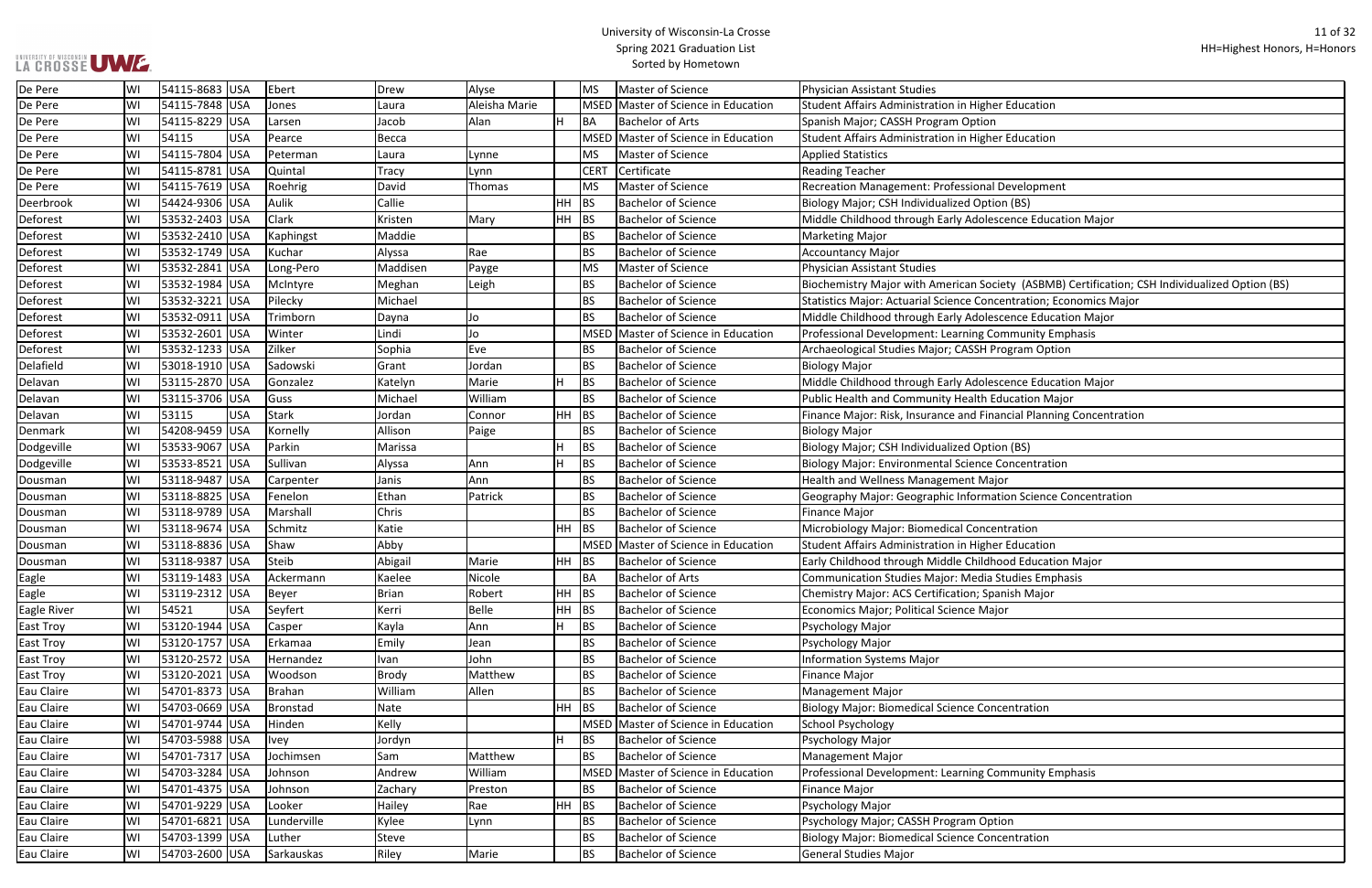| De Pere | WI | 54115-8683 | USA | Ebert | Drew | Alyse | | MS | Master of Science | Physician Assistant Studies |
|---|---|---|---|---|---|---|---|---|---|---|
| De Pere | WI | 54115-7848 | USA | Jones | Laura | Aleisha Marie | | MSED | Master of Science in Education | Student Affairs Administration in Higher Education |
| De Pere | WI | 54115-8229 | USA | Larsen | Jacob | Alan | H | BA | Bachelor of Arts | Spanish Major; CASSH Program Option |
| De Pere | WI | 54115 | USA | Pearce | Becca | | | MSED | Master of Science in Education | Student Affairs Administration in Higher Education |
| De Pere | WI | 54115-7804 | USA | Peterman | Laura | Lynne | | MS | Master of Science | Applied Statistics |
| De Pere | WI | 54115-8781 | USA | Quintal | Tracy | Lynn | | CERT | Certificate | Reading Teacher |
| De Pere | WI | 54115-7619 | USA | Roehrig | David | Thomas | | MS | Master of Science | Recreation Management: Professional Development |
| Deerbrook | WI | 54424-9306 | USA | Aulik | Callie | | HH | BS | Bachelor of Science | Biology Major; CSH Individualized Option (BS) |
| Deforest | WI | 53532-2403 | USA | Clark | Kristen | Mary | HH | BS | Bachelor of Science | Middle Childhood through Early Adolescence Education Major |
| Deforest | WI | 53532-2410 | USA | Kaphingst | Maddie | | | BS | Bachelor of Science | Marketing Major |
| Deforest | WI | 53532-1749 | USA | Kuchar | Alyssa | Rae | | BS | Bachelor of Science | Accountancy Major |
| Deforest | WI | 53532-2841 | USA | Long-Pero | Maddisen | Payge | | MS | Master of Science | Physician Assistant Studies |
| Deforest | WI | 53532-1984 | USA | McIntyre | Meghan | Leigh | | BS | Bachelor of Science | Biochemistry Major with American Society (ASBMB) Certification; CSH Individualized Option (BS) |
| Deforest | WI | 53532-3221 | USA | Pilecky | Michael | | | BS | Bachelor of Science | Statistics Major: Actuarial Science Concentration; Economics Major |
| Deforest | WI | 53532-0911 | USA | Trimborn | Dayna | Jo | | BS | Bachelor of Science | Middle Childhood through Early Adolescence Education Major |
| Deforest | WI | 53532-2601 | USA | Winter | Lindi | Jo | | MSED | Master of Science in Education | Professional Development: Learning Community Emphasis |
| Deforest | WI | 53532-1233 | USA | Zilker | Sophia | Eve | | BS | Bachelor of Science | Archaeological Studies Major; CASSH Program Option |
| Delafield | WI | 53018-1910 | USA | Sadowski | Grant | Jordan | | BS | Bachelor of Science | Biology Major |
| Delavan | WI | 53115-2870 | USA | Gonzalez | Katelyn | Marie | H | BS | Bachelor of Science | Middle Childhood through Early Adolescence Education Major |
| Delavan | WI | 53115-3706 | USA | Guss | Michael | William | | BS | Bachelor of Science | Public Health and Community Health Education Major |
| Delavan | WI | 53115 | USA | Stark | Jordan | Connor | HH | BS | Bachelor of Science | Finance Major: Risk, Insurance and Financial Planning Concentration |
| Denmark | WI | 54208-9459 | USA | Kornelly | Allison | Paige | | BS | Bachelor of Science | Biology Major |
| Dodgeville | WI | 53533-9067 | USA | Parkin | Marissa | | H | BS | Bachelor of Science | Biology Major; CSH Individualized Option (BS) |
| Dodgeville | WI | 53533-8521 | USA | Sullivan | Alyssa | Ann | H | BS | Bachelor of Science | Biology Major: Environmental Science Concentration |
| Dousman | WI | 53118-9487 | USA | Carpenter | Janis | Ann | | BS | Bachelor of Science | Health and Wellness Management Major |
| Dousman | WI | 53118-8825 | USA | Fenelon | Ethan | Patrick | | BS | Bachelor of Science | Geography Major: Geographic Information Science Concentration |
| Dousman | WI | 53118-9789 | USA | Marshall | Chris | | | BS | Bachelor of Science | Finance Major |
| Dousman | WI | 53118-9674 | USA | Schmitz | Katie | | HH | BS | Bachelor of Science | Microbiology Major: Biomedical Concentration |
| Dousman | WI | 53118-8836 | USA | Shaw | Abby | | | MSED | Master of Science in Education | Student Affairs Administration in Higher Education |
| Dousman | WI | 53118-9387 | USA | Steib | Abigail | Marie | HH | BS | Bachelor of Science | Early Childhood through Middle Childhood Education Major |
| Eagle | WI | 53119-1483 | USA | Ackermann | Kaelee | Nicole | | BA | Bachelor of Arts | Communication Studies Major: Media Studies Emphasis |
| Eagle | WI | 53119-2312 | USA | Beyer | Brian | Robert | HH | BS | Bachelor of Science | Chemistry Major: ACS Certification; Spanish Major |
| Eagle River | WI | 54521 | USA | Seyfert | Kerri | Belle | HH | BS | Bachelor of Science | Economics Major; Political Science Major |
| East Troy | WI | 53120-1944 | USA | Casper | Kayla | Ann | H | BS | Bachelor of Science | Psychology Major |
| East Troy | WI | 53120-1757 | USA | Erkamaa | Emily | Jean | | BS | Bachelor of Science | Psychology Major |
| East Troy | WI | 53120-2572 | USA | Hernandez | Ivan | John | | BS | Bachelor of Science | Information Systems Major |
| East Troy | WI | 53120-2021 | USA | Woodson | Brody | Matthew | | BS | Bachelor of Science | Finance Major |
| Eau Claire | WI | 54701-8373 | USA | Brahan | William | Allen | | BS | Bachelor of Science | Management Major |
| Eau Claire | WI | 54703-0669 | USA | Bronstad | Nate | | HH | BS | Bachelor of Science | Biology Major: Biomedical Science Concentration |
| Eau Claire | WI | 54701-9744 | USA | Hinden | Kelly | | | MSED | Master of Science in Education | School Psychology |
| Eau Claire | WI | 54703-5988 | USA | Ivey | Jordyn | | H | BS | Bachelor of Science | Psychology Major |
| Eau Claire | WI | 54701-7317 | USA | Jochimsen | Sam | Matthew | | BS | Bachelor of Science | Management Major |
| Eau Claire | WI | 54703-3284 | USA | Johnson | Andrew | William | | MSED | Master of Science in Education | Professional Development: Learning Community Emphasis |
| Eau Claire | WI | 54701-4375 | USA | Johnson | Zachary | Preston | | BS | Bachelor of Science | Finance Major |
| Eau Claire | WI | 54701-9229 | USA | Looker | Hailey | Rae | HH | BS | Bachelor of Science | Psychology Major |
| Eau Claire | WI | 54701-6821 | USA | Lunderville | Kylee | Lynn | | BS | Bachelor of Science | Psychology Major; CASSH Program Option |
| Eau Claire | WI | 54703-1399 | USA | Luther | Steve | | | BS | Bachelor of Science | Biology Major: Biomedical Science Concentration |
| Eau Claire | WI | 54703-2600 | USA | Sarkauskas | Riley | Marie | | BS | Bachelor of Science | General Studies Major |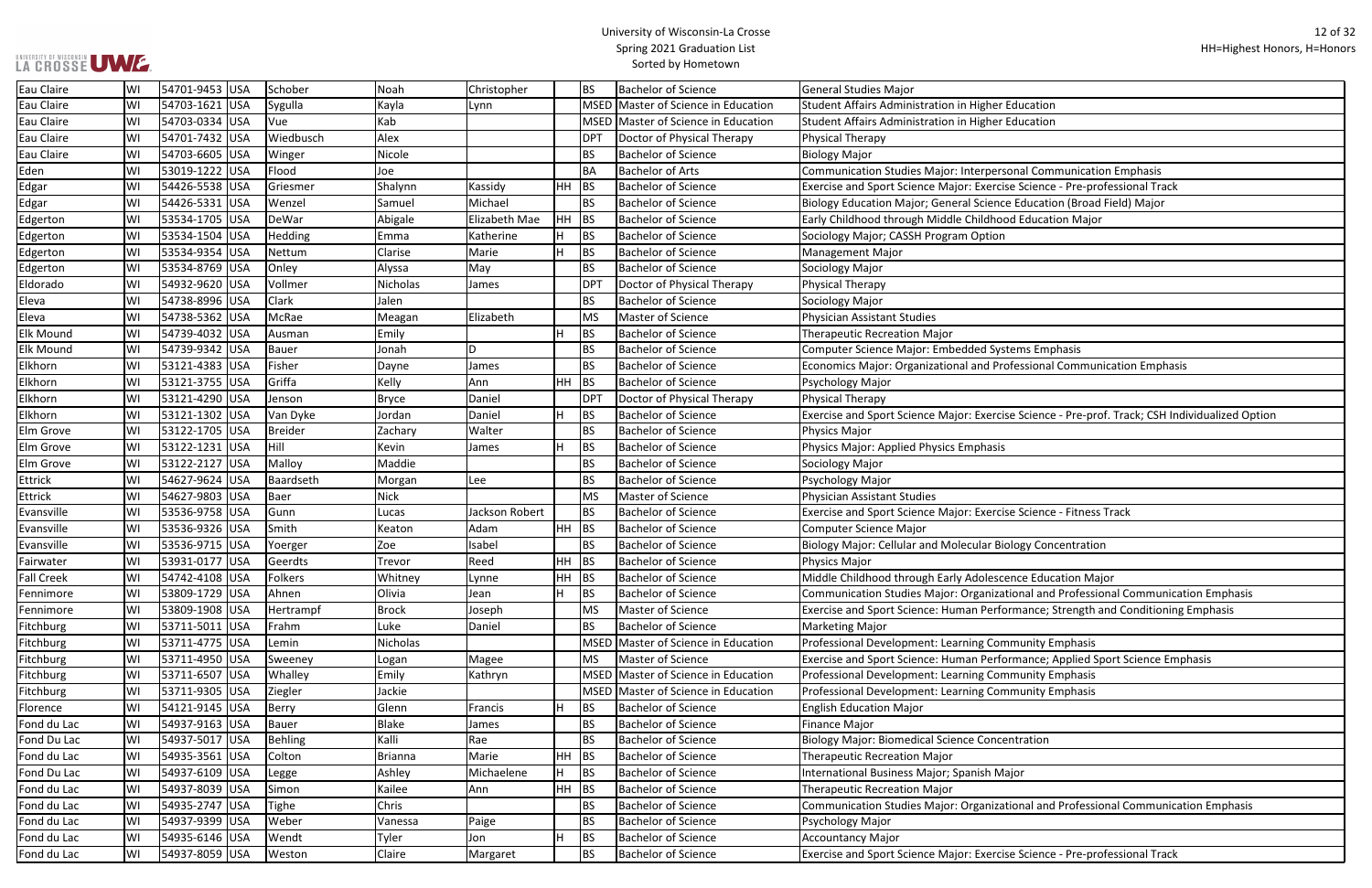| Eau Claire | WI | 54701-9453 | USA | Schober | Noah | Christopher | | BS | Bachelor of Science | General Studies Major |
|---|---|---|---|---|---|---|---|---|---|---|
| Eau Claire | WI | 54703-1621 | USA | Sygulla | Kayla | Lynn | | MSED | Master of Science in Education | Student Affairs Administration in Higher Education |
| Eau Claire | WI | 54703-0334 | USA | Vue | Kab | | | MSED | Master of Science in Education | Student Affairs Administration in Higher Education |
| Eau Claire | WI | 54701-7432 | USA | Wiedbusch | Alex | | | DPT | Doctor of Physical Therapy | Physical Therapy |
| Eau Claire | WI | 54703-6605 | USA | Winger | Nicole | | | BS | Bachelor of Science | Biology Major |
| Eden | WI | 53019-1222 | USA | Flood | Joe | | | BA | Bachelor of Arts | Communication Studies Major: Interpersonal Communication Emphasis |
| Edgar | WI | 54426-5538 | USA | Griesmer | Shalynn | Kassidy | HH | BS | Bachelor of Science | Exercise and Sport Science Major: Exercise Science - Pre-professional Track |
| Edgar | WI | 54426-5331 | USA | Wenzel | Samuel | Michael | | BS | Bachelor of Science | Biology Education Major; General Science Education (Broad Field) Major |
| Edgerton | WI | 53534-1705 | USA | DeWar | Abigale | Elizabeth Mae | HH | BS | Bachelor of Science | Early Childhood through Middle Childhood Education Major |
| Edgerton | WI | 53534-1504 | USA | Hedding | Emma | Katherine | H | BS | Bachelor of Science | Sociology Major; CASSH Program Option |
| Edgerton | WI | 53534-9354 | USA | Nettum | Clarise | Marie | H | BS | Bachelor of Science | Management Major |
| Edgerton | WI | 53534-8769 | USA | Onley | Alyssa | May | | BS | Bachelor of Science | Sociology Major |
| Eldorado | WI | 54932-9620 | USA | Vollmer | Nicholas | James | | DPT | Doctor of Physical Therapy | Physical Therapy |
| Eleva | WI | 54738-8996 | USA | Clark | Jalen | | | BS | Bachelor of Science | Sociology Major |
| Eleva | WI | 54738-5362 | USA | McRae | Meagan | Elizabeth | | MS | Master of Science | Physician Assistant Studies |
| Elk Mound | WI | 54739-4032 | USA | Ausman | Emily | | H | BS | Bachelor of Science | Therapeutic Recreation Major |
| Elk Mound | WI | 54739-9342 | USA | Bauer | Jonah | D | | BS | Bachelor of Science | Computer Science Major: Embedded Systems Emphasis |
| Elkhorn | WI | 53121-4383 | USA | Fisher | Dayne | James | | BS | Bachelor of Science | Economics Major: Organizational and Professional Communication Emphasis |
| Elkhorn | WI | 53121-3755 | USA | Griffa | Kelly | Ann | HH | BS | Bachelor of Science | Psychology Major |
| Elkhorn | WI | 53121-4290 | USA | Jenson | Bryce | Daniel | | DPT | Doctor of Physical Therapy | Physical Therapy |
| Elkhorn | WI | 53121-1302 | USA | Van Dyke | Jordan | Daniel | H | BS | Bachelor of Science | Exercise and Sport Science Major: Exercise Science - Pre-prof. Track; CSH Individualized Option |
| Elm Grove | WI | 53122-1705 | USA | Breider | Zachary | Walter | | BS | Bachelor of Science | Physics Major |
| Elm Grove | WI | 53122-1231 | USA | Hill | Kevin | James | H | BS | Bachelor of Science | Physics Major: Applied Physics Emphasis |
| Elm Grove | WI | 53122-2127 | USA | Malloy | Maddie | | | BS | Bachelor of Science | Sociology Major |
| Ettrick | WI | 54627-9624 | USA | Baardseth | Morgan | Lee | | BS | Bachelor of Science | Psychology Major |
| Ettrick | WI | 54627-9803 | USA | Baer | Nick | | | MS | Master of Science | Physician Assistant Studies |
| Evansville | WI | 53536-9758 | USA | Gunn | Lucas | Jackson Robert | | BS | Bachelor of Science | Exercise and Sport Science Major: Exercise Science - Fitness Track |
| Evansville | WI | 53536-9326 | USA | Smith | Keaton | Adam | HH | BS | Bachelor of Science | Computer Science Major |
| Evansville | WI | 53536-9715 | USA | Yoerger | Zoe | Isabel | | BS | Bachelor of Science | Biology Major: Cellular and Molecular Biology Concentration |
| Fairwater | WI | 53931-0177 | USA | Geerdts | Trevor | Reed | HH | BS | Bachelor of Science | Physics Major |
| Fall Creek | WI | 54742-4108 | USA | Folkers | Whitney | Lynne | HH | BS | Bachelor of Science | Middle Childhood through Early Adolescence Education Major |
| Fennimore | WI | 53809-1729 | USA | Ahnen | Olivia | Jean | H | BS | Bachelor of Science | Communication Studies Major: Organizational and Professional Communication Emphasis |
| Fennimore | WI | 53809-1908 | USA | Hertrampf | Brock | Joseph | | MS | Master of Science | Exercise and Sport Science: Human Performance; Strength and Conditioning Emphasis |
| Fitchburg | WI | 53711-5011 | USA | Frahm | Luke | Daniel | | BS | Bachelor of Science | Marketing Major |
| Fitchburg | WI | 53711-4775 | USA | Lemin | Nicholas | | | MSED | Master of Science in Education | Professional Development: Learning Community Emphasis |
| Fitchburg | WI | 53711-4950 | USA | Sweeney | Logan | Magee | | MS | Master of Science | Exercise and Sport Science: Human Performance; Applied Sport Science Emphasis |
| Fitchburg | WI | 53711-6507 | USA | Whalley | Emily | Kathryn | | MSED | Master of Science in Education | Professional Development: Learning Community Emphasis |
| Fitchburg | WI | 53711-9305 | USA | Ziegler | Jackie | | | MSED | Master of Science in Education | Professional Development: Learning Community Emphasis |
| Florence | WI | 54121-9145 | USA | Berry | Glenn | Francis | H | BS | Bachelor of Science | English Education Major |
| Fond du Lac | WI | 54937-9163 | USA | Bauer | Blake | James | | BS | Bachelor of Science | Finance Major |
| Fond Du Lac | WI | 54937-5017 | USA | Behling | Kalli | Rae | | BS | Bachelor of Science | Biology Major: Biomedical Science Concentration |
| Fond du Lac | WI | 54935-3561 | USA | Colton | Brianna | Marie | HH | BS | Bachelor of Science | Therapeutic Recreation Major |
| Fond Du Lac | WI | 54937-6109 | USA | Legge | Ashley | Michaelene | H | BS | Bachelor of Science | International Business Major; Spanish Major |
| Fond du Lac | WI | 54937-8039 | USA | Simon | Kailee | Ann | HH | BS | Bachelor of Science | Therapeutic Recreation Major |
| Fond du Lac | WI | 54935-2747 | USA | Tighe | Chris | | | BS | Bachelor of Science | Communication Studies Major: Organizational and Professional Communication Emphasis |
| Fond du Lac | WI | 54937-9399 | USA | Weber | Vanessa | Paige | | BS | Bachelor of Science | Psychology Major |
| Fond du Lac | WI | 54935-6146 | USA | Wendt | Tyler | Jon | H | BS | Bachelor of Science | Accountancy Major |
| Fond du Lac | WI | 54937-8059 | USA | Weston | Claire | Margaret | | BS | Bachelor of Science | Exercise and Sport Science Major: Exercise Science - Pre-professional Track |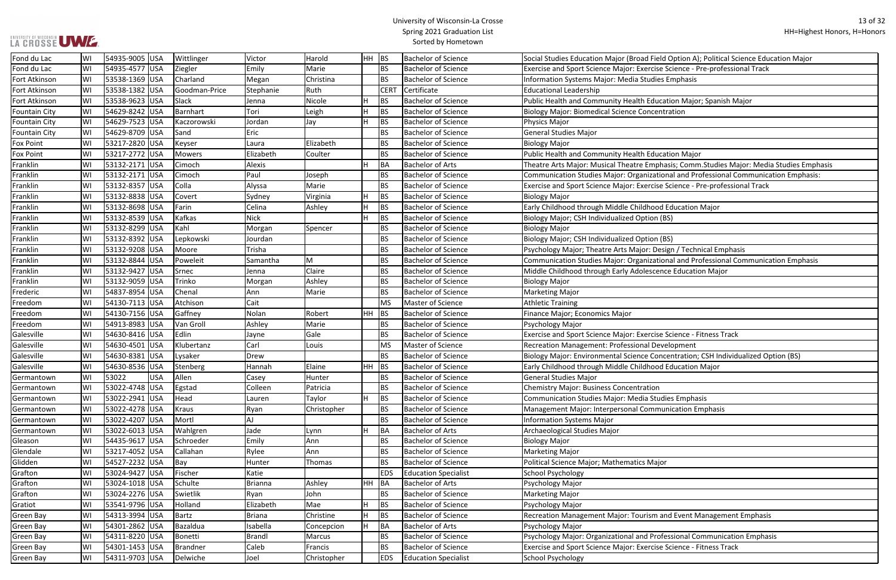# University of Wisconsin-La Crosse
## Spring 2021 Graduation List
### Sorted by Hometown

HH=Highest Honors, H=Honors

| Hometown | State | Zip | Country | Last Name | First Name | Middle Name | Honors | Degree | Degree Description | Major |
|---|---|---|---|---|---|---|---|---|---|---|
| Fond du Lac | WI | 54935-9005 | USA | Wittlinger | Victor | Harold | HH | BS | Bachelor of Science | Social Studies Education Major (Broad Field Option A); Political Science Education Major |
| Fond du Lac | WI | 54935-4577 | USA | Ziegler | Emily | Marie | | BS | Bachelor of Science | Exercise and Sport Science Major: Exercise Science - Pre-professional Track |
| Fort Atkinson | WI | 53538-1369 | USA | Charland | Megan | Christina | | BS | Bachelor of Science | Information Systems Major: Media Studies Emphasis |
| Fort Atkinson | WI | 53538-1382 | USA | Goodman-Price | Stephanie | Ruth | | CERT | Certificate | Educational Leadership |
| Fort Atkinson | WI | 53538-9623 | USA | Slack | Jenna | Nicole | H | BS | Bachelor of Science | Public Health and Community Health Education Major; Spanish Major |
| Fountain City | WI | 54629-8242 | USA | Barnhart | Tori | Leigh | H | BS | Bachelor of Science | Biology Major: Biomedical Science Concentration |
| Fountain City | WI | 54629-7523 | USA | Kaczorowski | Jordan | Jay | H | BS | Bachelor of Science | Physics Major |
| Fountain City | WI | 54629-8709 | USA | Sand | Eric | | | BS | Bachelor of Science | General Studies Major |
| Fox Point | WI | 53217-2820 | USA | Keyser | Laura | Elizabeth | | BS | Bachelor of Science | Biology Major |
| Fox Point | WI | 53217-2772 | USA | Mowers | Elizabeth | Coulter | | BS | Bachelor of Science | Public Health and Community Health Education Major |
| Franklin | WI | 53132-2171 | USA | Cimoch | Alexis | | H | BA | Bachelor of Arts | Theatre Arts Major: Musical Theatre Emphasis; Comm.Studies Major: Media Studies Emphasis |
| Franklin | WI | 53132-2171 | USA | Cimoch | Paul | Joseph | | BS | Bachelor of Science | Communication Studies Major: Organizational and Professional Communication Emphasis: |
| Franklin | WI | 53132-8357 | USA | Colla | Alyssa | Marie | | BS | Bachelor of Science | Exercise and Sport Science Major: Exercise Science - Pre-professional Track |
| Franklin | WI | 53132-8838 | USA | Covert | Sydney | Virginia | H | BS | Bachelor of Science | Biology Major |
| Franklin | WI | 53132-8698 | USA | Farin | Celina | Ashley | H | BS | Bachelor of Science | Early Childhood through Middle Childhood Education Major |
| Franklin | WI | 53132-8539 | USA | Kafkas | Nick | | H | BS | Bachelor of Science | Biology Major; CSH Individualized Option (BS) |
| Franklin | WI | 53132-8299 | USA | Kahl | Morgan | Spencer | | BS | Bachelor of Science | Biology Major |
| Franklin | WI | 53132-8392 | USA | Lepkowski | Jourdan | | | BS | Bachelor of Science | Biology Major; CSH Individualized Option (BS) |
| Franklin | WI | 53132-9208 | USA | Moore | Trisha | | | BS | Bachelor of Science | Psychology Major; Theatre Arts Major: Design / Technical Emphasis |
| Franklin | WI | 53132-8844 | USA | Poweleit | Samantha | M | | BS | Bachelor of Science | Communication Studies Major: Organizational and Professional Communication Emphasis |
| Franklin | WI | 53132-9427 | USA | Srnec | Jenna | Claire | | BS | Bachelor of Science | Middle Childhood through Early Adolescence Education Major |
| Franklin | WI | 53132-9059 | USA | Trinko | Morgan | Ashley | | BS | Bachelor of Science | Biology Major |
| Frederic | WI | 54837-8954 | USA | Chenal | Ann | Marie | | BS | Bachelor of Science | Marketing Major |
| Freedom | WI | 54130-7113 | USA | Atchison | Cait | | | MS | Master of Science | Athletic Training |
| Freedom | WI | 54130-7156 | USA | Gaffney | Nolan | Robert | HH | BS | Bachelor of Science | Finance Major; Economics Major |
| Freedom | WI | 54913-8983 | USA | Van Groll | Ashley | Marie | | BS | Bachelor of Science | Psychology Major |
| Galesville | WI | 54630-8416 | USA | Edlin | Jayne | Gale | | BS | Bachelor of Science | Exercise and Sport Science Major: Exercise Science - Fitness Track |
| Galesville | WI | 54630-4501 | USA | Klubertanz | Carl | Louis | | MS | Master of Science | Recreation Management: Professional Development |
| Galesville | WI | 54630-8381 | USA | Lysaker | Drew | | | BS | Bachelor of Science | Biology Major: Environmental Science Concentration; CSH Individualized Option (BS) |
| Galesville | WI | 54630-8536 | USA | Stenberg | Hannah | Elaine | HH | BS | Bachelor of Science | Early Childhood through Middle Childhood Education Major |
| Germantown | WI | 53022 | USA | Allen | Casey | Hunter | | BS | Bachelor of Science | General Studies Major |
| Germantown | WI | 53022-4748 | USA | Egstad | Colleen | Patricia | | BS | Bachelor of Science | Chemistry Major: Business Concentration |
| Germantown | WI | 53022-2941 | USA | Head | Lauren | Taylor | H | BS | Bachelor of Science | Communication Studies Major: Media Studies Emphasis |
| Germantown | WI | 53022-4278 | USA | Kraus | Ryan | Christopher | | BS | Bachelor of Science | Management Major: Interpersonal Communication Emphasis |
| Germantown | WI | 53022-4207 | USA | Mortl | AJ | | | BS | Bachelor of Science | Information Systems Major |
| Germantown | WI | 53022-6013 | USA | Wahlgren | Jade | Lynn | H | BA | Bachelor of Arts | Archaeological Studies Major |
| Gleason | WI | 54435-9617 | USA | Schroeder | Emily | Ann | | BS | Bachelor of Science | Biology Major |
| Glendale | WI | 53217-4052 | USA | Callahan | Rylee | Ann | | BS | Bachelor of Science | Marketing Major |
| Glidden | WI | 54527-2232 | USA | Bay | Hunter | Thomas | | BS | Bachelor of Science | Political Science Major; Mathematics Major |
| Grafton | WI | 53024-9427 | USA | Fischer | Katie | | | EDS | Education Specialist | School Psychology |
| Grafton | WI | 53024-1018 | USA | Schulte | Brianna | Ashley | HH | BA | Bachelor of Arts | Psychology Major |
| Grafton | WI | 53024-2276 | USA | Swietlik | Ryan | John | | BS | Bachelor of Science | Marketing Major |
| Gratiot | WI | 53541-9796 | USA | Holland | Elizabeth | Mae | H | BS | Bachelor of Science | Psychology Major |
| Green Bay | WI | 54313-3994 | USA | Bartz | Briana | Christine | H | BS | Bachelor of Science | Recreation Management Major: Tourism and Event Management Emphasis |
| Green Bay | WI | 54301-2862 | USA | Bazaldua | Isabella | Concepcion | H | BA | Bachelor of Arts | Psychology Major |
| Green Bay | WI | 54311-8220 | USA | Bonetti | Brandl | Marcus | | BS | Bachelor of Science | Psychology Major: Organizational and Professional Communication Emphasis |
| Green Bay | WI | 54301-1453 | USA | Brandner | Caleb | Francis | | BS | Bachelor of Science | Exercise and Sport Science Major: Exercise Science - Fitness Track |
| Green Bay | WI | 54311-9703 | USA | Delwiche | Joel | Christopher | | EDS | Education Specialist | School Psychology |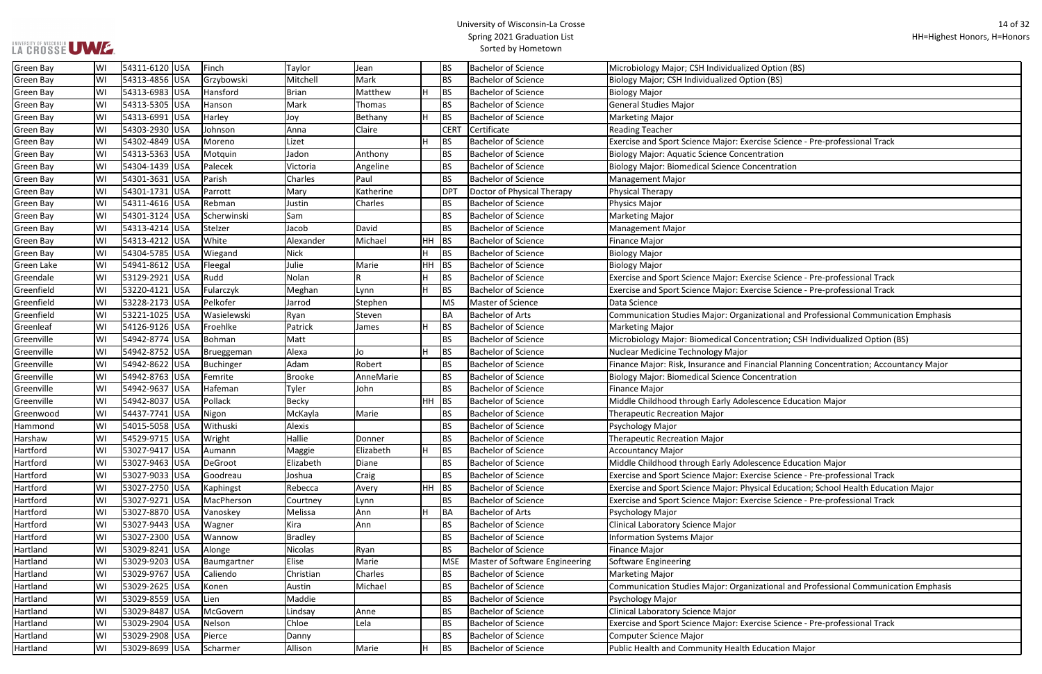| Green Bay | WI | 54311-6120 | USA | Finch | Taylor | Jean | | BS | Bachelor of Science | Microbiology Major; CSH Individualized Option (BS) |
|---|---|---|---|---|---|---|---|---|---|---|
| Green Bay | WI | 54313-4856 | USA | Grzybowski | Mitchell | Mark | | BS | Bachelor of Science | Biology Major; CSH Individualized Option (BS) |
| Green Bay | WI | 54313-6983 | USA | Hansford | Brian | Matthew | H | BS | Bachelor of Science | Biology Major |
| Green Bay | WI | 54313-5305 | USA | Hanson | Mark | Thomas | | BS | Bachelor of Science | General Studies Major |
| Green Bay | WI | 54313-6991 | USA | Harley | Joy | Bethany | H | BS | Bachelor of Science | Marketing Major |
| Green Bay | WI | 54303-2930 | USA | Johnson | Anna | Claire | | CERT | Certificate | Reading Teacher |
| Green Bay | WI | 54302-4849 | USA | Moreno | Lizet | | H | BS | Bachelor of Science | Exercise and Sport Science Major: Exercise Science - Pre-professional Track |
| Green Bay | WI | 54313-5363 | USA | Motquin | Jadon | Anthony | | BS | Bachelor of Science | Biology Major: Aquatic Science Concentration |
| Green Bay | WI | 54304-1439 | USA | Palecek | Victoria | Angeline | | BS | Bachelor of Science | Biology Major: Biomedical Science Concentration |
| Green Bay | WI | 54301-3631 | USA | Parish | Charles | Paul | | BS | Bachelor of Science | Management Major |
| Green Bay | WI | 54301-1731 | USA | Parrott | Mary | Katherine | | DPT | Doctor of Physical Therapy | Physical Therapy |
| Green Bay | WI | 54311-4616 | USA | Rebman | Justin | Charles | | BS | Bachelor of Science | Physics Major |
| Green Bay | WI | 54301-3124 | USA | Scherwinski | Sam | | | BS | Bachelor of Science | Marketing Major |
| Green Bay | WI | 54313-4214 | USA | Stelzer | Jacob | David | | BS | Bachelor of Science | Management Major |
| Green Bay | WI | 54313-4212 | USA | White | Alexander | Michael | HH | BS | Bachelor of Science | Finance Major |
| Green Bay | WI | 54304-5785 | USA | Wiegand | Nick | | H | BS | Bachelor of Science | Biology Major |
| Green Lake | WI | 54941-8612 | USA | Fleegal | Julie | Marie | HH | BS | Bachelor of Science | Biology Major |
| Greendale | WI | 53129-2921 | USA | Rudd | Nolan | R | H | BS | Bachelor of Science | Exercise and Sport Science Major: Exercise Science - Pre-professional Track |
| Greenfield | WI | 53220-4121 | USA | Fularczyk | Meghan | Lynn | H | BS | Bachelor of Science | Exercise and Sport Science Major: Exercise Science - Pre-professional Track |
| Greenfield | WI | 53228-2173 | USA | Pelkofer | Jarrod | Stephen | | MS | Master of Science | Data Science |
| Greenfield | WI | 53221-1025 | USA | Wasielewski | Ryan | Steven | | BA | Bachelor of Arts | Communication Studies Major: Organizational and Professional Communication Emphasis |
| Greenleaf | WI | 54126-9126 | USA | Froehlke | Patrick | James | H | BS | Bachelor of Science | Marketing Major |
| Greenville | WI | 54942-8774 | USA | Bohman | Matt | | | BS | Bachelor of Science | Microbiology Major: Biomedical Concentration; CSH Individualized Option (BS) |
| Greenville | WI | 54942-8752 | USA | Brueggeman | Alexa | Jo | H | BS | Bachelor of Science | Nuclear Medicine Technology Major |
| Greenville | WI | 54942-8622 | USA | Buchinger | Adam | Robert | | BS | Bachelor of Science | Finance Major: Risk, Insurance and Financial Planning Concentration; Accountancy Major |
| Greenville | WI | 54942-8763 | USA | Femrite | Brooke | AnneMarie | | BS | Bachelor of Science | Biology Major: Biomedical Science Concentration |
| Greenville | WI | 54942-9637 | USA | Hafeman | Tyler | John | | BS | Bachelor of Science | Finance Major |
| Greenville | WI | 54942-8037 | USA | Pollack | Becky | | HH | BS | Bachelor of Science | Middle Childhood through Early Adolescence Education Major |
| Greenwood | WI | 54437-7741 | USA | Nigon | McKayla | Marie | | BS | Bachelor of Science | Therapeutic Recreation Major |
| Hammond | WI | 54015-5058 | USA | Withuski | Alexis | | | BS | Bachelor of Science | Psychology Major |
| Harshaw | WI | 54529-9715 | USA | Wright | Hallie | Donner | | BS | Bachelor of Science | Therapeutic Recreation Major |
| Hartford | WI | 53027-9417 | USA | Aumann | Maggie | Elizabeth | H | BS | Bachelor of Science | Accountancy Major |
| Hartford | WI | 53027-9463 | USA | DeGroot | Elizabeth | Diane | | BS | Bachelor of Science | Middle Childhood through Early Adolescence Education Major |
| Hartford | WI | 53027-9033 | USA | Goodreau | Joshua | Craig | | BS | Bachelor of Science | Exercise and Sport Science Major: Exercise Science - Pre-professional Track |
| Hartford | WI | 53027-2750 | USA | Kaphingst | Rebecca | Avery | HH | BS | Bachelor of Science | Exercise and Sport Science Major: Physical Education; School Health Education Major |
| Hartford | WI | 53027-9271 | USA | MacPherson | Courtney | Lynn | | BS | Bachelor of Science | Exercise and Sport Science Major: Exercise Science - Pre-professional Track |
| Hartford | WI | 53027-8870 | USA | Vanoskey | Melissa | Ann | H | BA | Bachelor of Arts | Psychology Major |
| Hartford | WI | 53027-9443 | USA | Wagner | Kira | Ann | | BS | Bachelor of Science | Clinical Laboratory Science Major |
| Hartford | WI | 53027-2300 | USA | Wannow | Bradley | | | BS | Bachelor of Science | Information Systems Major |
| Hartland | WI | 53029-8241 | USA | Alonge | Nicolas | Ryan | | BS | Bachelor of Science | Finance Major |
| Hartland | WI | 53029-9203 | USA | Baumgartner | Elise | Marie | | MSE | Master of Software Engineering | Software Engineering |
| Hartland | WI | 53029-9767 | USA | Caliendo | Christian | Charles | | BS | Bachelor of Science | Marketing Major |
| Hartland | WI | 53029-2625 | USA | Konen | Austin | Michael | | BS | Bachelor of Science | Communication Studies Major: Organizational and Professional Communication Emphasis |
| Hartland | WI | 53029-8559 | USA | Lien | Maddie | | | BS | Bachelor of Science | Psychology Major |
| Hartland | WI | 53029-8487 | USA | McGovern | Lindsay | Anne | | BS | Bachelor of Science | Clinical Laboratory Science Major |
| Hartland | WI | 53029-2904 | USA | Nelson | Chloe | Lela | | BS | Bachelor of Science | Exercise and Sport Science Major: Exercise Science - Pre-professional Track |
| Hartland | WI | 53029-2908 | USA | Pierce | Danny | | | BS | Bachelor of Science | Computer Science Major |
| Hartland | WI | 53029-8699 | USA | Scharmer | Allison | Marie | H | BS | Bachelor of Science | Public Health and Community Health Education Major |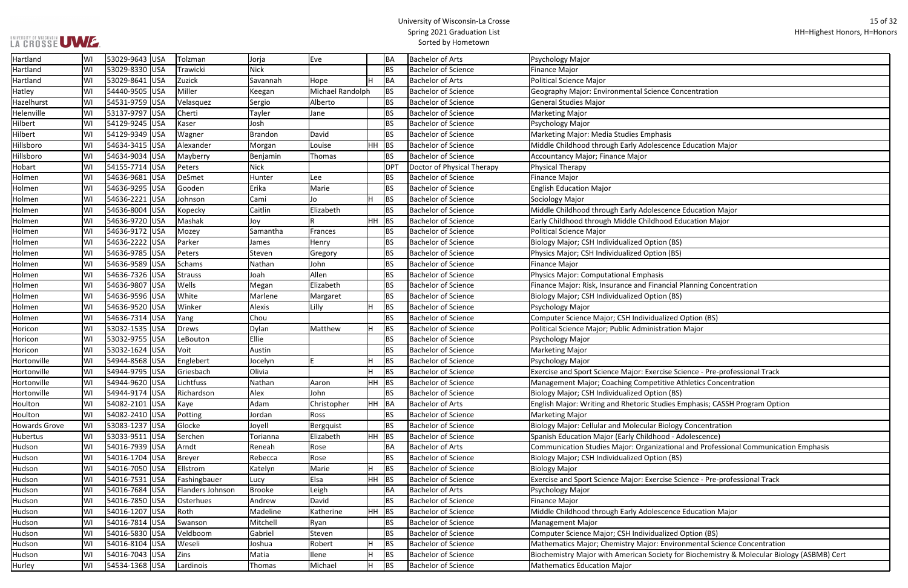# University of Wisconsin-La Crosse
## Spring 2021 Graduation List
### Sorted by Hometown

HH=Highest Honors, H=Honors

| | | | | | | | | | | |
|---|---|---|---|---|---|---|---|---|---|---|
| Hartland | WI | 53029-9643 | USA | Tolzman | Jorja | Eve | | BA | Bachelor of Arts | Psychology Major |
| Hartland | WI | 53029-8330 | USA | Trawicki | Nick | | | BS | Bachelor of Science | Finance Major |
| Hartland | WI | 53029-8641 | USA | Zuzick | Savannah | Hope | H | BA | Bachelor of Arts | Political Science Major |
| Hatley | WI | 54440-9505 | USA | Miller | Keegan | Michael Randolph | | BS | Bachelor of Science | Geography Major: Environmental Science Concentration |
| Hazelhurst | WI | 54531-9759 | USA | Velasquez | Sergio | Alberto | | BS | Bachelor of Science | General Studies Major |
| Helenville | WI | 53137-9797 | USA | Cherti | Tayler | Jane | | BS | Bachelor of Science | Marketing Major |
| Hilbert | WI | 54129-9245 | USA | Kaser | Josh | | | BS | Bachelor of Science | Psychology Major |
| Hilbert | WI | 54129-9349 | USA | Wagner | Brandon | David | | BS | Bachelor of Science | Marketing Major: Media Studies Emphasis |
| Hillsboro | WI | 54634-3415 | USA | Alexander | Morgan | Louise | HH | BS | Bachelor of Science | Middle Childhood through Early Adolescence Education Major |
| Hillsboro | WI | 54634-9034 | USA | Mayberry | Benjamin | Thomas | | BS | Bachelor of Science | Accountancy Major; Finance Major |
| Hobart | WI | 54155-7714 | USA | Peters | Nick | | | DPT | Doctor of Physical Therapy | Physical Therapy |
| Holmen | WI | 54636-9681 | USA | DeSmet | Hunter | Lee | | BS | Bachelor of Science | Finance Major |
| Holmen | WI | 54636-9295 | USA | Gooden | Erika | Marie | | BS | Bachelor of Science | English Education Major |
| Holmen | WI | 54636-2221 | USA | Johnson | Cami | Jo | H | BS | Bachelor of Science | Sociology Major |
| Holmen | WI | 54636-8004 | USA | Kopecky | Caitlin | Elizabeth | | BS | Bachelor of Science | Middle Childhood through Early Adolescence Education Major |
| Holmen | WI | 54636-9720 | USA | Mashak | Joy | R | HH | BS | Bachelor of Science | Early Childhood through Middle Childhood Education Major |
| Holmen | WI | 54636-9172 | USA | Mozey | Samantha | Frances | | BS | Bachelor of Science | Political Science Major |
| Holmen | WI | 54636-2222 | USA | Parker | James | Henry | | BS | Bachelor of Science | Biology Major; CSH Individualized Option (BS) |
| Holmen | WI | 54636-9785 | USA | Peters | Steven | Gregory | | BS | Bachelor of Science | Physics Major; CSH Individualized Option (BS) |
| Holmen | WI | 54636-9589 | USA | Schams | Nathan | John | | BS | Bachelor of Science | Finance Major |
| Holmen | WI | 54636-7326 | USA | Strauss | Joah | Allen | | BS | Bachelor of Science | Physics Major: Computational Emphasis |
| Holmen | WI | 54636-9807 | USA | Wells | Megan | Elizabeth | | BS | Bachelor of Science | Finance Major: Risk, Insurance and Financial Planning Concentration |
| Holmen | WI | 54636-9596 | USA | White | Marlene | Margaret | | BS | Bachelor of Science | Biology Major; CSH Individualized Option (BS) |
| Holmen | WI | 54636-9520 | USA | Winker | Alexis | Lilly | H | BS | Bachelor of Science | Psychology Major |
| Holmen | WI | 54636-7314 | USA | Yang | Chou | | | BS | Bachelor of Science | Computer Science Major; CSH Individualized Option (BS) |
| Horicon | WI | 53032-1535 | USA | Drews | Dylan | Matthew | H | BS | Bachelor of Science | Political Science Major; Public Administration Major |
| Horicon | WI | 53032-9755 | USA | LeBouton | Ellie | | | BS | Bachelor of Science | Psychology Major |
| Horicon | WI | 53032-1624 | USA | Voit | Austin | | | BS | Bachelor of Science | Marketing Major |
| Hortonville | WI | 54944-8568 | USA | Englebert | Jocelyn | E | H | BS | Bachelor of Science | Psychology Major |
| Hortonville | WI | 54944-9795 | USA | Griesbach | Olivia | | H | BS | Bachelor of Science | Exercise and Sport Science Major: Exercise Science - Pre-professional Track |
| Hortonville | WI | 54944-9620 | USA | Lichtfuss | Nathan | Aaron | HH | BS | Bachelor of Science | Management Major; Coaching Competitive Athletics Concentration |
| Hortonville | WI | 54944-9174 | USA | Richardson | Alex | John | | BS | Bachelor of Science | Biology Major; CSH Individualized Option (BS) |
| Houlton | WI | 54082-2101 | USA | Kaye | Adam | Christopher | HH | BA | Bachelor of Arts | English Major: Writing and Rhetoric Studies Emphasis; CASSH Program Option |
| Houlton | WI | 54082-2410 | USA | Potting | Jordan | Ross | | BS | Bachelor of Science | Marketing Major |
| Howards Grove | WI | 53083-1237 | USA | Glocke | Joyell | Bergquist | | BS | Bachelor of Science | Biology Major: Cellular and Molecular Biology Concentration |
| Hubertus | WI | 53033-9511 | USA | Serchen | Torianna | Elizabeth | HH | BS | Bachelor of Science | Spanish Education Major (Early Childhood - Adolescence) |
| Hudson | WI | 54016-7939 | USA | Arndt | Reneah | Rose | | BA | Bachelor of Arts | Communication Studies Major: Organizational and Professional Communication Emphasis |
| Hudson | WI | 54016-1704 | USA | Breyer | Rebecca | Rose | | BS | Bachelor of Science | Biology Major; CSH Individualized Option (BS) |
| Hudson | WI | 54016-7050 | USA | Ellstrom | Katelyn | Marie | H | BS | Bachelor of Science | Biology Major |
| Hudson | WI | 54016-7531 | USA | Fashingbauer | Lucy | Elsa | HH | BS | Bachelor of Science | Exercise and Sport Science Major: Exercise Science - Pre-professional Track |
| Hudson | WI | 54016-7684 | USA | Flanders Johnson | Brooke | Leigh | | BA | Bachelor of Arts | Psychology Major |
| Hudson | WI | 54016-7850 | USA | Osterhues | Andrew | David | | BS | Bachelor of Science | Finance Major |
| Hudson | WI | 54016-1207 | USA | Roth | Madeline | Katherine | HH | BS | Bachelor of Science | Middle Childhood through Early Adolescence Education Major |
| Hudson | WI | 54016-7814 | USA | Swanson | Mitchell | Ryan | | BS | Bachelor of Science | Management Major |
| Hudson | WI | 54016-5830 | USA | Veldboom | Gabriel | Steven | | BS | Bachelor of Science | Computer Science Major; CSH Individualized Option (BS) |
| Hudson | WI | 54016-8104 | USA | Weseli | Joshua | Robert | H | BS | Bachelor of Science | Mathematics Major; Chemistry Major: Environmental Science Concentration |
| Hudson | WI | 54016-7043 | USA | Zins | Matia | Ilene | H | BS | Bachelor of Science | Biochemistry Major with American Society for Biochemistry & Molecular Biology (ASBMB) Cert |
| Hurley | WI | 54534-1368 | USA | Lardinois | Thomas | Michael | H | BS | Bachelor of Science | Mathematics Education Major |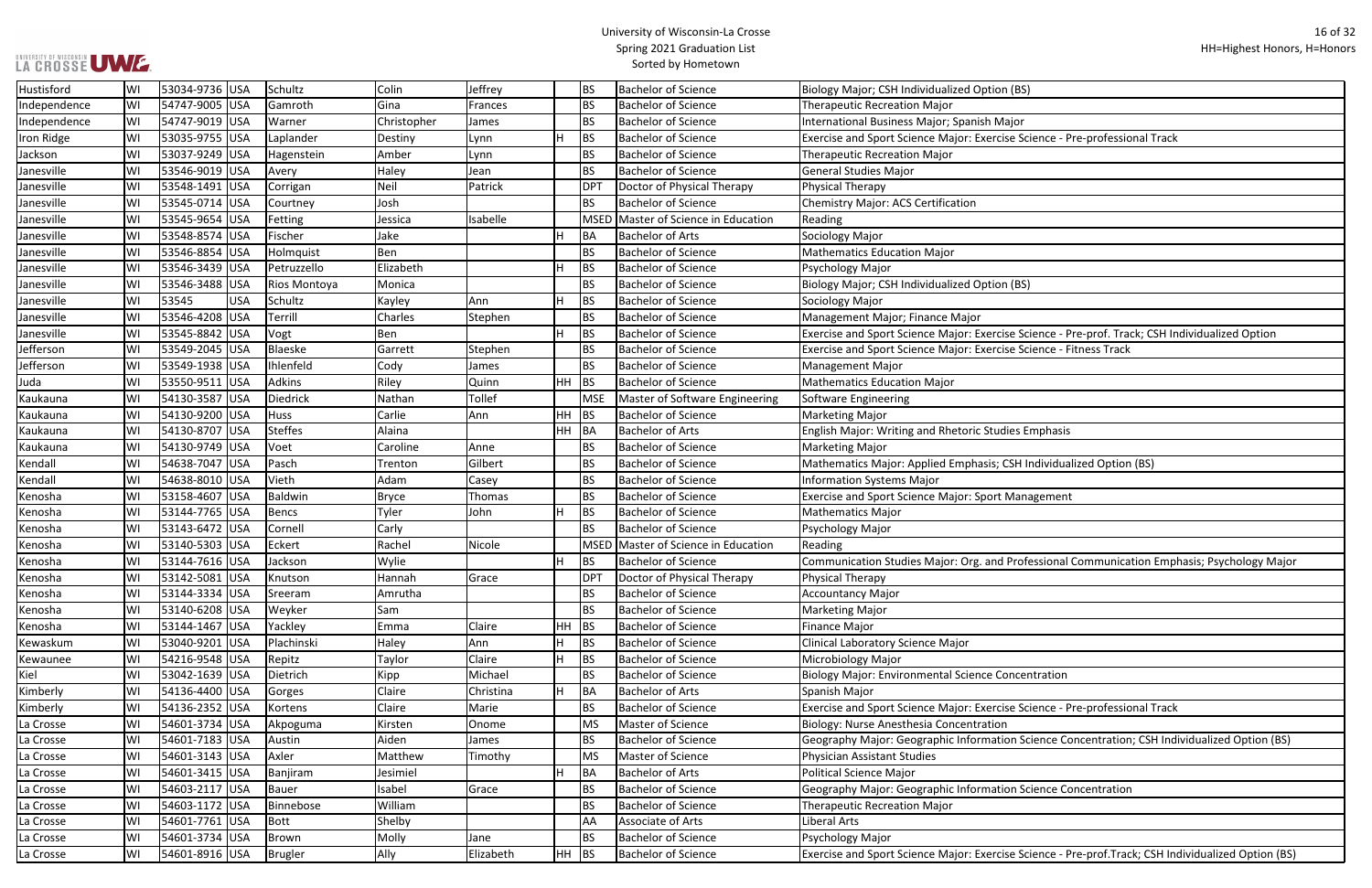| Hustisford | WI | 53034-9736 | USA | Schultz | Colin | Jeffrey | | BS | Bachelor of Science | Biology Major; CSH Individualized Option (BS) |
|---|---|---|---|---|---|---|---|---|---|---|
| Independence | WI | 54747-9005 | USA | Gamroth | Gina | Frances | | BS | Bachelor of Science | Therapeutic Recreation Major |
| Independence | WI | 54747-9019 | USA | Warner | Christopher | James | | BS | Bachelor of Science | International Business Major; Spanish Major |
| Iron Ridge | WI | 53035-9755 | USA | Laplander | Destiny | Lynn | H | BS | Bachelor of Science | Exercise and Sport Science Major: Exercise Science - Pre-professional Track |
| Jackson | WI | 53037-9249 | USA | Hagenstein | Amber | Lynn | | BS | Bachelor of Science | Therapeutic Recreation Major |
| Janesville | WI | 53546-9019 | USA | Avery | Haley | Jean | | BS | Bachelor of Science | General Studies Major |
| Janesville | WI | 53548-1491 | USA | Corrigan | Neil | Patrick | | DPT | Doctor of Physical Therapy | Physical Therapy |
| Janesville | WI | 53545-0714 | USA | Courtney | Josh | | | BS | Bachelor of Science | Chemistry Major: ACS Certification |
| Janesville | WI | 53545-9654 | USA | Fetting | Jessica | Isabelle | | MSED | Master of Science in Education | Reading |
| Janesville | WI | 53548-8574 | USA | Fischer | Jake | | H | BA | Bachelor of Arts | Sociology Major |
| Janesville | WI | 53546-8854 | USA | Holmquist | Ben | | | BS | Bachelor of Science | Mathematics Education Major |
| Janesville | WI | 53546-3439 | USA | Petruzzello | Elizabeth | | H | BS | Bachelor of Science | Psychology Major |
| Janesville | WI | 53546-3488 | USA | Rios Montoya | Monica | | | BS | Bachelor of Science | Biology Major; CSH Individualized Option (BS) |
| Janesville | WI | 53545 | USA | Schultz | Kayley | Ann | H | BS | Bachelor of Science | Sociology Major |
| Janesville | WI | 53546-4208 | USA | Terrill | Charles | Stephen | | BS | Bachelor of Science | Management Major; Finance Major |
| Janesville | WI | 53545-8842 | USA | Vogt | Ben | | H | BS | Bachelor of Science | Exercise and Sport Science Major: Exercise Science - Pre-prof. Track; CSH Individualized Option |
| Jefferson | WI | 53549-2045 | USA | Blaeske | Garrett | Stephen | | BS | Bachelor of Science | Exercise and Sport Science Major: Exercise Science - Fitness Track |
| Jefferson | WI | 53549-1938 | USA | Ihlenfeld | Cody | James | | BS | Bachelor of Science | Management Major |
| Juda | WI | 53550-9511 | USA | Adkins | Riley | Quinn | HH | BS | Bachelor of Science | Mathematics Education Major |
| Kaukauna | WI | 54130-3587 | USA | Diedrick | Nathan | Tollef | | MSE | Master of Software Engineering | Software Engineering |
| Kaukauna | WI | 54130-9200 | USA | Huss | Carlie | Ann | HH | BS | Bachelor of Science | Marketing Major |
| Kaukauna | WI | 54130-8707 | USA | Steffes | Alaina | | HH | BA | Bachelor of Arts | English Major: Writing and Rhetoric Studies Emphasis |
| Kaukauna | WI | 54130-9749 | USA | Voet | Caroline | Anne | | BS | Bachelor of Science | Marketing Major |
| Kendall | WI | 54638-7047 | USA | Pasch | Trenton | Gilbert | | BS | Bachelor of Science | Mathematics Major: Applied Emphasis; CSH Individualized Option (BS) |
| Kendall | WI | 54638-8010 | USA | Vieth | Adam | Casey | | BS | Bachelor of Science | Information Systems Major |
| Kenosha | WI | 53158-4607 | USA | Baldwin | Bryce | Thomas | | BS | Bachelor of Science | Exercise and Sport Science Major: Sport Management |
| Kenosha | WI | 53144-7765 | USA | Bencs | Tyler | John | H | BS | Bachelor of Science | Mathematics Major |
| Kenosha | WI | 53143-6472 | USA | Cornell | Carly | | | BS | Bachelor of Science | Psychology Major |
| Kenosha | WI | 53140-5303 | USA | Eckert | Rachel | Nicole | | MSED | Master of Science in Education | Reading |
| Kenosha | WI | 53144-7616 | USA | Jackson | Wylie | | H | BS | Bachelor of Science | Communication Studies Major: Org. and Professional Communication Emphasis; Psychology Major |
| Kenosha | WI | 53142-5081 | USA | Knutson | Hannah | Grace | | DPT | Doctor of Physical Therapy | Physical Therapy |
| Kenosha | WI | 53144-3334 | USA | Sreeram | Amrutha | | | BS | Bachelor of Science | Accountancy Major |
| Kenosha | WI | 53140-6208 | USA | Weyker | Sam | | | BS | Bachelor of Science | Marketing Major |
| Kenosha | WI | 53144-1467 | USA | Yackley | Emma | Claire | HH | BS | Bachelor of Science | Finance Major |
| Kewaskum | WI | 53040-9201 | USA | Plachinski | Haley | Ann | H | BS | Bachelor of Science | Clinical Laboratory Science Major |
| Kewaunee | WI | 54216-9548 | USA | Repitz | Taylor | Claire | H | BS | Bachelor of Science | Microbiology Major |
| Kiel | WI | 53042-1639 | USA | Dietrich | Kipp | Michael | | BS | Bachelor of Science | Biology Major: Environmental Science Concentration |
| Kimberly | WI | 54136-4400 | USA | Gorges | Claire | Christina | H | BA | Bachelor of Arts | Spanish Major |
| Kimberly | WI | 54136-2352 | USA | Kortens | Claire | Marie | | BS | Bachelor of Science | Exercise and Sport Science Major: Exercise Science - Pre-professional Track |
| La Crosse | WI | 54601-3734 | USA | Akpoguma | Kirsten | Onome | | MS | Master of Science | Biology: Nurse Anesthesia Concentration |
| La Crosse | WI | 54601-7183 | USA | Austin | Aiden | James | | BS | Bachelor of Science | Geography Major: Geographic Information Science Concentration; CSH Individualized Option (BS) |
| La Crosse | WI | 54601-3143 | USA | Axler | Matthew | Timothy | | MS | Master of Science | Physician Assistant Studies |
| La Crosse | WI | 54601-3415 | USA | Banjiram | Jesimiel | | H | BA | Bachelor of Arts | Political Science Major |
| La Crosse | WI | 54603-2117 | USA | Bauer | Isabel | Grace | | BS | Bachelor of Science | Geography Major: Geographic Information Science Concentration |
| La Crosse | WI | 54603-1172 | USA | Binnebose | William | | | BS | Bachelor of Science | Therapeutic Recreation Major |
| La Crosse | WI | 54601-7761 | USA | Bott | Shelby | | | AA | Associate of Arts | Liberal Arts |
| La Crosse | WI | 54601-3734 | USA | Brown | Molly | Jane | | BS | Bachelor of Science | Psychology Major |
| La Crosse | WI | 54601-8916 | USA | Brugler | Ally | Elizabeth | HH | BS | Bachelor of Science | Exercise and Sport Science Major: Exercise Science - Pre-prof.Track; CSH Individualized Option (BS) |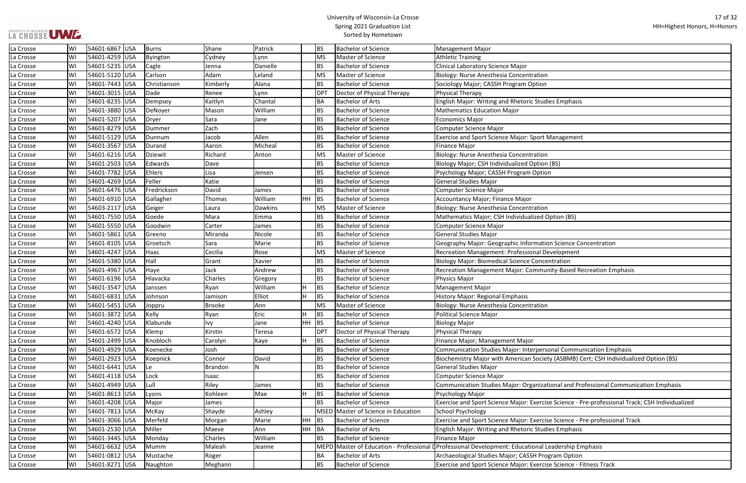# University of Wisconsin-La Crosse
## Spring 2021 Graduation List
### Sorted by Hometown

HH=Highest Honors, H=Honors

| | | | | | | | | | | |
|---|---|---|---|---|---|---|---|---|---|---|
| La Crosse | WI | 54601-6867 | USA | Burns | Shane | Patrick | | BS | Bachelor of Science | Management Major |
| La Crosse | WI | 54601-4259 | USA | Byington | Cydney | Lynn | | MS | Master of Science | Athletic Training |
| La Crosse | WI | 54601-5235 | USA | Cagle | Jenna | Danielle | | BS | Bachelor of Science | Clinical Laboratory Science Major |
| La Crosse | WI | 54601-5120 | USA | Carlson | Adam | Leland | | MS | Master of Science | Biology: Nurse Anesthesia Concentration |
| La Crosse | WI | 54601-7443 | USA | Christianson | Kimberly | Alana | | BS | Bachelor of Science | Sociology Major; CASSH Program Option |
| La Crosse | WI | 54601-3015 | USA | Dade | Renee | Lynn | | DPT | Doctor of Physical Therapy | Physical Therapy |
| La Crosse | WI | 54601-8235 | USA | Dempsey | Kaitlyn | Chantal | | BA | Bachelor of Arts | English Major: Writing and Rhetoric Studies Emphasis |
| La Crosse | WI | 54601-3880 | USA | DeNoyer | Mason | William | | BS | Bachelor of Science | Mathematics Education Major |
| La Crosse | WI | 54601-5207 | USA | Dryer | Sara | Jane | | BS | Bachelor of Science | Economics Major |
| La Crosse | WI | 54601-8279 | USA | Dummer | Zach | | | BS | Bachelor of Science | Computer Science Major |
| La Crosse | WI | 54601-5129 | USA | Dunnum | Jacob | Allen | | BS | Bachelor of Science | Exercise and Sport Science Major: Sport Management |
| La Crosse | WI | 54601-3567 | USA | Durand | Aaron | Micheal | | BS | Bachelor of Science | Finance Major |
| La Crosse | WI | 54601-6216 | USA | Dziewit | Richard | Anton | | MS | Master of Science | Biology: Nurse Anesthesia Concentration |
| La Crosse | WI | 54601-2503 | USA | Edwards | Dave | | | BS | Bachelor of Science | Biology Major; CSH Individualized Option (BS) |
| La Crosse | WI | 54601-7782 | USA | Ehlers | Lisa | Jensen | | BS | Bachelor of Science | Psychology Major; CASSH Program Option |
| La Crosse | WI | 54601-4269 | USA | Feller | Katie | | | BS | Bachelor of Science | General Studies Major |
| La Crosse | WI | 54601-6476 | USA | Fredrickson | David | James | | BS | Bachelor of Science | Computer Science Major |
| La Crosse | WI | 54601-6910 | USA | Gallagher | Thomas | William | HH | BS | Bachelor of Science | Accountancy Major; Finance Major |
| La Crosse | WI | 54603-2117 | USA | Geiger | Laura | Dawkins | | MS | Master of Science | Biology: Nurse Anesthesia Concentration |
| La Crosse | WI | 54601-7550 | USA | Goede | Mara | Emma | | BS | Bachelor of Science | Mathematics Major; CSH Individualized Option (BS) |
| La Crosse | WI | 54601-5550 | USA | Goodwin | Carter | James | | BS | Bachelor of Science | Computer Science Major |
| La Crosse | WI | 54601-5861 | USA | Greeno | Miranda | Nicole | | BS | Bachelor of Science | General Studies Major |
| La Crosse | WI | 54601-8105 | USA | Groetsch | Sara | Marie | | BS | Bachelor of Science | Geography Major: Geographic Information Science Concentration |
| La Crosse | WI | 54601-4247 | USA | Haas | Cecilia | Rose | | MS | Master of Science | Recreation Management: Professional Development |
| La Crosse | WI | 54601-5380 | USA | Hall | Grant | Xavier | | BS | Bachelor of Science | Biology Major: Biomedical Science Concentration |
| La Crosse | WI | 54601-4967 | USA | Haye | Jack | Andrew | | BS | Bachelor of Science | Recreation Management Major: Community-Based Recreation Emphasis |
| La Crosse | WI | 54601-6196 | USA | Hlavacka | Charles | Gregory | | BS | Bachelor of Science | Physics Major |
| La Crosse | WI | 54601-3547 | USA | Janssen | Ryan | William | H | BS | Bachelor of Science | Management Major |
| La Crosse | WI | 54601-6831 | USA | Johnson | Jamison | Elliot | H | BS | Bachelor of Science | History Major: Regional Emphasis |
| La Crosse | WI | 54601-5451 | USA | Joppru | Brooke | Ann | | MS | Master of Science | Biology: Nurse Anesthesia Concentration |
| La Crosse | WI | 54601-3872 | USA | Kelly | Ryan | Eric | H | BS | Bachelor of Science | Political Science Major |
| La Crosse | WI | 54601-4240 | USA | Klabunde | Ivy | Jane | HH | BS | Bachelor of Science | Biology Major |
| La Crosse | WI | 54601-6572 | USA | Klemp | Kirstin | Teresa | | DPT | Doctor of Physical Therapy | Physical Therapy |
| La Crosse | WI | 54601-2499 | USA | Knobloch | Carolyn | Kaye | H | BS | Bachelor of Science | Finance Major; Management Major |
| La Crosse | WI | 54601-4929 | USA | Koenecke | Josh | | | BS | Bachelor of Science | Communication Studies Major: Interpersonal Communication Emphasis |
| La Crosse | WI | 54601-2923 | USA | Koepnick | Connor | David | | BS | Bachelor of Science | Biochemistry Major with American Society (ASBMB) Cert; CSH Individualized Option (BS) |
| La Crosse | WI | 54601-6441 | USA | Le | Brandon | N | | BS | Bachelor of Science | General Studies Major |
| La Crosse | WI | 54601-4118 | USA | Lock | Isaac | | | BS | Bachelor of Science | Computer Science Major |
| La Crosse | WI | 54601-4949 | USA | Lull | Riley | James | | BS | Bachelor of Science | Communication Studies Major: Organizational and Professional Communication Emphasis |
| La Crosse | WI | 54601-8613 | USA | Lyons | Kohleen | Mae | H | BS | Bachelor of Science | Psychology Major |
| La Crosse | WI | 54601-4208 | USA | Major | James | | | BS | Bachelor of Science | Exercise and Sport Science Major: Exercise Science - Pre-professional Track; CSH Individualized |
| La Crosse | WI | 54601-7813 | USA | McKay | Shayde | Ashley | | MSED | Master of Science in Education | School Psychology |
| La Crosse | WI | 54601-3066 | USA | Merfeld | Morgan | Marie | HH | BS | Bachelor of Science | Exercise and Sport Science Major: Exercise Science - Pre-professional Track |
| La Crosse | WI | 54601-2530 | USA | Miller | Maeve | Ann | HH | BA | Bachelor of Arts | English Major: Writing and Rhetoric Studies Emphasis |
| La Crosse | WI | 54601-3445 | USA | Monday | Charles | William | | BS | Bachelor of Science | Finance Major |
| La Crosse | WI | 54601-6632 | USA | Mumm | Maleah | Jeanne | | MEPD | Master of Education - Professional D | Professional Development: Educational Leadership Emphasis |
| La Crosse | WI | 54601-0812 | USA | Mustache | Roger | | | BA | Bachelor of Arts | Archaeological Studies Major; CASSH Program Option |
| La Crosse | WI | 54601-8271 | USA | Naughton | Meghann | | | BS | Bachelor of Science | Exercise and Sport Science Major: Exercise Science - Fitness Track |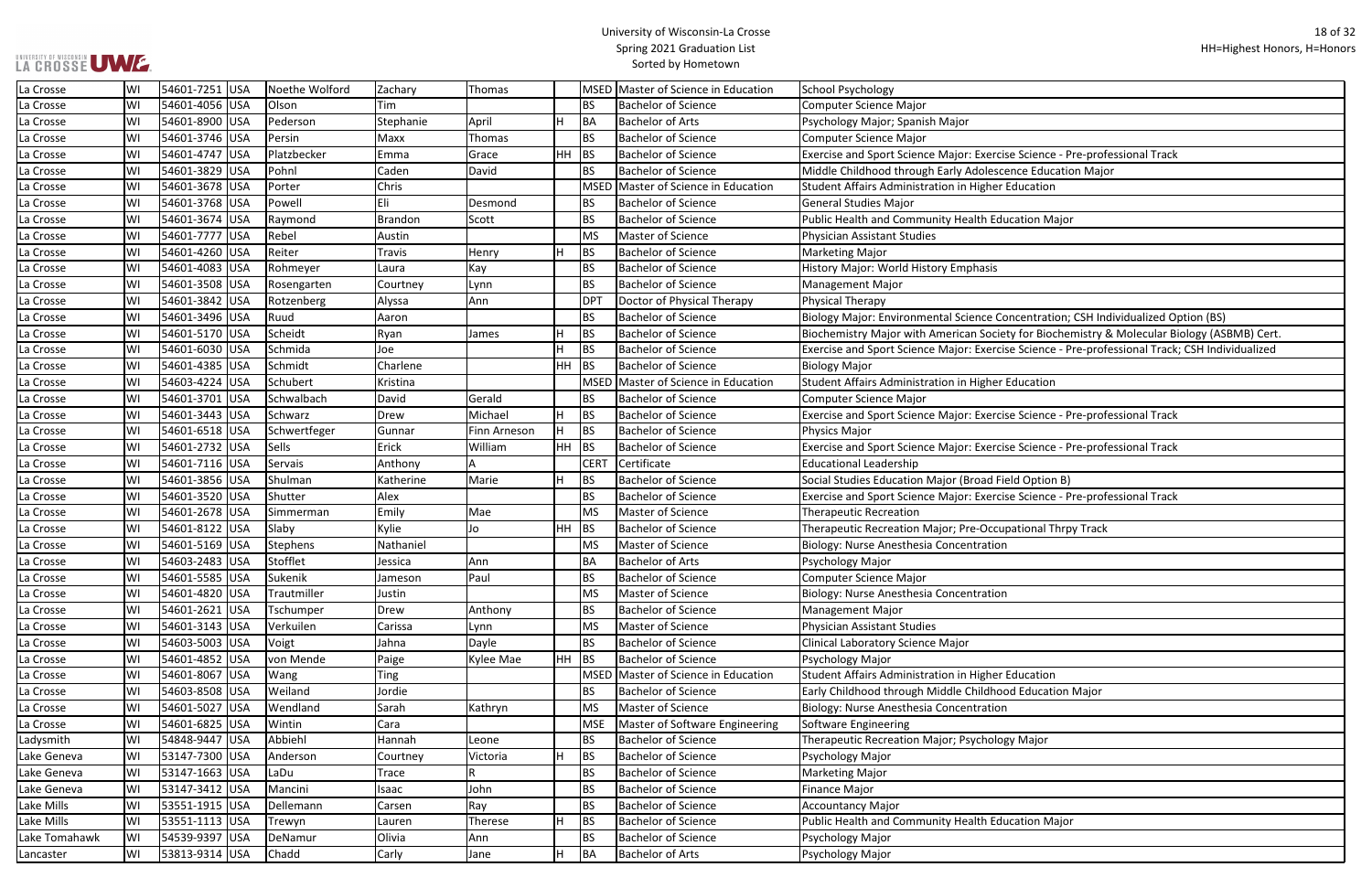# University of Wisconsin-La Crosse
## Spring 2021 Graduation List
### Sorted by Hometown

HH=Highest Honors, H=Honors

| City | State | Zip | Country | Last Name | First Name | Middle Name | Honors | Degree | Degree Name | Major |
|---|---|---|---|---|---|---|---|---|---|---|
| La Crosse | WI | 54601-7251 | USA | Noethe Wolford | Zachary | Thomas | | MSED | Master of Science in Education | School Psychology |
| La Crosse | WI | 54601-4056 | USA | Olson | Tim | | | BS | Bachelor of Science | Computer Science Major |
| La Crosse | WI | 54601-8900 | USA | Pederson | Stephanie | April | H | BA | Bachelor of Arts | Psychology Major; Spanish Major |
| La Crosse | WI | 54601-3746 | USA | Persin | Maxx | Thomas | | BS | Bachelor of Science | Computer Science Major |
| La Crosse | WI | 54601-4747 | USA | Platzbecker | Emma | Grace | HH | BS | Bachelor of Science | Exercise and Sport Science Major: Exercise Science - Pre-professional Track |
| La Crosse | WI | 54601-3829 | USA | Pohnl | Caden | David | | BS | Bachelor of Science | Middle Childhood through Early Adolescence Education Major |
| La Crosse | WI | 54601-3678 | USA | Porter | Chris | | | MSED | Master of Science in Education | Student Affairs Administration in Higher Education |
| La Crosse | WI | 54601-3768 | USA | Powell | Eli | Desmond | | BS | Bachelor of Science | General Studies Major |
| La Crosse | WI | 54601-3674 | USA | Raymond | Brandon | Scott | | BS | Bachelor of Science | Public Health and Community Health Education Major |
| La Crosse | WI | 54601-7777 | USA | Rebel | Austin | | | MS | Master of Science | Physician Assistant Studies |
| La Crosse | WI | 54601-4260 | USA | Reiter | Travis | Henry | H | BS | Bachelor of Science | Marketing Major |
| La Crosse | WI | 54601-4083 | USA | Rohmeyer | Laura | Kay | | BS | Bachelor of Science | History Major: World History Emphasis |
| La Crosse | WI | 54601-3508 | USA | Rosengarten | Courtney | Lynn | | BS | Bachelor of Science | Management Major |
| La Crosse | WI | 54601-3842 | USA | Rotzenberg | Alyssa | Ann | | DPT | Doctor of Physical Therapy | Physical Therapy |
| La Crosse | WI | 54601-3496 | USA | Ruud | Aaron | | | BS | Bachelor of Science | Biology Major: Environmental Science Concentration; CSH Individualized Option (BS) |
| La Crosse | WI | 54601-5170 | USA | Scheidt | Ryan | James | H | BS | Bachelor of Science | Biochemistry Major with American Society for Biochemistry & Molecular Biology (ASBMB) Cert. |
| La Crosse | WI | 54601-6030 | USA | Schmida | Joe | | H | BS | Bachelor of Science | Exercise and Sport Science Major: Exercise Science - Pre-professional Track; CSH Individualized |
| La Crosse | WI | 54601-4385 | USA | Schmidt | Charlene | | HH | BS | Bachelor of Science | Biology Major |
| La Crosse | WI | 54603-4224 | USA | Schubert | Kristina | | | MSED | Master of Science in Education | Student Affairs Administration in Higher Education |
| La Crosse | WI | 54601-3701 | USA | Schwalbach | David | Gerald | | BS | Bachelor of Science | Computer Science Major |
| La Crosse | WI | 54601-3443 | USA | Schwarz | Drew | Michael | H | BS | Bachelor of Science | Exercise and Sport Science Major: Exercise Science - Pre-professional Track |
| La Crosse | WI | 54601-6518 | USA | Schwertfeger | Gunnar | Finn Arneson | H | BS | Bachelor of Science | Physics Major |
| La Crosse | WI | 54601-2732 | USA | Sells | Erick | William | HH | BS | Bachelor of Science | Exercise and Sport Science Major: Exercise Science - Pre-professional Track |
| La Crosse | WI | 54601-7116 | USA | Servais | Anthony | A | | CERT | Certificate | Educational Leadership |
| La Crosse | WI | 54601-3856 | USA | Shulman | Katherine | Marie | H | BS | Bachelor of Science | Social Studies Education Major (Broad Field Option B) |
| La Crosse | WI | 54601-3520 | USA | Shutter | Alex | | | BS | Bachelor of Science | Exercise and Sport Science Major: Exercise Science - Pre-professional Track |
| La Crosse | WI | 54601-2678 | USA | Simmerman | Emily | Mae | | MS | Master of Science | Therapeutic Recreation |
| La Crosse | WI | 54601-8122 | USA | Slaby | Kylie | Jo | HH | BS | Bachelor of Science | Therapeutic Recreation Major; Pre-Occupational Thrpy Track |
| La Crosse | WI | 54601-5169 | USA | Stephens | Nathaniel | | | MS | Master of Science | Biology: Nurse Anesthesia Concentration |
| La Crosse | WI | 54603-2483 | USA | Stofflet | Jessica | Ann | | BA | Bachelor of Arts | Psychology Major |
| La Crosse | WI | 54601-5585 | USA | Sukenik | Jameson | Paul | | BS | Bachelor of Science | Computer Science Major |
| La Crosse | WI | 54601-4820 | USA | Trautmiller | Justin | | | MS | Master of Science | Biology: Nurse Anesthesia Concentration |
| La Crosse | WI | 54601-2621 | USA | Tschumper | Drew | Anthony | | BS | Bachelor of Science | Management Major |
| La Crosse | WI | 54601-3143 | USA | Verkuilen | Carissa | Lynn | | MS | Master of Science | Physician Assistant Studies |
| La Crosse | WI | 54603-5003 | USA | Voigt | Jahna | Dayle | | BS | Bachelor of Science | Clinical Laboratory Science Major |
| La Crosse | WI | 54601-4852 | USA | von Mende | Paige | Kylee Mae | HH | BS | Bachelor of Science | Psychology Major |
| La Crosse | WI | 54601-8067 | USA | Wang | Ting | | | MSED | Master of Science in Education | Student Affairs Administration in Higher Education |
| La Crosse | WI | 54603-8508 | USA | Weiland | Jordie | | | BS | Bachelor of Science | Early Childhood through Middle Childhood Education Major |
| La Crosse | WI | 54601-5027 | USA | Wendland | Sarah | Kathryn | | MS | Master of Science | Biology: Nurse Anesthesia Concentration |
| La Crosse | WI | 54601-6825 | USA | Wintin | Cara | | | MSE | Master of Software Engineering | Software Engineering |
| Ladysmith | WI | 54848-9447 | USA | Abbiehl | Hannah | Leone | | BS | Bachelor of Science | Therapeutic Recreation Major; Psychology Major |
| Lake Geneva | WI | 53147-7300 | USA | Anderson | Courtney | Victoria | H | BS | Bachelor of Science | Psychology Major |
| Lake Geneva | WI | 53147-1663 | USA | LaDu | Trace | R | | BS | Bachelor of Science | Marketing Major |
| Lake Geneva | WI | 53147-3412 | USA | Mancini | Isaac | John | | BS | Bachelor of Science | Finance Major |
| Lake Mills | WI | 53551-1915 | USA | Dellemann | Carsen | Ray | | BS | Bachelor of Science | Accountancy Major |
| Lake Mills | WI | 53551-1113 | USA | Trewyn | Lauren | Therese | H | BS | Bachelor of Science | Public Health and Community Health Education Major |
| Lake Tomahawk | WI | 54539-9397 | USA | DeNamur | Olivia | Ann | | BS | Bachelor of Science | Psychology Major |
| Lancaster | WI | 53813-9314 | USA | Chadd | Carly | Jane | H | BA | Bachelor of Arts | Psychology Major |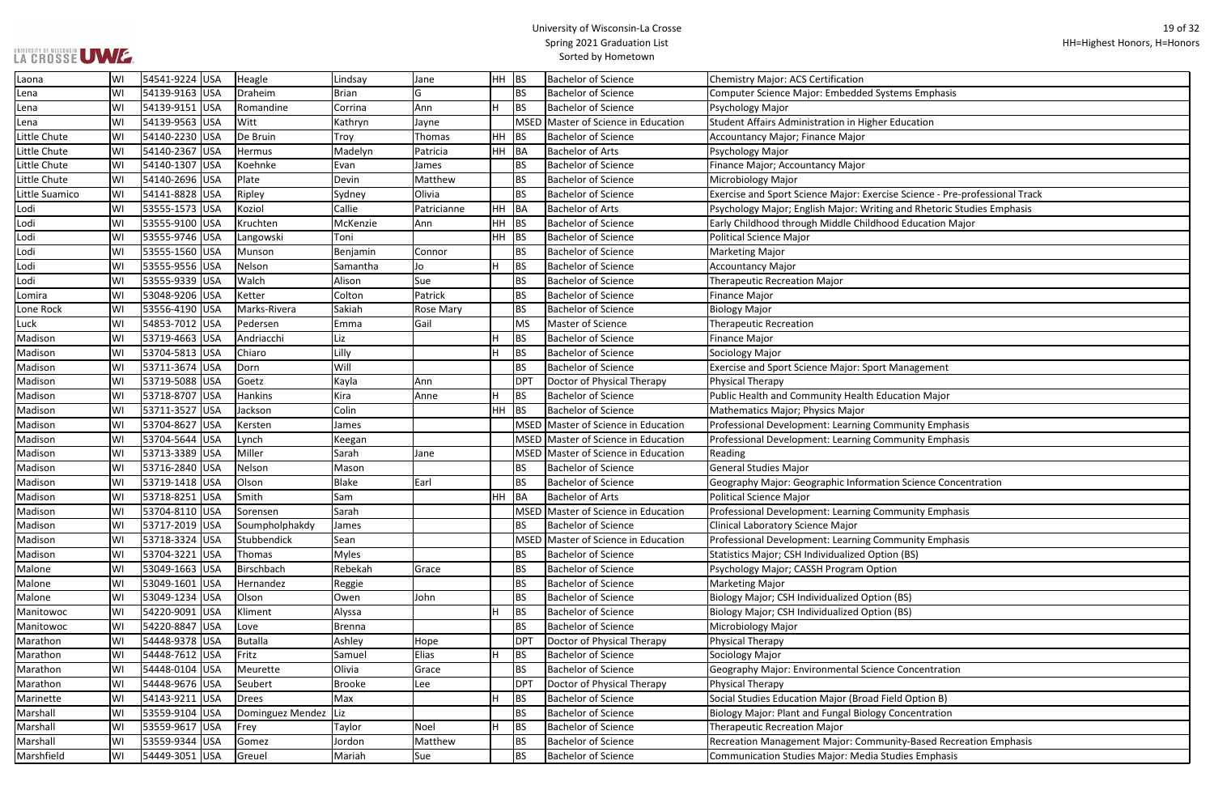# University of Wisconsin-La Crosse
## Spring 2021 Graduation List
### Sorted by Hometown

HH=Highest Honors, H=Honors

| Hometown | State | Zip | Country | Last Name | First Name | Middle Name | Honors | Degree | Degree Name | Major |
|---|---|---|---|---|---|---|---|---|---|---|
| Laona | WI | 54541-9224 | USA | Heagle | Lindsay | Jane | HH | BS | Bachelor of Science | Chemistry Major: ACS Certification |
| Lena | WI | 54139-9163 | USA | Draheim | Brian | G | | BS | Bachelor of Science | Computer Science Major: Embedded Systems Emphasis |
| Lena | WI | 54139-9151 | USA | Romandine | Corrina | Ann | H | BS | Bachelor of Science | Psychology Major |
| Lena | WI | 54139-9563 | USA | Witt | Kathryn | Jayne | | MSED | Master of Science in Education | Student Affairs Administration in Higher Education |
| Little Chute | WI | 54140-2230 | USA | De Bruin | Troy | Thomas | HH | BS | Bachelor of Science | Accountancy Major; Finance Major |
| Little Chute | WI | 54140-2367 | USA | Hermus | Madelyn | Patricia | HH | BA | Bachelor of Arts | Psychology Major |
| Little Chute | WI | 54140-1307 | USA | Koehnke | Evan | James | | BS | Bachelor of Science | Finance Major; Accountancy Major |
| Little Chute | WI | 54140-2696 | USA | Plate | Devin | Matthew | | BS | Bachelor of Science | Microbiology Major |
| Little Suamico | WI | 54141-8828 | USA | Ripley | Sydney | Olivia | | BS | Bachelor of Science | Exercise and Sport Science Major: Exercise Science - Pre-professional Track |
| Lodi | WI | 53555-1573 | USA | Koziol | Callie | Patricianne | HH | BA | Bachelor of Arts | Psychology Major; English Major: Writing and Rhetoric Studies Emphasis |
| Lodi | WI | 53555-9100 | USA | Kruchten | McKenzie | Ann | HH | BS | Bachelor of Science | Early Childhood through Middle Childhood Education Major |
| Lodi | WI | 53555-9746 | USA | Langowski | Toni | | HH | BS | Bachelor of Science | Political Science Major |
| Lodi | WI | 53555-1560 | USA | Munson | Benjamin | Connor | | BS | Bachelor of Science | Marketing Major |
| Lodi | WI | 53555-9556 | USA | Nelson | Samantha | Jo | H | BS | Bachelor of Science | Accountancy Major |
| Lodi | WI | 53555-9339 | USA | Walch | Alison | Sue | | BS | Bachelor of Science | Therapeutic Recreation Major |
| Lomira | WI | 53048-9206 | USA | Ketter | Colton | Patrick | | BS | Bachelor of Science | Finance Major |
| Lone Rock | WI | 53556-4190 | USA | Marks-Rivera | Sakiah | Rose Mary | | BS | Bachelor of Science | Biology Major |
| Luck | WI | 54853-7012 | USA | Pedersen | Emma | Gail | | MS | Master of Science | Therapeutic Recreation |
| Madison | WI | 53719-4663 | USA | Andriacchi | Liz | | H | BS | Bachelor of Science | Finance Major |
| Madison | WI | 53704-5813 | USA | Chiaro | Lilly | | H | BS | Bachelor of Science | Sociology Major |
| Madison | WI | 53711-3674 | USA | Dorn | Will | | | BS | Bachelor of Science | Exercise and Sport Science Major: Sport Management |
| Madison | WI | 53719-5088 | USA | Goetz | Kayla | Ann | | DPT | Doctor of Physical Therapy | Physical Therapy |
| Madison | WI | 53718-8707 | USA | Hankins | Kira | Anne | H | BS | Bachelor of Science | Public Health and Community Health Education Major |
| Madison | WI | 53711-3527 | USA | Jackson | Colin | | HH | BS | Bachelor of Science | Mathematics Major; Physics Major |
| Madison | WI | 53704-8627 | USA | Kersten | James | | | MSED | Master of Science in Education | Professional Development: Learning Community Emphasis |
| Madison | WI | 53704-5644 | USA | Lynch | Keegan | | | MSED | Master of Science in Education | Professional Development: Learning Community Emphasis |
| Madison | WI | 53713-3389 | USA | Miller | Sarah | Jane | | MSED | Master of Science in Education | Reading |
| Madison | WI | 53716-2840 | USA | Nelson | Mason | | | BS | Bachelor of Science | General Studies Major |
| Madison | WI | 53719-1418 | USA | Olson | Blake | Earl | | BS | Bachelor of Science | Geography Major: Geographic Information Science Concentration |
| Madison | WI | 53718-8251 | USA | Smith | Sam | | HH | BA | Bachelor of Arts | Political Science Major |
| Madison | WI | 53704-8110 | USA | Sorensen | Sarah | | | MSED | Master of Science in Education | Professional Development: Learning Community Emphasis |
| Madison | WI | 53717-2019 | USA | Soumpholphakdy | James | | | BS | Bachelor of Science | Clinical Laboratory Science Major |
| Madison | WI | 53718-3324 | USA | Stubbendick | Sean | | | MSED | Master of Science in Education | Professional Development: Learning Community Emphasis |
| Madison | WI | 53704-3221 | USA | Thomas | Myles | | | BS | Bachelor of Science | Statistics Major; CSH Individualized Option (BS) |
| Malone | WI | 53049-1663 | USA | Birschbach | Rebekah | Grace | | BS | Bachelor of Science | Psychology Major; CASSH Program Option |
| Malone | WI | 53049-1601 | USA | Hernandez | Reggie | | | BS | Bachelor of Science | Marketing Major |
| Malone | WI | 53049-1234 | USA | Olson | Owen | John | | BS | Bachelor of Science | Biology Major; CSH Individualized Option (BS) |
| Manitowoc | WI | 54220-9091 | USA | Kliment | Alyssa | | H | BS | Bachelor of Science | Biology Major; CSH Individualized Option (BS) |
| Manitowoc | WI | 54220-8847 | USA | Love | Brenna | | | BS | Bachelor of Science | Microbiology Major |
| Marathon | WI | 54448-9378 | USA | Butalla | Ashley | Hope | | DPT | Doctor of Physical Therapy | Physical Therapy |
| Marathon | WI | 54448-7612 | USA | Fritz | Samuel | Elias | H | BS | Bachelor of Science | Sociology Major |
| Marathon | WI | 54448-0104 | USA | Meurette | Olivia | Grace | | BS | Bachelor of Science | Geography Major: Environmental Science Concentration |
| Marathon | WI | 54448-9676 | USA | Seubert | Brooke | Lee | | DPT | Doctor of Physical Therapy | Physical Therapy |
| Marinette | WI | 54143-9211 | USA | Drees | Max | | H | BS | Bachelor of Science | Social Studies Education Major (Broad Field Option B) |
| Marshall | WI | 53559-9104 | USA | Dominguez Mendez | Liz | | | BS | Bachelor of Science | Biology Major: Plant and Fungal Biology Concentration |
| Marshall | WI | 53559-9617 | USA | Frey | Taylor | Noel | H | BS | Bachelor of Science | Therapeutic Recreation Major |
| Marshall | WI | 53559-9344 | USA | Gomez | Jordon | Matthew | | BS | Bachelor of Science | Recreation Management Major: Community-Based Recreation Emphasis |
| Marshfield | WI | 54449-3051 | USA | Greuel | Mariah | Sue | | BS | Bachelor of Science | Communication Studies Major: Media Studies Emphasis |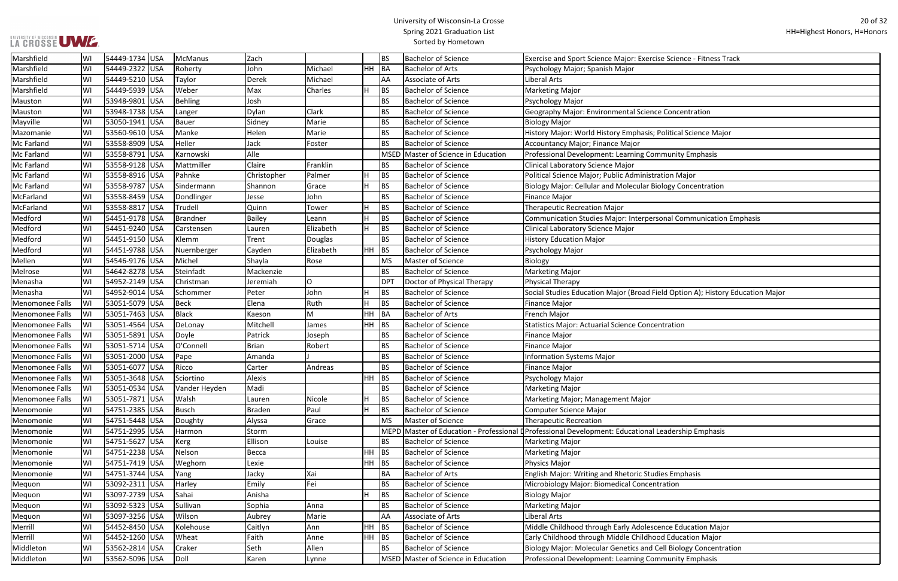| Marshfield | WI | 54449-1734 | USA | McManus | Zach | | | BS | Bachelor of Science | Exercise and Sport Science Major: Exercise Science - Fitness Track |
|---|---|---|---|---|---|---|---|---|---|---|
| Marshfield | WI | 54449-2322 | USA | Roherty | John | Michael | HH | BA | Bachelor of Arts | Psychology Major; Spanish Major |
| Marshfield | WI | 54449-5210 | USA | Taylor | Derek | Michael | | AA | Associate of Arts | Liberal Arts |
| Marshfield | WI | 54449-5939 | USA | Weber | Max | Charles | H | BS | Bachelor of Science | Marketing Major |
| Mauston | WI | 53948-9801 | USA | Behling | Josh | | | BS | Bachelor of Science | Psychology Major |
| Mauston | WI | 53948-1738 | USA | Langer | Dylan | Clark | | BS | Bachelor of Science | Geography Major: Environmental Science Concentration |
| Mayville | WI | 53050-1941 | USA | Bauer | Sidney | Marie | | BS | Bachelor of Science | Biology Major |
| Mazomanie | WI | 53560-9610 | USA | Manke | Helen | Marie | | BS | Bachelor of Science | History Major: World History Emphasis; Political Science Major |
| Mc Farland | WI | 53558-8909 | USA | Heller | Jack | Foster | | BS | Bachelor of Science | Accountancy Major; Finance Major |
| Mc Farland | WI | 53558-8791 | USA | Karnowski | Alle | | | MSED | Master of Science in Education | Professional Development: Learning Community Emphasis |
| Mc Farland | WI | 53558-9128 | USA | Mattmiller | Claire | Franklin | | BS | Bachelor of Science | Clinical Laboratory Science Major |
| Mc Farland | WI | 53558-8916 | USA | Pahnke | Christopher | Palmer | H | BS | Bachelor of Science | Political Science Major; Public Administration Major |
| Mc Farland | WI | 53558-9787 | USA | Sindermann | Shannon | Grace | H | BS | Bachelor of Science | Biology Major: Cellular and Molecular Biology Concentration |
| McFarland | WI | 53558-8459 | USA | Dondlinger | Jesse | John | | BS | Bachelor of Science | Finance Major |
| McFarland | WI | 53558-8817 | USA | Trudell | Quinn | Tower | H | BS | Bachelor of Science | Therapeutic Recreation Major |
| Medford | WI | 54451-9178 | USA | Brandner | Bailey | Leann | H | BS | Bachelor of Science | Communication Studies Major: Interpersonal Communication Emphasis |
| Medford | WI | 54451-9240 | USA | Carstensen | Lauren | Elizabeth | H | BS | Bachelor of Science | Clinical Laboratory Science Major |
| Medford | WI | 54451-9150 | USA | Klemm | Trent | Douglas | | BS | Bachelor of Science | History Education Major |
| Medford | WI | 54451-9788 | USA | Nuernberger | Cayden | Elizabeth | HH | BS | Bachelor of Science | Psychology Major |
| Mellen | WI | 54546-9176 | USA | Michel | Shayla | Rose | | MS | Master of Science | Biology |
| Melrose | WI | 54642-8278 | USA | Steinfadt | Mackenzie | | | BS | Bachelor of Science | Marketing Major |
| Menasha | WI | 54952-2149 | USA | Christman | Jeremiah | O | | DPT | Doctor of Physical Therapy | Physical Therapy |
| Menasha | WI | 54952-9014 | USA | Schommer | Peter | John | H | BS | Bachelor of Science | Social Studies Education Major (Broad Field Option A); History Education Major |
| Menomonee Falls | WI | 53051-5079 | USA | Beck | Elena | Ruth | H | BS | Bachelor of Science | Finance Major |
| Menomonee Falls | WI | 53051-7463 | USA | Black | Kaeson | M | HH | BA | Bachelor of Arts | French Major |
| Menomonee Falls | WI | 53051-4564 | USA | DeLonay | Mitchell | James | HH | BS | Bachelor of Science | Statistics Major: Actuarial Science Concentration |
| Menomonee Falls | WI | 53051-5891 | USA | Doyle | Patrick | Joseph | | BS | Bachelor of Science | Finance Major |
| Menomonee Falls | WI | 53051-5714 | USA | O'Connell | Brian | Robert | | BS | Bachelor of Science | Finance Major |
| Menomonee Falls | WI | 53051-2000 | USA | Pape | Amanda | J | | BS | Bachelor of Science | Information Systems Major |
| Menomonee Falls | WI | 53051-6077 | USA | Ricco | Carter | Andreas | | BS | Bachelor of Science | Finance Major |
| Menomonee Falls | WI | 53051-3648 | USA | Sciortino | Alexis | | HH | BS | Bachelor of Science | Psychology Major |
| Menomonee Falls | WI | 53051-0534 | USA | Vander Heyden | Madi | | | BS | Bachelor of Science | Marketing Major |
| Menomonee Falls | WI | 53051-7871 | USA | Walsh | Lauren | Nicole | H | BS | Bachelor of Science | Marketing Major; Management Major |
| Menomonie | WI | 54751-2385 | USA | Busch | Braden | Paul | H | BS | Bachelor of Science | Computer Science Major |
| Menomonie | WI | 54751-5448 | USA | Doughty | Alyssa | Grace | | MS | Master of Science | Therapeutic Recreation |
| Menomonie | WI | 54751-2995 | USA | Harmon | Storm | | | MEPD | Master of Education - Professional D | Professional Development: Educational Leadership Emphasis |
| Menomonie | WI | 54751-5627 | USA | Kerg | Ellison | Louise | | BS | Bachelor of Science | Marketing Major |
| Menomonie | WI | 54751-2238 | USA | Nelson | Becca | | HH | BS | Bachelor of Science | Marketing Major |
| Menomonie | WI | 54751-7419 | USA | Weghorn | Lexie | | HH | BS | Bachelor of Science | Physics Major |
| Menomonie | WI | 54751-3744 | USA | Yang | Jacky | Xai | | BA | Bachelor of Arts | English Major: Writing and Rhetoric Studies Emphasis |
| Mequon | WI | 53092-2311 | USA | Harley | Emily | Fei | | BS | Bachelor of Science | Microbiology Major: Biomedical Concentration |
| Mequon | WI | 53097-2739 | USA | Sahai | Anisha | | H | BS | Bachelor of Science | Biology Major |
| Mequon | WI | 53092-5323 | USA | Sullivan | Sophia | Anna | | BS | Bachelor of Science | Marketing Major |
| Mequon | WI | 53097-3256 | USA | Wilson | Aubrey | Marie | | AA | Associate of Arts | Liberal Arts |
| Merrill | WI | 54452-8450 | USA | Kolehouse | Caitlyn | Ann | HH | BS | Bachelor of Science | Middle Childhood through Early Adolescence Education Major |
| Merrill | WI | 54452-1260 | USA | Wheat | Faith | Anne | HH | BS | Bachelor of Science | Early Childhood through Middle Childhood Education Major |
| Middleton | WI | 53562-2814 | USA | Craker | Seth | Allen | | BS | Bachelor of Science | Biology Major: Molecular Genetics and Cell Biology Concentration |
| Middleton | WI | 53562-5096 | USA | Doll | Karen | Lynne | | MSED | Master of Science in Education | Professional Development: Learning Community Emphasis |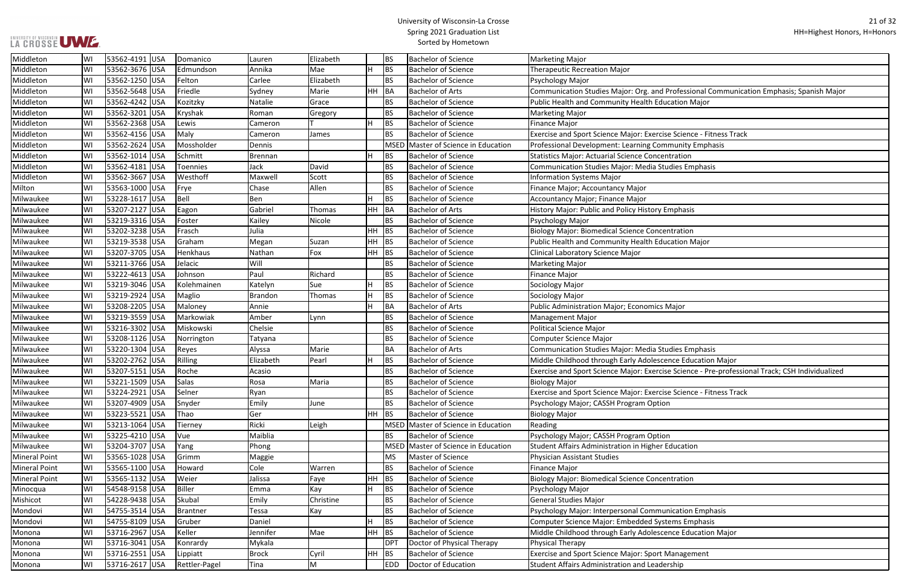| Middleton | WI | 53562-4191 | USA | Domanico | Lauren | Elizabeth | | BS | Bachelor of Science | Marketing Major |
|---|---|---|---|---|---|---|---|---|---|---|
| Middleton | WI | 53562-3676 | USA | Edmundson | Annika | Mae | H | BS | Bachelor of Science | Therapeutic Recreation Major |
| Middleton | WI | 53562-1250 | USA | Felton | Carlee | Elizabeth | | BS | Bachelor of Science | Psychology Major |
| Middleton | WI | 53562-5648 | USA | Friedle | Sydney | Marie | HH | BA | Bachelor of Arts | Communication Studies Major: Org. and Professional Communication Emphasis; Spanish Major |
| Middleton | WI | 53562-4242 | USA | Kozitzky | Natalie | Grace | | BS | Bachelor of Science | Public Health and Community Health Education Major |
| Middleton | WI | 53562-3201 | USA | Kryshak | Roman | Gregory | | BS | Bachelor of Science | Marketing Major |
| Middleton | WI | 53562-2368 | USA | Lewis | Cameron | T | H | BS | Bachelor of Science | Finance Major |
| Middleton | WI | 53562-4156 | USA | Maly | Cameron | James | | BS | Bachelor of Science | Exercise and Sport Science Major: Exercise Science - Fitness Track |
| Middleton | WI | 53562-2624 | USA | Mossholder | Dennis | | | MSED | Master of Science in Education | Professional Development: Learning Community Emphasis |
| Middleton | WI | 53562-1014 | USA | Schmitt | Brennan | | H | BS | Bachelor of Science | Statistics Major: Actuarial Science Concentration |
| Middleton | WI | 53562-4181 | USA | Toennies | Jack | David | | BS | Bachelor of Science | Communication Studies Major: Media Studies Emphasis |
| Middleton | WI | 53562-3667 | USA | Westhoff | Maxwell | Scott | | BS | Bachelor of Science | Information Systems Major |
| Milton | WI | 53563-1000 | USA | Frye | Chase | Allen | | BS | Bachelor of Science | Finance Major; Accountancy Major |
| Milwaukee | WI | 53228-1617 | USA | Bell | Ben | | H | BS | Bachelor of Science | Accountancy Major; Finance Major |
| Milwaukee | WI | 53207-2127 | USA | Eagon | Gabriel | Thomas | HH | BA | Bachelor of Arts | History Major: Public and Policy History Emphasis |
| Milwaukee | WI | 53219-3316 | USA | Foster | Kailey | Nicole | | BS | Bachelor of Science | Psychology Major |
| Milwaukee | WI | 53202-3238 | USA | Frasch | Julia | | HH | BS | Bachelor of Science | Biology Major: Biomedical Science Concentration |
| Milwaukee | WI | 53219-3538 | USA | Graham | Megan | Suzan | HH | BS | Bachelor of Science | Public Health and Community Health Education Major |
| Milwaukee | WI | 53207-3705 | USA | Henkhaus | Nathan | Fox | HH | BS | Bachelor of Science | Clinical Laboratory Science Major |
| Milwaukee | WI | 53211-3766 | USA | Jelacic | Will | | | BS | Bachelor of Science | Marketing Major |
| Milwaukee | WI | 53222-4613 | USA | Johnson | Paul | Richard | | BS | Bachelor of Science | Finance Major |
| Milwaukee | WI | 53219-3046 | USA | Kolehmainen | Katelyn | Sue | H | BS | Bachelor of Science | Sociology Major |
| Milwaukee | WI | 53219-2924 | USA | Maglio | Brandon | Thomas | H | BS | Bachelor of Science | Sociology Major |
| Milwaukee | WI | 53208-2205 | USA | Maloney | Annie | | H | BA | Bachelor of Arts | Public Administration Major; Economics Major |
| Milwaukee | WI | 53219-3559 | USA | Markowiak | Amber | Lynn | | BS | Bachelor of Science | Management Major |
| Milwaukee | WI | 53216-3302 | USA | Miskowski | Chelsie | | | BS | Bachelor of Science | Political Science Major |
| Milwaukee | WI | 53208-1126 | USA | Norrington | Tatyana | | | BS | Bachelor of Science | Computer Science Major |
| Milwaukee | WI | 53220-1304 | USA | Reyes | Alyssa | Marie | | BA | Bachelor of Arts | Communication Studies Major: Media Studies Emphasis |
| Milwaukee | WI | 53202-2762 | USA | Rilling | Elizabeth | Pearl | H | BS | Bachelor of Science | Middle Childhood through Early Adolescence Education Major |
| Milwaukee | WI | 53207-5151 | USA | Roche | Acasio | | | BS | Bachelor of Science | Exercise and Sport Science Major: Exercise Science - Pre-professional Track; CSH Individualized |
| Milwaukee | WI | 53221-1509 | USA | Salas | Rosa | Maria | | BS | Bachelor of Science | Biology Major |
| Milwaukee | WI | 53224-2921 | USA | Selner | Ryan | | | BS | Bachelor of Science | Exercise and Sport Science Major: Exercise Science - Fitness Track |
| Milwaukee | WI | 53207-4909 | USA | Snyder | Emily | June | | BS | Bachelor of Science | Psychology Major; CASSH Program Option |
| Milwaukee | WI | 53223-5521 | USA | Thao | Ger | | HH | BS | Bachelor of Science | Biology Major |
| Milwaukee | WI | 53213-1064 | USA | Tierney | Ricki | Leigh | | MSED | Master of Science in Education | Reading |
| Milwaukee | WI | 53225-4210 | USA | Vue | Maiblia | | | BS | Bachelor of Science | Psychology Major; CASSH Program Option |
| Milwaukee | WI | 53204-3707 | USA | Yang | Phong | | | MSED | Master of Science in Education | Student Affairs Administration in Higher Education |
| Mineral Point | WI | 53565-1028 | USA | Grimm | Maggie | | | MS | Master of Science | Physician Assistant Studies |
| Mineral Point | WI | 53565-1100 | USA | Howard | Cole | Warren | | BS | Bachelor of Science | Finance Major |
| Mineral Point | WI | 53565-1132 | USA | Weier | Jalissa | Faye | HH | BS | Bachelor of Science | Biology Major: Biomedical Science Concentration |
| Minocqua | WI | 54548-9158 | USA | Biller | Emma | Kay | H | BS | Bachelor of Science | Psychology Major |
| Mishicot | WI | 54228-9438 | USA | Skubal | Emily | Christine | | BS | Bachelor of Science | General Studies Major |
| Mondovi | WI | 54755-3514 | USA | Brantner | Tessa | Kay | | BS | Bachelor of Science | Psychology Major: Interpersonal Communication Emphasis |
| Mondovi | WI | 54755-8109 | USA | Gruber | Daniel | | H | BS | Bachelor of Science | Computer Science Major: Embedded Systems Emphasis |
| Monona | WI | 53716-2967 | USA | Keller | Jennifer | Mae | HH | BS | Bachelor of Science | Middle Childhood through Early Adolescence Education Major |
| Monona | WI | 53716-3041 | USA | Konrardy | Mykala | | | DPT | Doctor of Physical Therapy | Physical Therapy |
| Monona | WI | 53716-2551 | USA | Lippiatt | Brock | Cyril | HH | BS | Bachelor of Science | Exercise and Sport Science Major: Sport Management |
| Monona | WI | 53716-2617 | USA | Rettler-Pagel | Tina | M | | EDD | Doctor of Education | Student Affairs Administration and Leadership |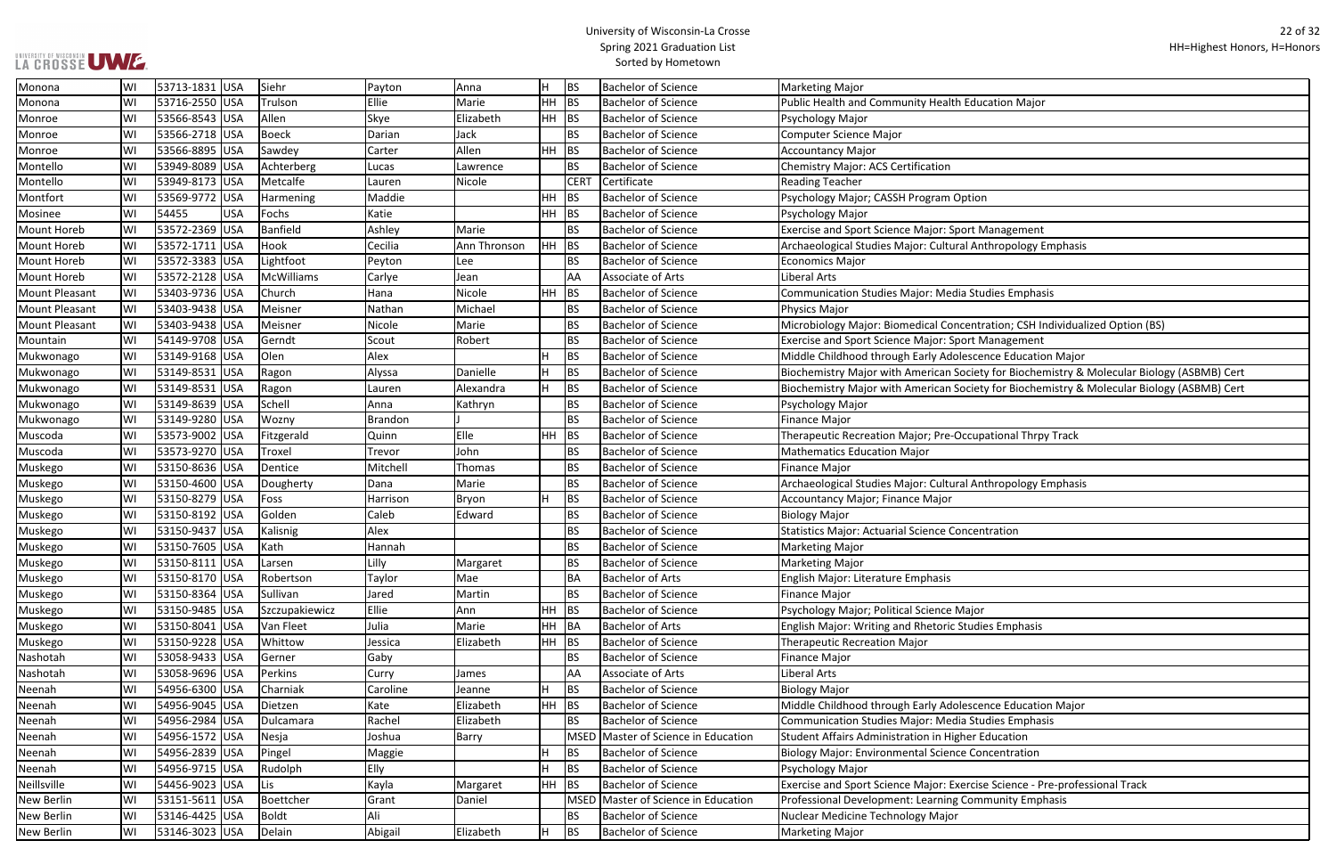| Monona | WI | 53713-1831 | USA | Siehr | Payton | Anna | H | BS | Bachelor of Science | Marketing Major |
|---|---|---|---|---|---|---|---|---|---|---|
| Monona | WI | 53716-2550 | USA | Trulson | Ellie | Marie | HH | BS | Bachelor of Science | Public Health and Community Health Education Major |
| Monroe | WI | 53566-8543 | USA | Allen | Skye | Elizabeth | HH | BS | Bachelor of Science | Psychology Major |
| Monroe | WI | 53566-2718 | USA | Boeck | Darian | Jack | | BS | Bachelor of Science | Computer Science Major |
| Monroe | WI | 53566-8895 | USA | Sawdey | Carter | Allen | HH | BS | Bachelor of Science | Accountancy Major |
| Montello | WI | 53949-8089 | USA | Achterberg | Lucas | Lawrence | | BS | Bachelor of Science | Chemistry Major: ACS Certification |
| Montello | WI | 53949-8173 | USA | Metcalfe | Lauren | Nicole | | CERT | Certificate | Reading Teacher |
| Montfort | WI | 53569-9772 | USA | Harmening | Maddie | | HH | BS | Bachelor of Science | Psychology Major; CASSH Program Option |
| Mosinee | WI | 54455 | USA | Fochs | Katie | | HH | BS | Bachelor of Science | Psychology Major |
| Mount Horeb | WI | 53572-2369 | USA | Banfield | Ashley | Marie | | BS | Bachelor of Science | Exercise and Sport Science Major: Sport Management |
| Mount Horeb | WI | 53572-1711 | USA | Hook | Cecilia | Ann Thronson | HH | BS | Bachelor of Science | Archaeological Studies Major: Cultural Anthropology Emphasis |
| Mount Horeb | WI | 53572-3383 | USA | Lightfoot | Peyton | Lee | | BS | Bachelor of Science | Economics Major |
| Mount Horeb | WI | 53572-2128 | USA | McWilliams | Carlye | Jean | | AA | Associate of Arts | Liberal Arts |
| Mount Pleasant | WI | 53403-9736 | USA | Church | Hana | Nicole | HH | BS | Bachelor of Science | Communication Studies Major: Media Studies Emphasis |
| Mount Pleasant | WI | 53403-9438 | USA | Meisner | Nathan | Michael | | BS | Bachelor of Science | Physics Major |
| Mount Pleasant | WI | 53403-9438 | USA | Meisner | Nicole | Marie | | BS | Bachelor of Science | Microbiology Major: Biomedical Concentration; CSH Individualized Option (BS) |
| Mountain | WI | 54149-9708 | USA | Gerndt | Scout | Robert | | BS | Bachelor of Science | Exercise and Sport Science Major: Sport Management |
| Mukwonago | WI | 53149-9168 | USA | Olen | Alex | | H | BS | Bachelor of Science | Middle Childhood through Early Adolescence Education Major |
| Mukwonago | WI | 53149-8531 | USA | Ragon | Alyssa | Danielle | H | BS | Bachelor of Science | Biochemistry Major with American Society for Biochemistry & Molecular Biology (ASBMB) Cert |
| Mukwonago | WI | 53149-8531 | USA | Ragon | Lauren | Alexandra | H | BS | Bachelor of Science | Biochemistry Major with American Society for Biochemistry & Molecular Biology (ASBMB) Cert |
| Mukwonago | WI | 53149-8639 | USA | Schell | Anna | Kathryn | | BS | Bachelor of Science | Psychology Major |
| Mukwonago | WI | 53149-9280 | USA | Wozny | Brandon | J | | BS | Bachelor of Science | Finance Major |
| Muscoda | WI | 53573-9002 | USA | Fitzgerald | Quinn | Elle | HH | BS | Bachelor of Science | Therapeutic Recreation Major; Pre-Occupational Thrpy Track |
| Muscoda | WI | 53573-9270 | USA | Troxel | Trevor | John | | BS | Bachelor of Science | Mathematics Education Major |
| Muskego | WI | 53150-8636 | USA | Dentice | Mitchell | Thomas | | BS | Bachelor of Science | Finance Major |
| Muskego | WI | 53150-4600 | USA | Dougherty | Dana | Marie | | BS | Bachelor of Science | Archaeological Studies Major: Cultural Anthropology Emphasis |
| Muskego | WI | 53150-8279 | USA | Foss | Harrison | Bryon | H | BS | Bachelor of Science | Accountancy Major; Finance Major |
| Muskego | WI | 53150-8192 | USA | Golden | Caleb | Edward | | BS | Bachelor of Science | Biology Major |
| Muskego | WI | 53150-9437 | USA | Kalisnig | Alex | | | BS | Bachelor of Science | Statistics Major: Actuarial Science Concentration |
| Muskego | WI | 53150-7605 | USA | Kath | Hannah | | | BS | Bachelor of Science | Marketing Major |
| Muskego | WI | 53150-8111 | USA | Larsen | Lilly | Margaret | | BS | Bachelor of Science | Marketing Major |
| Muskego | WI | 53150-8170 | USA | Robertson | Taylor | Mae | | BA | Bachelor of Arts | English Major: Literature Emphasis |
| Muskego | WI | 53150-8364 | USA | Sullivan | Jared | Martin | | BS | Bachelor of Science | Finance Major |
| Muskego | WI | 53150-9485 | USA | Szczupakiewicz | Ellie | Ann | HH | BS | Bachelor of Science | Psychology Major; Political Science Major |
| Muskego | WI | 53150-8041 | USA | Van Fleet | Julia | Marie | HH | BA | Bachelor of Arts | English Major: Writing and Rhetoric Studies Emphasis |
| Muskego | WI | 53150-9228 | USA | Whittow | Jessica | Elizabeth | HH | BS | Bachelor of Science | Therapeutic Recreation Major |
| Nashotah | WI | 53058-9433 | USA | Gerner | Gaby | | | BS | Bachelor of Science | Finance Major |
| Nashotah | WI | 53058-9696 | USA | Perkins | Curry | James | | AA | Associate of Arts | Liberal Arts |
| Neenah | WI | 54956-6300 | USA | Charniak | Caroline | Jeanne | H | BS | Bachelor of Science | Biology Major |
| Neenah | WI | 54956-9045 | USA | Dietzen | Kate | Elizabeth | HH | BS | Bachelor of Science | Middle Childhood through Early Adolescence Education Major |
| Neenah | WI | 54956-2984 | USA | Dulcamara | Rachel | Elizabeth | | BS | Bachelor of Science | Communication Studies Major: Media Studies Emphasis |
| Neenah | WI | 54956-1572 | USA | Nesja | Joshua | Barry | | MSED | Master of Science in Education | Student Affairs Administration in Higher Education |
| Neenah | WI | 54956-2839 | USA | Pingel | Maggie | | H | BS | Bachelor of Science | Biology Major: Environmental Science Concentration |
| Neenah | WI | 54956-9715 | USA | Rudolph | Elly | | H | BS | Bachelor of Science | Psychology Major |
| Neillsville | WI | 54456-9023 | USA | Lis | Kayla | Margaret | HH | BS | Bachelor of Science | Exercise and Sport Science Major: Exercise Science - Pre-professional Track |
| New Berlin | WI | 53151-5611 | USA | Boettcher | Grant | Daniel | | MSED | Master of Science in Education | Professional Development: Learning Community Emphasis |
| New Berlin | WI | 53146-4425 | USA | Boldt | Ali | | | BS | Bachelor of Science | Nuclear Medicine Technology Major |
| New Berlin | WI | 53146-3023 | USA | Delain | Abigail | Elizabeth | H | BS | Bachelor of Science | Marketing Major |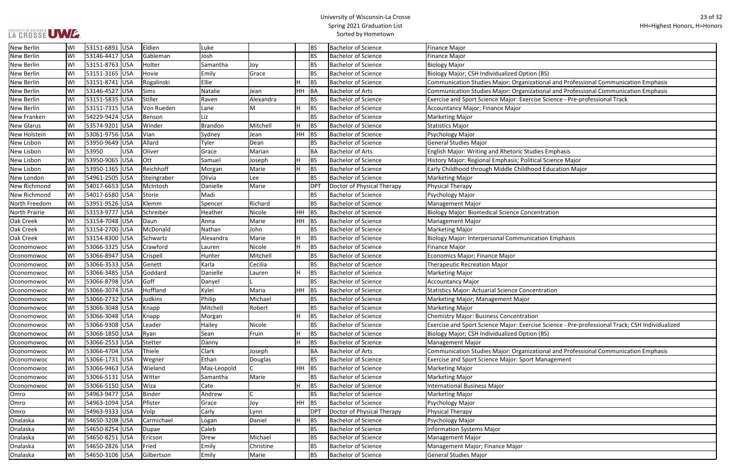# University of Wisconsin-La Crosse
## Spring 2021 Graduation List
### Sorted by Hometown

HH=Highest Honors, H=Honors

| | | | | | | | | | | |
|---|---|---|---|---|---|---|---|---|---|---|
| New Berlin | WI | 53151-6891 | USA | Eldien | Luke | | | BS | Bachelor of Science | Finance Major |
| New Berlin | WI | 53146-4417 | USA | Gableman | Josh | | | BS | Bachelor of Science | Finance Major |
| New Berlin | WI | 53151-8763 | USA | Holter | Samantha | Joy | | BS | Bachelor of Science | Biology Major |
| New Berlin | WI | 53151-3165 | USA | Hovie | Emily | Grace | | BS | Bachelor of Science | Biology Major; CSH Individualized Option (BS) |
| New Berlin | WI | 53151-8741 | USA | Rogalinski | Ellie | | H | BS | Bachelor of Science | Communication Studies Major: Organizational and Professional Communication Emphasis |
| New Berlin | WI | 53146-4527 | USA | Sims | Natalie | Jean | HH | BA | Bachelor of Arts | Communication Studies Major: Organizational and Professional Communication Emphasis |
| New Berlin | WI | 53151-5835 | USA | Stiller | Raven | Alexandra | | BS | Bachelor of Science | Exercise and Sport Science Major: Exercise Science - Pre-professional Track |
| New Berlin | WI | 53151-7315 | USA | Von Rueden | Lane | M | H | BS | Bachelor of Science | Accountancy Major; Finance Major |
| New Franken | WI | 54229-9424 | USA | Benson | Liz | | | BS | Bachelor of Science | Marketing Major |
| New Glarus | WI | 53574-9201 | USA | Winder | Brandon | Mitchell | H | BS | Bachelor of Science | Statistics Major |
| New Holstein | WI | 53061-9756 | USA | Vian | Sydney | Jean | HH | BS | Bachelor of Science | Psychology Major |
| New Lisbon | WI | 53950-9649 | USA | Allard | Tyler | Dean | | BS | Bachelor of Science | General Studies Major |
| New Lisbon | WI | 53950 | USA | Oliver | Grace | Marian | | BA | Bachelor of Arts | English Major: Writing and Rhetoric Studies Emphasis |
| New Lisbon | WI | 53950-9065 | USA | Ott | Samuel | Joseph | H | BS | Bachelor of Science | History Major: Regional Emphasis; Political Science Major |
| New Lisbon | WI | 53950-1365 | USA | Reichhoff | Morgan | Marie | H | BS | Bachelor of Science | Early Childhood through Middle Childhood Education Major |
| New London | WI | 54961-2505 | USA | Steingraber | Olivia | Lee | | BS | Bachelor of Science | Marketing Major |
| New Richmond | WI | 54017-6653 | USA | McIntosh | Danielle | Marie | | DPT | Doctor of Physical Therapy | Physical Therapy |
| New Richmond | WI | 54017-6580 | USA | Storie | Madi | | | BS | Bachelor of Science | Psychology Major |
| North Freedom | WI | 53951-9526 | USA | Klemm | Spencer | Richard | | BS | Bachelor of Science | Management Major |
| North Prairie | WI | 53153-9777 | USA | Schreiber | Heather | Nicole | HH | BS | Bachelor of Science | Biology Major: Biomedical Science Concentration |
| Oak Creek | WI | 53154-7048 | USA | Daun | Anna | Marie | HH | BS | Bachelor of Science | Management Major |
| Oak Creek | WI | 53154-2700 | USA | McDonald | Nathan | John | | BS | Bachelor of Science | Marketing Major |
| Oak Creek | WI | 53154-8300 | USA | Schwartz | Alexandra | Marie | H | BS | Bachelor of Science | Biology Major: Interpersonal Communication Emphasis |
| Oconomowoc | WI | 53066-3325 | USA | Crawford | Lauren | Nicole | H | BS | Bachelor of Science | Finance Major |
| Oconomowoc | WI | 53066-8947 | USA | Crispell | Hunter | Mitchell | | BS | Bachelor of Science | Economics Major; Finance Major |
| Oconomowoc | WI | 53066-3533 | USA | Genett | Karla | Cecilia | | BS | Bachelor of Science | Therapeutic Recreation Major |
| Oconomowoc | WI | 53066-3485 | USA | Goddard | Danielle | Lauren | H | BS | Bachelor of Science | Marketing Major |
| Oconomowoc | WI | 53066-8798 | USA | Goff | Danyel | L | | BS | Bachelor of Science | Accountancy Major |
| Oconomowoc | WI | 53066-3074 | USA | Hoffland | Kylei | Maria | HH | BS | Bachelor of Science | Statistics Major: Actuarial Science Concentration |
| Oconomowoc | WI | 53066-2732 | USA | Judkins | Philip | Michael | | BS | Bachelor of Science | Marketing Major; Management Major |
| Oconomowoc | WI | 53066-3048 | USA | Knapp | Mitchell | Robert | | BS | Bachelor of Science | Marketing Major |
| Oconomowoc | WI | 53066-3048 | USA | Knapp | Morgan | | H | BS | Bachelor of Science | Chemistry Major: Business Concentration |
| Oconomowoc | WI | 53066-9308 | USA | Leader | Hailey | Nicole | | BS | Bachelor of Science | Exercise and Sport Science Major: Exercise Science - Pre-professional Track; CSH Individualized |
| Oconomowoc | WI | 53066-1850 | USA | Ryan | Sean | Fruin | H | BS | Bachelor of Science | Biology Major; CSH Individualized Option (BS) |
| Oconomowoc | WI | 53066-2553 | USA | Stetter | Danny | | H | BS | Bachelor of Science | Management Major |
| Oconomowoc | WI | 53066-4704 | USA | Thiele | Clark | Joseph | | BA | Bachelor of Arts | Communication Studies Major: Organizational and Professional Communication Emphasis |
| Oconomowoc | WI | 53066-1731 | USA | Wegner | Ethan | Douglas | | BS | Bachelor of Science | Exercise and Sport Science Major: Sport Management |
| Oconomowoc | WI | 53066-9463 | USA | Wieland | Max-Leopold | C | HH | BS | Bachelor of Science | Marketing Major |
| Oconomowoc | WI | 53066-5131 | USA | Witter | Samantha | Marie | | BS | Bachelor of Science | Marketing Major |
| Oconomowoc | WI | 53066-5150 | USA | Wiza | Cate | | H | BS | Bachelor of Science | International Business Major |
| Omro | WI | 54963-9477 | USA | Binder | Andrew | C | | BS | Bachelor of Science | Marketing Major |
| Omro | WI | 54963-1094 | USA | Pfister | Grace | Joy | HH | BS | Bachelor of Science | Psychology Major |
| Omro | WI | 54963-9333 | USA | Volp | Carly | Lynn | | DPT | Doctor of Physical Therapy | Physical Therapy |
| Onalaska | WI | 54650-3208 | USA | Carmichael | Logan | Daniel | H | BS | Bachelor of Science | Psychology Major |
| Onalaska | WI | 54650-8254 | USA | Dupae | Caleb | | | BS | Bachelor of Science | Information Systems Major |
| Onalaska | WI | 54650-8251 | USA | Ericson | Drew | Michael | | BS | Bachelor of Science | Management Major |
| Onalaska | WI | 54650-2826 | USA | Fried | Emily | Christine | | BS | Bachelor of Science | Management Major; Finance Major |
| Onalaska | WI | 54650-3106 | USA | Gilbertson | Emily | Marie | | BS | Bachelor of Science | General Studies Major |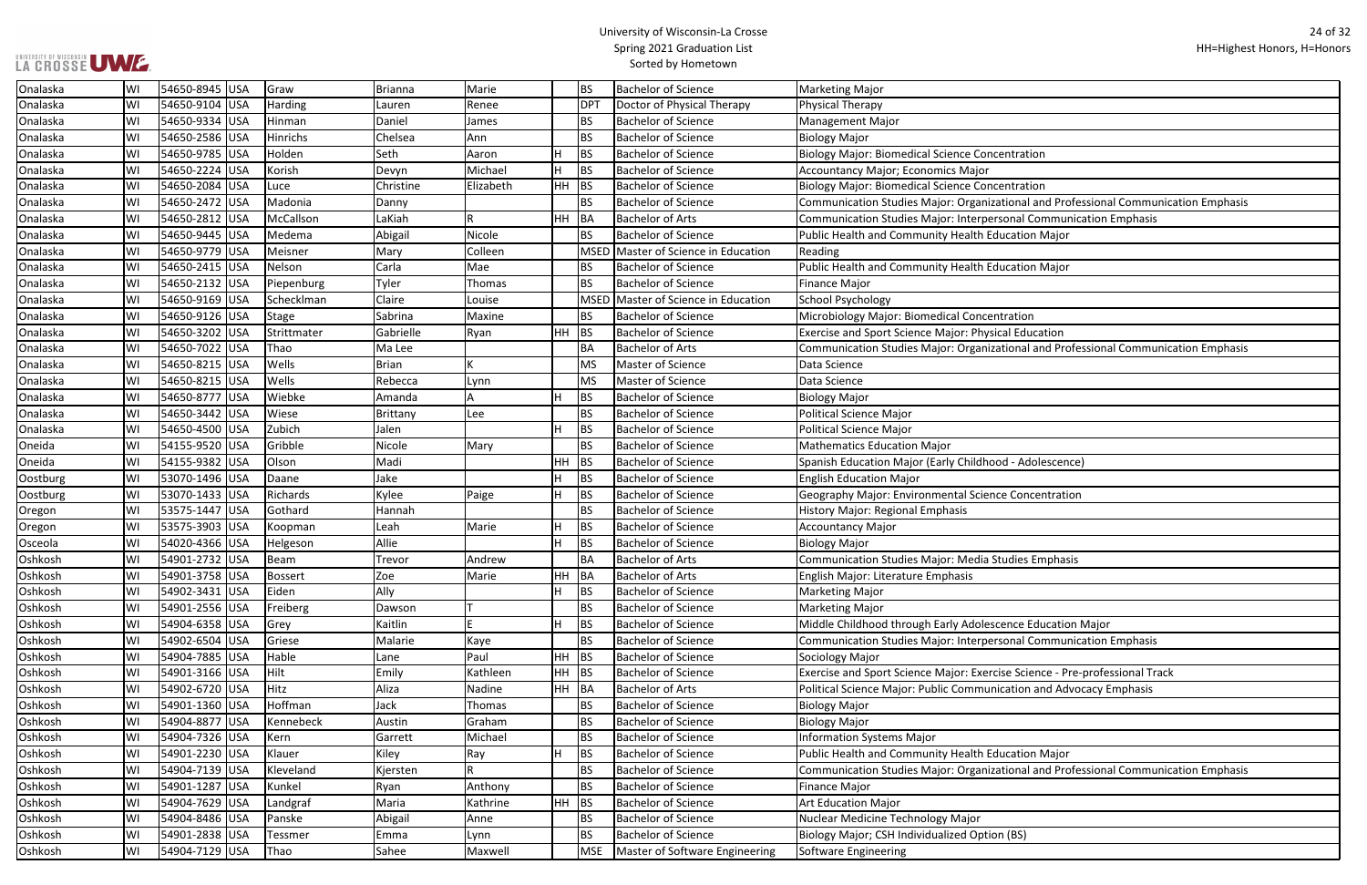# University of Wisconsin-La Crosse
## Spring 2021 Graduation List
### Sorted by Hometown

HH=Highest Honors, H=Honors

| City | State | Zip | Country | Last Name | First Name | Middle Name | Honors | Degree | Degree Name | Major |
|---|---|---|---|---|---|---|---|---|---|---|
| Onalaska | WI | 54650-8945 | USA | Graw | Brianna | Marie | | BS | Bachelor of Science | Marketing Major |
| Onalaska | WI | 54650-9104 | USA | Harding | Lauren | Renee | | DPT | Doctor of Physical Therapy | Physical Therapy |
| Onalaska | WI | 54650-9334 | USA | Hinman | Daniel | James | | BS | Bachelor of Science | Management Major |
| Onalaska | WI | 54650-2586 | USA | Hinrichs | Chelsea | Ann | | BS | Bachelor of Science | Biology Major |
| Onalaska | WI | 54650-9785 | USA | Holden | Seth | Aaron | H | BS | Bachelor of Science | Biology Major: Biomedical Science Concentration |
| Onalaska | WI | 54650-2224 | USA | Korish | Devyn | Michael | H | BS | Bachelor of Science | Accountancy Major; Economics Major |
| Onalaska | WI | 54650-2084 | USA | Luce | Christine | Elizabeth | HH | BS | Bachelor of Science | Biology Major: Biomedical Science Concentration |
| Onalaska | WI | 54650-2472 | USA | Madonia | Danny | | | BS | Bachelor of Science | Communication Studies Major: Organizational and Professional Communication Emphasis |
| Onalaska | WI | 54650-2812 | USA | McCallson | LaKiah | R | HH | BA | Bachelor of Arts | Communication Studies Major: Interpersonal Communication Emphasis |
| Onalaska | WI | 54650-9445 | USA | Medema | Abigail | Nicole | | BS | Bachelor of Science | Public Health and Community Health Education Major |
| Onalaska | WI | 54650-9779 | USA | Meisner | Mary | Colleen | | MSED | Master of Science in Education | Reading |
| Onalaska | WI | 54650-2415 | USA | Nelson | Carla | Mae | | BS | Bachelor of Science | Public Health and Community Health Education Major |
| Onalaska | WI | 54650-2132 | USA | Piepenburg | Tyler | Thomas | | BS | Bachelor of Science | Finance Major |
| Onalaska | WI | 54650-9169 | USA | Scheckelman | Claire | Louise | | MSED | Master of Science in Education | School Psychology |
| Onalaska | WI | 54650-9126 | USA | Stage | Sabrina | Maxine | | BS | Bachelor of Science | Microbiology Major: Biomedical Concentration |
| Onalaska | WI | 54650-3202 | USA | Strittmater | Gabrielle | Ryan | HH | BS | Bachelor of Science | Exercise and Sport Science Major: Physical Education |
| Onalaska | WI | 54650-7022 | USA | Thao | Ma Lee | | | BA | Bachelor of Arts | Communication Studies Major: Organizational and Professional Communication Emphasis |
| Onalaska | WI | 54650-8215 | USA | Wells | Brian | K | | MS | Master of Science | Data Science |
| Onalaska | WI | 54650-8215 | USA | Wells | Rebecca | Lynn | | MS | Master of Science | Data Science |
| Onalaska | WI | 54650-8777 | USA | Wiebke | Amanda | A | H | BS | Bachelor of Science | Biology Major |
| Onalaska | WI | 54650-3442 | USA | Wiese | Brittany | Lee | | BS | Bachelor of Science | Political Science Major |
| Onalaska | WI | 54650-4500 | USA | Zubich | Jalen | | H | BS | Bachelor of Science | Political Science Major |
| Oneida | WI | 54155-9520 | USA | Gribble | Nicole | Mary | | BS | Bachelor of Science | Mathematics Education Major |
| Oneida | WI | 54155-9382 | USA | Olson | Madi | | HH | BS | Bachelor of Science | Spanish Education Major (Early Childhood - Adolescence) |
| Oostburg | WI | 53070-1496 | USA | Daane | Jake | | H | BS | Bachelor of Science | English Education Major |
| Oostburg | WI | 53070-1433 | USA | Richards | Kylee | Paige | H | BS | Bachelor of Science | Geography Major: Environmental Science Concentration |
| Oregon | WI | 53575-1447 | USA | Gothard | Hannah | | | BS | Bachelor of Science | History Major: Regional Emphasis |
| Oregon | WI | 53575-3903 | USA | Koopman | Leah | Marie | H | BS | Bachelor of Science | Accountancy Major |
| Osceola | WI | 54020-4366 | USA | Helgeson | Allie | | H | BS | Bachelor of Science | Biology Major |
| Oshkosh | WI | 54901-2732 | USA | Beam | Trevor | Andrew | | BA | Bachelor of Arts | Communication Studies Major: Media Studies Emphasis |
| Oshkosh | WI | 54901-3758 | USA | Bossert | Zoe | Marie | HH | BA | Bachelor of Arts | English Major: Literature Emphasis |
| Oshkosh | WI | 54902-3431 | USA | Eiden | Ally | | H | BS | Bachelor of Science | Marketing Major |
| Oshkosh | WI | 54901-2556 | USA | Freiberg | Dawson | T | | BS | Bachelor of Science | Marketing Major |
| Oshkosh | WI | 54904-6358 | USA | Grey | Kaitlin | E | H | BS | Bachelor of Science | Middle Childhood through Early Adolescence Education Major |
| Oshkosh | WI | 54902-6504 | USA | Griese | Malarie | Kaye | | BS | Bachelor of Science | Communication Studies Major: Interpersonal Communication Emphasis |
| Oshkosh | WI | 54904-7885 | USA | Hable | Lane | Paul | HH | BS | Bachelor of Science | Sociology Major |
| Oshkosh | WI | 54901-3166 | USA | Hilt | Emily | Kathleen | HH | BS | Bachelor of Science | Exercise and Sport Science Major: Exercise Science - Pre-professional Track |
| Oshkosh | WI | 54902-6720 | USA | Hitz | Aliza | Nadine | HH | BA | Bachelor of Arts | Political Science Major: Public Communication and Advocacy Emphasis |
| Oshkosh | WI | 54901-1360 | USA | Hoffman | Jack | Thomas | | BS | Bachelor of Science | Biology Major |
| Oshkosh | WI | 54904-8877 | USA | Kennebeck | Austin | Graham | | BS | Bachelor of Science | Biology Major |
| Oshkosh | WI | 54904-7326 | USA | Kern | Garrett | Michael | | BS | Bachelor of Science | Information Systems Major |
| Oshkosh | WI | 54901-2230 | USA | Klauer | Kiley | Ray | H | BS | Bachelor of Science | Public Health and Community Health Education Major |
| Oshkosh | WI | 54904-7139 | USA | Kleveland | Kjersten | R | | BS | Bachelor of Science | Communication Studies Major: Organizational and Professional Communication Emphasis |
| Oshkosh | WI | 54901-1287 | USA | Kunkel | Ryan | Anthony | | BS | Bachelor of Science | Finance Major |
| Oshkosh | WI | 54904-7629 | USA | Landgraf | Maria | Kathrine | HH | BS | Bachelor of Science | Art Education Major |
| Oshkosh | WI | 54904-8486 | USA | Panske | Abigail | Anne | | BS | Bachelor of Science | Nuclear Medicine Technology Major |
| Oshkosh | WI | 54901-2838 | USA | Tessmer | Emma | Lynn | | BS | Bachelor of Science | Biology Major; CSH Individualized Option (BS) |
| Oshkosh | WI | 54904-7129 | USA | Thao | Sahee | Maxwell | | MSE | Master of Software Engineering | Software Engineering |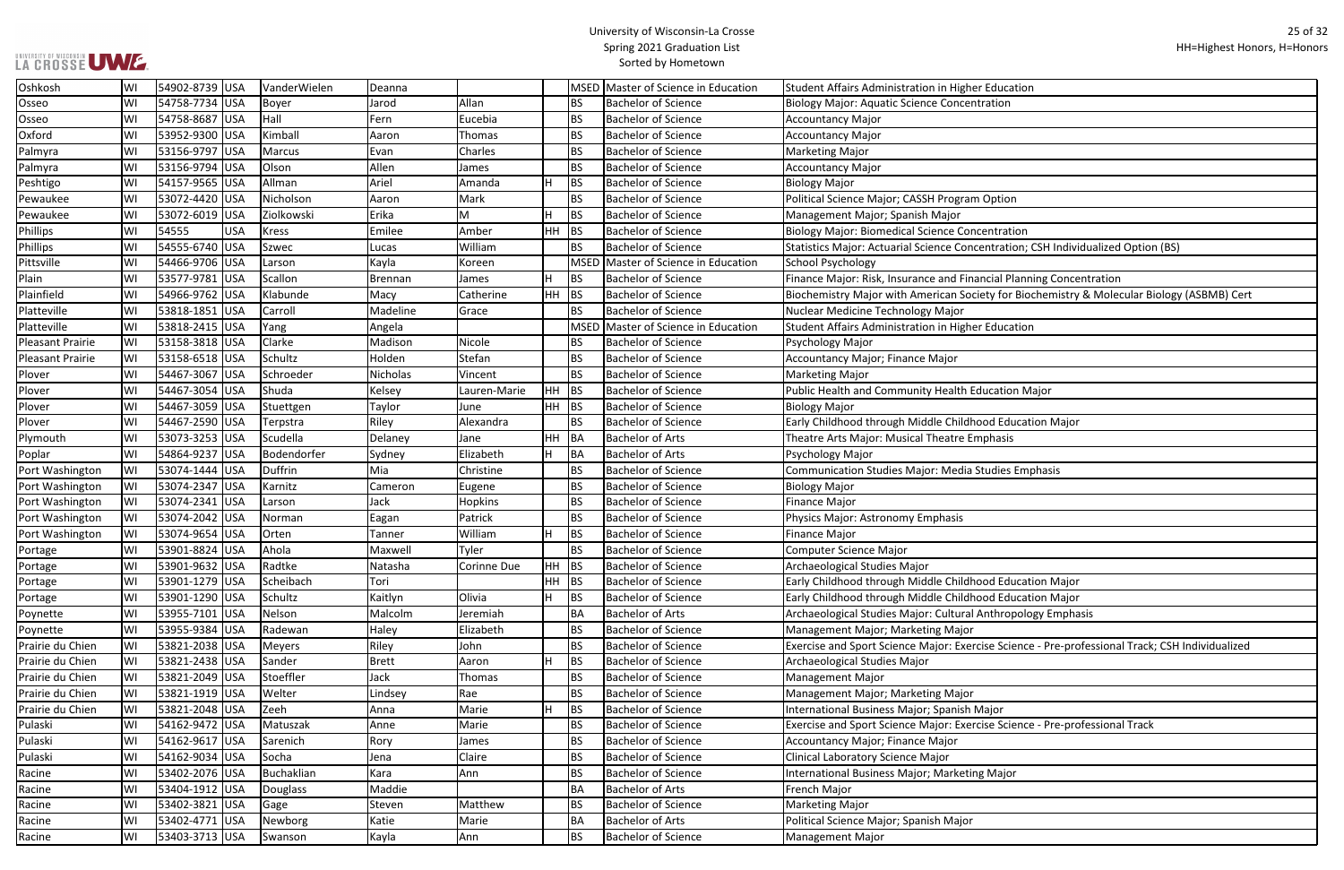# University of Wisconsin-La Crosse
## Spring 2021 Graduation List
### Sorted by Hometown

HH=Highest Honors, H=Honors

| | | | | | | | | | | |
|---|---|---|---|---|---|---|---|---|---|---|
| Oshkosh | WI | 54902-8739 | USA | VanderWielen | Deanna | | | MSED | Master of Science in Education | Student Affairs Administration in Higher Education |
| Osseo | WI | 54758-7734 | USA | Boyer | Jarod | Allan | | BS | Bachelor of Science | Biology Major: Aquatic Science Concentration |
| Osseo | WI | 54758-8687 | USA | Hall | Fern | Eucebia | | BS | Bachelor of Science | Accountancy Major |
| Oxford | WI | 53952-9300 | USA | Kimball | Aaron | Thomas | | BS | Bachelor of Science | Accountancy Major |
| Palmyra | WI | 53156-9797 | USA | Marcus | Evan | Charles | | BS | Bachelor of Science | Marketing Major |
| Palmyra | WI | 53156-9794 | USA | Olson | Allen | James | | BS | Bachelor of Science | Accountancy Major |
| Peshtigo | WI | 54157-9565 | USA | Allman | Ariel | Amanda | H | BS | Bachelor of Science | Biology Major |
| Pewaukee | WI | 53072-4420 | USA | Nicholson | Aaron | Mark | | BS | Bachelor of Science | Political Science Major; CASSH Program Option |
| Pewaukee | WI | 53072-6019 | USA | Ziolkowski | Erika | M | H | BS | Bachelor of Science | Management Major; Spanish Major |
| Phillips | WI | 54555 | USA | Kress | Emilee | Amber | HH | BS | Bachelor of Science | Biology Major: Biomedical Science Concentration |
| Phillips | WI | 54555-6740 | USA | Szwec | Lucas | William | | BS | Bachelor of Science | Statistics Major: Actuarial Science Concentration; CSH Individualized Option (BS) |
| Pittsville | WI | 54466-9706 | USA | Larson | Kayla | Koreen | | MSED | Master of Science in Education | School Psychology |
| Plain | WI | 53577-9781 | USA | Scallon | Brennan | James | H | BS | Bachelor of Science | Finance Major: Risk, Insurance and Financial Planning Concentration |
| Plainfield | WI | 54966-9762 | USA | Klabunde | Macy | Catherine | HH | BS | Bachelor of Science | Biochemistry Major with American Society for Biochemistry & Molecular Biology (ASBMB) Cert |
| Platteville | WI | 53818-1851 | USA | Carroll | Madeline | Grace | | BS | Bachelor of Science | Nuclear Medicine Technology Major |
| Platteville | WI | 53818-2415 | USA | Yang | Angela | | | MSED | Master of Science in Education | Student Affairs Administration in Higher Education |
| Pleasant Prairie | WI | 53158-3818 | USA | Clarke | Madison | Nicole | | BS | Bachelor of Science | Psychology Major |
| Pleasant Prairie | WI | 53158-6518 | USA | Schultz | Holden | Stefan | | BS | Bachelor of Science | Accountancy Major; Finance Major |
| Plover | WI | 54467-3067 | USA | Schroeder | Nicholas | Vincent | | BS | Bachelor of Science | Marketing Major |
| Plover | WI | 54467-3054 | USA | Shuda | Kelsey | Lauren-Marie | HH | BS | Bachelor of Science | Public Health and Community Health Education Major |
| Plover | WI | 54467-3059 | USA | Stuettgen | Taylor | June | HH | BS | Bachelor of Science | Biology Major |
| Plover | WI | 54467-2590 | USA | Terpstra | Riley | Alexandra | | BS | Bachelor of Science | Early Childhood through Middle Childhood Education Major |
| Plymouth | WI | 53073-3253 | USA | Scudella | Delaney | Jane | HH | BA | Bachelor of Arts | Theatre Arts Major: Musical Theatre Emphasis |
| Poplar | WI | 54864-9237 | USA | Bodendorfer | Sydney | Elizabeth | H | BA | Bachelor of Arts | Psychology Major |
| Port Washington | WI | 53074-1444 | USA | Duffrin | Mia | Christine | | BS | Bachelor of Science | Communication Studies Major: Media Studies Emphasis |
| Port Washington | WI | 53074-2347 | USA | Karnitz | Cameron | Eugene | | BS | Bachelor of Science | Biology Major |
| Port Washington | WI | 53074-2341 | USA | Larson | Jack | Hopkins | | BS | Bachelor of Science | Finance Major |
| Port Washington | WI | 53074-2042 | USA | Norman | Eagan | Patrick | | BS | Bachelor of Science | Physics Major: Astronomy Emphasis |
| Port Washington | WI | 53074-9654 | USA | Orten | Tanner | William | H | BS | Bachelor of Science | Finance Major |
| Portage | WI | 53901-8824 | USA | Ahola | Maxwell | Tyler | | BS | Bachelor of Science | Computer Science Major |
| Portage | WI | 53901-9632 | USA | Radtke | Natasha | Corinne Due | HH | BS | Bachelor of Science | Archaeological Studies Major |
| Portage | WI | 53901-1279 | USA | Scheibach | Tori | | HH | BS | Bachelor of Science | Early Childhood through Middle Childhood Education Major |
| Portage | WI | 53901-1290 | USA | Schultz | Kaitlyn | Olivia | H | BS | Bachelor of Science | Early Childhood through Middle Childhood Education Major |
| Poynette | WI | 53955-7101 | USA | Nelson | Malcolm | Jeremiah | | BA | Bachelor of Arts | Archaeological Studies Major: Cultural Anthropology Emphasis |
| Poynette | WI | 53955-9384 | USA | Radewan | Haley | Elizabeth | | BS | Bachelor of Science | Management Major; Marketing Major |
| Prairie du Chien | WI | 53821-2038 | USA | Meyers | Riley | John | | BS | Bachelor of Science | Exercise and Sport Science Major: Exercise Science - Pre-professional Track; CSH Individualized |
| Prairie du Chien | WI | 53821-2438 | USA | Sander | Brett | Aaron | H | BS | Bachelor of Science | Archaeological Studies Major |
| Prairie du Chien | WI | 53821-2049 | USA | Stoeffler | Jack | Thomas | | BS | Bachelor of Science | Management Major |
| Prairie du Chien | WI | 53821-1919 | USA | Welter | Lindsey | Rae | | BS | Bachelor of Science | Management Major; Marketing Major |
| Prairie du Chien | WI | 53821-2048 | USA | Zeeh | Anna | Marie | H | BS | Bachelor of Science | International Business Major; Spanish Major |
| Pulaski | WI | 54162-9472 | USA | Matuszak | Anne | Marie | | BS | Bachelor of Science | Exercise and Sport Science Major: Exercise Science - Pre-professional Track |
| Pulaski | WI | 54162-9617 | USA | Sarenich | Rory | James | | BS | Bachelor of Science | Accountancy Major; Finance Major |
| Pulaski | WI | 54162-9034 | USA | Socha | Jena | Claire | | BS | Bachelor of Science | Clinical Laboratory Science Major |
| Racine | WI | 53402-2076 | USA | Buchaklian | Kara | Ann | | BS | Bachelor of Science | International Business Major; Marketing Major |
| Racine | WI | 53404-1912 | USA | Douglass | Maddie | | | BA | Bachelor of Arts | French Major |
| Racine | WI | 53402-3821 | USA | Gage | Steven | Matthew | | BS | Bachelor of Science | Marketing Major |
| Racine | WI | 53402-4771 | USA | Newborg | Katie | Marie | | BA | Bachelor of Arts | Political Science Major; Spanish Major |
| Racine | WI | 53403-3713 | USA | Swanson | Kayla | Ann | | BS | Bachelor of Science | Management Major |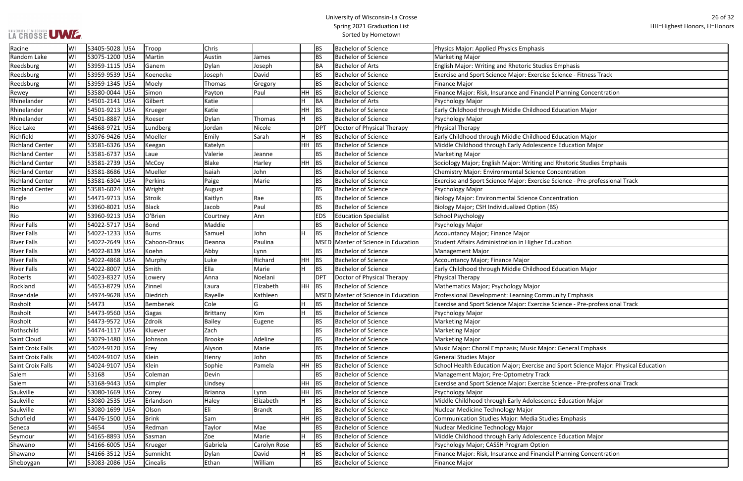| Racine | WI | 53405-5028 | USA | Troop | Chris | | | BS | Bachelor of Science | Physics Major: Applied Physics Emphasis |
|---|---|---|---|---|---|---|---|---|---|---|
| Random Lake | WI | 53075-1200 | USA | Martin | Austin | James | | BS | Bachelor of Science | Marketing Major |
| Reedsburg | WI | 53959-1115 | USA | Ganem | Dylan | Joseph | | BA | Bachelor of Arts | English Major: Writing and Rhetoric Studies Emphasis |
| Reedsburg | WI | 53959-9539 | USA | Koenecke | Joseph | David | | BS | Bachelor of Science | Exercise and Sport Science Major: Exercise Science - Fitness Track |
| Reedsburg | WI | 53959-1345 | USA | Moely | Thomas | Gregory | | BS | Bachelor of Science | Finance Major |
| Rewey | WI | 53580-0044 | USA | Simon | Payton | Paul | HH | BS | Bachelor of Science | Finance Major: Risk, Insurance and Financial Planning Concentration |
| Rhinelander | WI | 54501-2141 | USA | Gilbert | Katie | | H | BA | Bachelor of Arts | Psychology Major |
| Rhinelander | WI | 54501-9213 | USA | Krueger | Katie | | HH | BS | Bachelor of Science | Early Childhood through Middle Childhood Education Major |
| Rhinelander | WI | 54501-8887 | USA | Roeser | Dylan | Thomas | H | BS | Bachelor of Science | Psychology Major |
| Rice Lake | WI | 54868-9721 | USA | Lundberg | Jordan | Nicole | | DPT | Doctor of Physical Therapy | Physical Therapy |
| Richfield | WI | 53076-9426 | USA | Moeller | Emily | Sarah | H | BS | Bachelor of Science | Early Childhood through Middle Childhood Education Major |
| Richland Center | WI | 53581-6326 | USA | Keegan | Katelyn | | HH | BS | Bachelor of Science | Middle Childhood through Early Adolescence Education Major |
| Richland Center | WI | 53581-6737 | USA | Laue | Valerie | Jeanne | | BS | Bachelor of Science | Marketing Major |
| Richland Center | WI | 53581-2739 | USA | McCoy | Blake | Harley | HH | BS | Bachelor of Science | Sociology Major; English Major: Writing and Rhetoric Studies Emphasis |
| Richland Center | WI | 53581-8686 | USA | Mueller | Isaiah | John | | BS | Bachelor of Science | Chemistry Major: Environmental Science Concentration |
| Richland Center | WI | 53581-6304 | USA | Perkins | Paige | Marie | | BS | Bachelor of Science | Exercise and Sport Science Major: Exercise Science - Pre-professional Track |
| Richland Center | WI | 53581-6024 | USA | Wright | August | | | BS | Bachelor of Science | Psychology Major |
| Ringle | WI | 54471-9713 | USA | Stroik | Kaitlyn | Rae | | BS | Bachelor of Science | Biology Major: Environmental Science Concentration |
| Rio | WI | 53960-8021 | USA | Black | Jacob | Paul | | BS | Bachelor of Science | Biology Major; CSH Individualized Option (BS) |
| Rio | WI | 53960-9213 | USA | O'Brien | Courtney | Ann | | EDS | Education Specialist | School Psychology |
| River Falls | WI | 54022-5717 | USA | Bond | Maddie | | | BS | Bachelor of Science | Psychology Major |
| River Falls | WI | 54022-1233 | USA | Burns | Samuel | John | H | BS | Bachelor of Science | Accountancy Major; Finance Major |
| River Falls | WI | 54022-2649 | USA | Cahoon-Draus | Deanna | Paulina | | MSED | Master of Science in Education | Student Affairs Administration in Higher Education |
| River Falls | WI | 54022-8139 | USA | Koehn | Abby | Lynn | | BS | Bachelor of Science | Management Major |
| River Falls | WI | 54022-4868 | USA | Murphy | Luke | Richard | HH | BS | Bachelor of Science | Accountancy Major; Finance Major |
| River Falls | WI | 54022-8007 | USA | Smith | Ella | Marie | H | BS | Bachelor of Science | Early Childhood through Middle Childhood Education Major |
| Roberts | WI | 54023-8327 | USA | Lowery | Anna | Noelani | | DPT | Doctor of Physical Therapy | Physical Therapy |
| Rockland | WI | 54653-8729 | USA | Zinnel | Laura | Elizabeth | HH | BS | Bachelor of Science | Mathematics Major; Psychology Major |
| Rosendale | WI | 54974-9628 | USA | Diedrich | Rayelle | Kathleen | | MSED | Master of Science in Education | Professional Development: Learning Community Emphasis |
| Rosholt | WI | 54473 | USA | Bembenek | Cole | G | H | BS | Bachelor of Science | Exercise and Sport Science Major: Exercise Science - Pre-professional Track |
| Rosholt | WI | 54473-9560 | USA | Gagas | Brittany | Kim | H | BS | Bachelor of Science | Psychology Major |
| Rosholt | WI | 54473-9572 | USA | Zdroik | Bailey | Eugene | | BS | Bachelor of Science | Marketing Major |
| Rothschild | WI | 54474-1117 | USA | Kluever | Zach | | | BS | Bachelor of Science | Marketing Major |
| Saint Cloud | WI | 53079-1480 | USA | Johnson | Brooke | Adeline | | BS | Bachelor of Science | Marketing Major |
| Saint Croix Falls | WI | 54024-9120 | USA | Frey | Alyson | Marie | | BS | Bachelor of Science | Music Major: Choral Emphasis; Music Major: General Emphasis |
| Saint Croix Falls | WI | 54024-9107 | USA | Klein | Henry | John | | BS | Bachelor of Science | General Studies Major |
| Saint Croix Falls | WI | 54024-9107 | USA | Klein | Sophie | Pamela | HH | BS | Bachelor of Science | School Health Education Major; Exercise and Sport Science Major: Physical Education |
| Salem | WI | 53168 | USA | Coleman | Devin | | | BS | Bachelor of Science | Management Major; Pre-Optometry Track |
| Salem | WI | 53168-9443 | USA | Kimpler | Lindsey | | HH | BS | Bachelor of Science | Exercise and Sport Science Major: Exercise Science - Pre-professional Track |
| Saukville | WI | 53080-1669 | USA | Corey | Brianna | Lynn | HH | BS | Bachelor of Science | Psychology Major |
| Saukville | WI | 53080-2535 | USA | Erlandson | Haley | Elizabeth | H | BS | Bachelor of Science | Middle Childhood through Early Adolescence Education Major |
| Saukville | WI | 53080-1699 | USA | Olson | Eli | Brandt | | BS | Bachelor of Science | Nuclear Medicine Technology Major |
| Schofield | WI | 54476-1500 | USA | Brink | Sam | | HH | BS | Bachelor of Science | Communication Studies Major: Media Studies Emphasis |
| Seneca | WI | 54654 | USA | Redman | Taylor | Mae | | BS | Bachelor of Science | Nuclear Medicine Technology Major |
| Seymour | WI | 54165-8893 | USA | Sasman | Zoe | Marie | H | BS | Bachelor of Science | Middle Childhood through Early Adolescence Education Major |
| Shawano | WI | 54166-6005 | USA | Krueger | Gabriela | Carolyn Rose | | BS | Bachelor of Science | Psychology Major; CASSH Program Option |
| Shawano | WI | 54166-3512 | USA | Sumnicht | Dylan | David | H | BS | Bachelor of Science | Finance Major: Risk, Insurance and Financial Planning Concentration |
| Sheboygan | WI | 53083-2086 | USA | Cinealis | Ethan | William | | BS | Bachelor of Science | Finance Major |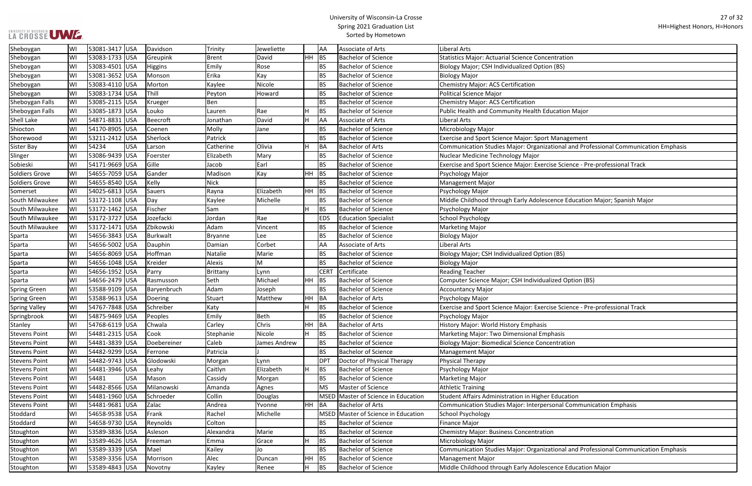| | | | | | | | | | | |
|---|---|---|---|---|---|---|---|---|---|---|
| Sheboygan | WI | 53081-3417 | USA | Davidson | Trinity | Jeweliette | | AA | Associate of Arts | Liberal Arts |
| Sheboygan | WI | 53083-1733 | USA | Greupink | Brent | David | HH | BS | Bachelor of Science | Statistics Major: Actuarial Science Concentration |
| Sheboygan | WI | 53083-4501 | USA | Higgins | Emily | Rose | | BS | Bachelor of Science | Biology Major; CSH Individualized Option (BS) |
| Sheboygan | WI | 53081-3652 | USA | Monson | Erika | Kay | | BS | Bachelor of Science | Biology Major |
| Sheboygan | WI | 53083-4110 | USA | Morton | Kaylee | Nicole | | BS | Bachelor of Science | Chemistry Major: ACS Certification |
| Sheboygan | WI | 53083-1734 | USA | Thill | Peyton | Howard | | BS | Bachelor of Science | Political Science Major |
| Sheboygan Falls | WI | 53085-2115 | USA | Krueger | Ben | | | BS | Bachelor of Science | Chemistry Major: ACS Certification |
| Sheboygan Falls | WI | 53085-1873 | USA | Louko | Lauren | Rae | H | BS | Bachelor of Science | Public Health and Community Health Education Major |
| Shell Lake | WI | 54871-8831 | USA | Beecroft | Jonathan | David | H | AA | Associate of Arts | Liberal Arts |
| Shiocton | WI | 54170-8905 | USA | Coenen | Molly | Jane | | BS | Bachelor of Science | Microbiology Major |
| Shorewood | WI | 53211-2412 | USA | Sherlock | Patrick | | | BS | Bachelor of Science | Exercise and Sport Science Major: Sport Management |
| Sister Bay | WI | 54234 | USA | Larson | Catherine | Olivia | H | BA | Bachelor of Arts | Communication Studies Major: Organizational and Professional Communication Emphasis |
| Slinger | WI | 53086-9439 | USA | Foerster | Elizabeth | Mary | | BS | Bachelor of Science | Nuclear Medicine Technology Major |
| Sobieski | WI | 54171-9669 | USA | Gille | Jacob | Earl | | BS | Bachelor of Science | Exercise and Sport Science Major: Exercise Science - Pre-professional Track |
| Soldiers Grove | WI | 54655-7059 | USA | Gander | Madison | Kay | HH | BS | Bachelor of Science | Psychology Major |
| Soldiers Grove | WI | 54655-8540 | USA | Kelly | Nick | | | BS | Bachelor of Science | Management Major |
| Somerset | WI | 54025-6813 | USA | Sauers | Rayna | Elizabeth | HH | BS | Bachelor of Science | Psychology Major |
| South Milwaukee | WI | 53172-1108 | USA | Day | Kaylee | Michelle | | BS | Bachelor of Science | Middle Childhood through Early Adolescence Education Major; Spanish Major |
| South Milwaukee | WI | 53172-1462 | USA | Fischer | Sam | | H | BS | Bachelor of Science | Psychology Major |
| South Milwaukee | WI | 53172-3727 | USA | Jozefacki | Jordan | Rae | | EDS | Education Specialist | School Psychology |
| South Milwaukee | WI | 53172-1471 | USA | Zbikowski | Adam | Vincent | | BS | Bachelor of Science | Marketing Major |
| Sparta | WI | 54656-3843 | USA | Burkwalt | Bryanne | Lee | | BS | Bachelor of Science | Biology Major |
| Sparta | WI | 54656-5002 | USA | Dauphin | Damian | Corbet | | AA | Associate of Arts | Liberal Arts |
| Sparta | WI | 54656-8069 | USA | Hoffman | Natalie | Marie | | BS | Bachelor of Science | Biology Major; CSH Individualized Option (BS) |
| Sparta | WI | 54656-1048 | USA | Kreider | Alexis | M | | BS | Bachelor of Science | Biology Major |
| Sparta | WI | 54656-1952 | USA | Parry | Brittany | Lynn | | CERT | Certificate | Reading Teacher |
| Sparta | WI | 54656-2479 | USA | Rasmusson | Seth | Michael | HH | BS | Bachelor of Science | Computer Science Major; CSH Individualized Option (BS) |
| Spring Green | WI | 53588-9109 | USA | Baryenbruch | Adam | Joseph | | BS | Bachelor of Science | Accountancy Major |
| Spring Green | WI | 53588-9613 | USA | Doering | Stuart | Matthew | HH | BA | Bachelor of Arts | Psychology Major |
| Spring Valley | WI | 54767-7848 | USA | Schreiber | Katy | | H | BS | Bachelor of Science | Exercise and Sport Science Major: Exercise Science - Pre-professional Track |
| Springbrook | WI | 54875-9469 | USA | Peoples | Emily | Beth | | BS | Bachelor of Science | Psychology Major |
| Stanley | WI | 54768-6119 | USA | Chwala | Carley | Chris | HH | BA | Bachelor of Arts | History Major: World History Emphasis |
| Stevens Point | WI | 54481-2315 | USA | Cook | Stephanie | Nicole | H | BS | Bachelor of Science | Marketing Major: Two Dimensional Emphasis |
| Stevens Point | WI | 54481-3839 | USA | Doebereiner | Caleb | James Andrew | | BS | Bachelor of Science | Biology Major: Biomedical Science Concentration |
| Stevens Point | WI | 54482-9299 | USA | Ferrone | Patricia | J | | BS | Bachelor of Science | Management Major |
| Stevens Point | WI | 54482-9743 | USA | Glodowski | Morgan | Lynn | | DPT | Doctor of Physical Therapy | Physical Therapy |
| Stevens Point | WI | 54481-3946 | USA | Leahy | Caitlyn | Elizabeth | H | BS | Bachelor of Science | Psychology Major |
| Stevens Point | WI | 54481 | USA | Mason | Cassidy | Morgan | | BS | Bachelor of Science | Marketing Major |
| Stevens Point | WI | 54482-8566 | USA | Milanowski | Amanda | Agnes | | MS | Master of Science | Athletic Training |
| Stevens Point | WI | 54481-1960 | USA | Schroeder | Collin | Douglas | | MSED | Master of Science in Education | Student Affairs Administration in Higher Education |
| Stevens Point | WI | 54481-9681 | USA | Zalac | Andrea | Yvonne | HH | BA | Bachelor of Arts | Communication Studies Major: Interpersonal Communication Emphasis |
| Stoddard | WI | 54658-9538 | USA | Frank | Rachel | Michelle | | MSED | Master of Science in Education | School Psychology |
| Stoddard | WI | 54658-9730 | USA | Reynolds | Colton | | | BS | Bachelor of Science | Finance Major |
| Stoughton | WI | 53589-3836 | USA | Asleson | Alexandra | Marie | | BS | Bachelor of Science | Chemistry Major: Business Concentration |
| Stoughton | WI | 53589-4626 | USA | Freeman | Emma | Grace | H | BS | Bachelor of Science | Microbiology Major |
| Stoughton | WI | 53589-3339 | USA | Mael | Kailey | Jo | | BS | Bachelor of Science | Communication Studies Major: Organizational and Professional Communication Emphasis |
| Stoughton | WI | 53589-3356 | USA | Morrison | Alec | Duncan | HH | BS | Bachelor of Science | Management Major |
| Stoughton | WI | 53589-4843 | USA | Novotny | Kayley | Renee | H | BS | Bachelor of Science | Middle Childhood through Early Adolescence Education Major |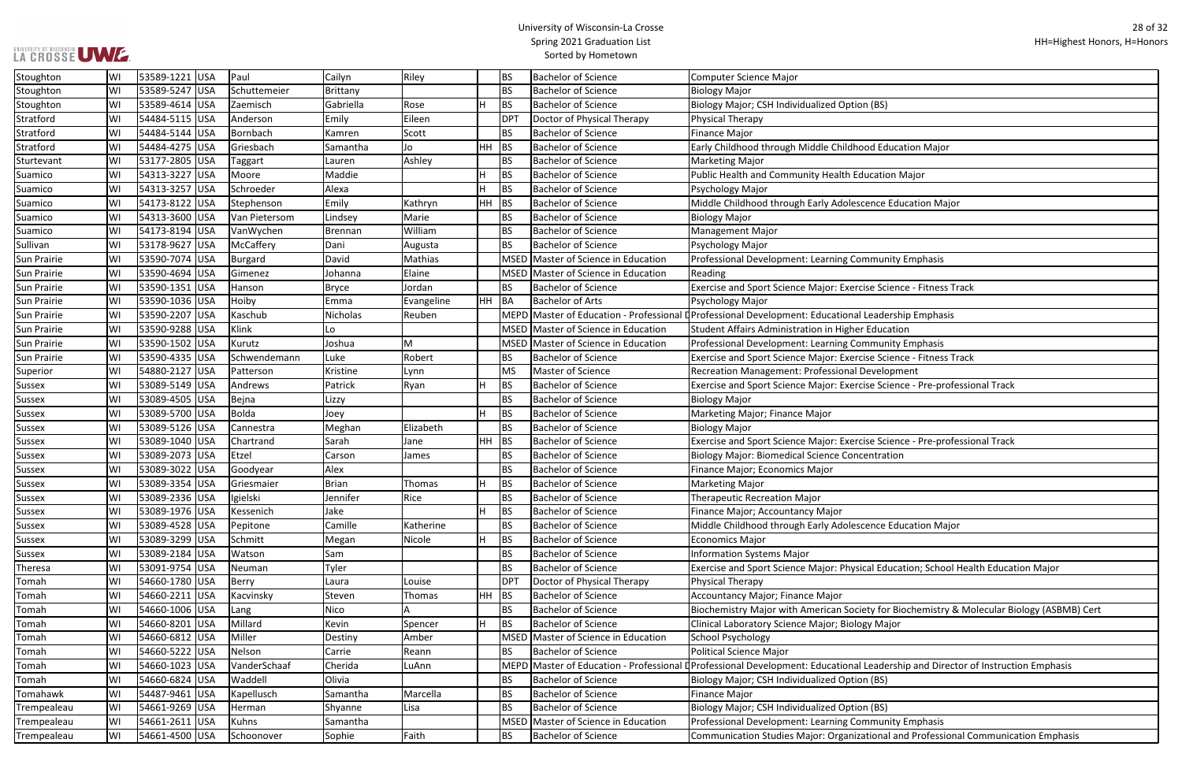| Stoughton | WI | 53589-1221 | USA | Paul | Cailyn | Riley | | BS | Bachelor of Science | Computer Science Major |
|---|---|---|---|---|---|---|---|---|---|---|
| Stoughton | WI | 53589-5247 | USA | Schuttemeier | Brittany | | | BS | Bachelor of Science | Biology Major |
| Stoughton | WI | 53589-4614 | USA | Zaemisch | Gabriella | Rose | H | BS | Bachelor of Science | Biology Major; CSH Individualized Option (BS) |
| Stratford | WI | 54484-5115 | USA | Anderson | Emily | Eileen | | DPT | Doctor of Physical Therapy | Physical Therapy |
| Stratford | WI | 54484-5144 | USA | Bornbach | Kamren | Scott | | BS | Bachelor of Science | Finance Major |
| Stratford | WI | 54484-4275 | USA | Griesbach | Samantha | Jo | HH | BS | Bachelor of Science | Early Childhood through Middle Childhood Education Major |
| Sturtevant | WI | 53177-2805 | USA | Taggart | Lauren | Ashley | | BS | Bachelor of Science | Marketing Major |
| Suamico | WI | 54313-3227 | USA | Moore | Maddie | | H | BS | Bachelor of Science | Public Health and Community Health Education Major |
| Suamico | WI | 54313-3257 | USA | Schroeder | Alexa | | H | BS | Bachelor of Science | Psychology Major |
| Suamico | WI | 54173-8122 | USA | Stephenson | Emily | Kathryn | HH | BS | Bachelor of Science | Middle Childhood through Early Adolescence Education Major |
| Suamico | WI | 54313-3600 | USA | Van Pietersom | Lindsey | Marie | | BS | Bachelor of Science | Biology Major |
| Suamico | WI | 54173-8194 | USA | VanWychen | Brennan | William | | BS | Bachelor of Science | Management Major |
| Sullivan | WI | 53178-9627 | USA | McCaffery | Dani | Augusta | | BS | Bachelor of Science | Psychology Major |
| Sun Prairie | WI | 53590-7074 | USA | Burgard | David | Mathias | | MSED | Master of Science in Education | Professional Development: Learning Community Emphasis |
| Sun Prairie | WI | 53590-4694 | USA | Gimenez | Johanna | Elaine | | MSED | Master of Science in Education | Reading |
| Sun Prairie | WI | 53590-1351 | USA | Hanson | Bryce | Jordan | | BS | Bachelor of Science | Exercise and Sport Science Major: Exercise Science - Fitness Track |
| Sun Prairie | WI | 53590-1036 | USA | Hoiby | Emma | Evangeline | HH | BA | Bachelor of Arts | Psychology Major |
| Sun Prairie | WI | 53590-2207 | USA | Kaschub | Nicholas | Reuben | | MEPD | Master of Education - Professional D | Professional Development: Educational Leadership Emphasis |
| Sun Prairie | WI | 53590-9288 | USA | Klink | Lo | | | MSED | Master of Science in Education | Student Affairs Administration in Higher Education |
| Sun Prairie | WI | 53590-1502 | USA | Kurutz | Joshua | M | | MSED | Master of Science in Education | Professional Development: Learning Community Emphasis |
| Sun Prairie | WI | 53590-4335 | USA | Schwendemann | Luke | Robert | | BS | Bachelor of Science | Exercise and Sport Science Major: Exercise Science - Fitness Track |
| Superior | WI | 54880-2127 | USA | Patterson | Kristine | Lynn | | MS | Master of Science | Recreation Management: Professional Development |
| Sussex | WI | 53089-5149 | USA | Andrews | Patrick | Ryan | H | BS | Bachelor of Science | Exercise and Sport Science Major: Exercise Science - Pre-professional Track |
| Sussex | WI | 53089-4505 | USA | Bejna | Lizzy | | | BS | Bachelor of Science | Biology Major |
| Sussex | WI | 53089-5700 | USA | Bolda | Joey | | H | BS | Bachelor of Science | Marketing Major; Finance Major |
| Sussex | WI | 53089-5126 | USA | Cannestra | Meghan | Elizabeth | | BS | Bachelor of Science | Biology Major |
| Sussex | WI | 53089-1040 | USA | Chartrand | Sarah | Jane | HH | BS | Bachelor of Science | Exercise and Sport Science Major: Exercise Science - Pre-professional Track |
| Sussex | WI | 53089-2073 | USA | Etzel | Carson | James | | BS | Bachelor of Science | Biology Major: Biomedical Science Concentration |
| Sussex | WI | 53089-3022 | USA | Goodyear | Alex | | | BS | Bachelor of Science | Finance Major; Economics Major |
| Sussex | WI | 53089-3354 | USA | Griesmaier | Brian | Thomas | H | BS | Bachelor of Science | Marketing Major |
| Sussex | WI | 53089-2336 | USA | Igielski | Jennifer | Rice | | BS | Bachelor of Science | Therapeutic Recreation Major |
| Sussex | WI | 53089-1976 | USA | Kessenich | Jake | | H | BS | Bachelor of Science | Finance Major; Accountancy Major |
| Sussex | WI | 53089-4528 | USA | Pepitone | Camille | Katherine | | BS | Bachelor of Science | Middle Childhood through Early Adolescence Education Major |
| Sussex | WI | 53089-3299 | USA | Schmitt | Megan | Nicole | H | BS | Bachelor of Science | Economics Major |
| Sussex | WI | 53089-2184 | USA | Watson | Sam | | | BS | Bachelor of Science | Information Systems Major |
| Theresa | WI | 53091-9754 | USA | Neuman | Tyler | | | BS | Bachelor of Science | Exercise and Sport Science Major: Physical Education; School Health Education Major |
| Tomah | WI | 54660-1780 | USA | Berry | Laura | Louise | | DPT | Doctor of Physical Therapy | Physical Therapy |
| Tomah | WI | 54660-2211 | USA | Kacvinsky | Steven | Thomas | HH | BS | Bachelor of Science | Accountancy Major; Finance Major |
| Tomah | WI | 54660-1006 | USA | Lang | Nico | A | | BS | Bachelor of Science | Biochemistry Major with American Society for Biochemistry & Molecular Biology (ASBMB) Cert |
| Tomah | WI | 54660-8201 | USA | Millard | Kevin | Spencer | H | BS | Bachelor of Science | Clinical Laboratory Science Major; Biology Major |
| Tomah | WI | 54660-6812 | USA | Miller | Destiny | Amber | | MSED | Master of Science in Education | School Psychology |
| Tomah | WI | 54660-5222 | USA | Nelson | Carrie | Reann | | BS | Bachelor of Science | Political Science Major |
| Tomah | WI | 54660-1023 | USA | VanderSchaaf | Cherida | LuAnn | | MEPD | Master of Education - Professional D | Professional Development: Educational Leadership and Director of Instruction Emphasis |
| Tomah | WI | 54660-6824 | USA | Waddell | Olivia | | | BS | Bachelor of Science | Biology Major; CSH Individualized Option (BS) |
| Tomahawk | WI | 54487-9461 | USA | Kapellusch | Samantha | Marcella | | BS | Bachelor of Science | Finance Major |
| Trempealeau | WI | 54661-9269 | USA | Herman | Shyanne | Lisa | | BS | Bachelor of Science | Biology Major; CSH Individualized Option (BS) |
| Trempealeau | WI | 54661-2611 | USA | Kuhns | Samantha | | | MSED | Master of Science in Education | Professional Development: Learning Community Emphasis |
| Trempealeau | WI | 54661-4500 | USA | Schoonover | Sophie | Faith | | BS | Bachelor of Science | Communication Studies Major: Organizational and Professional Communication Emphasis |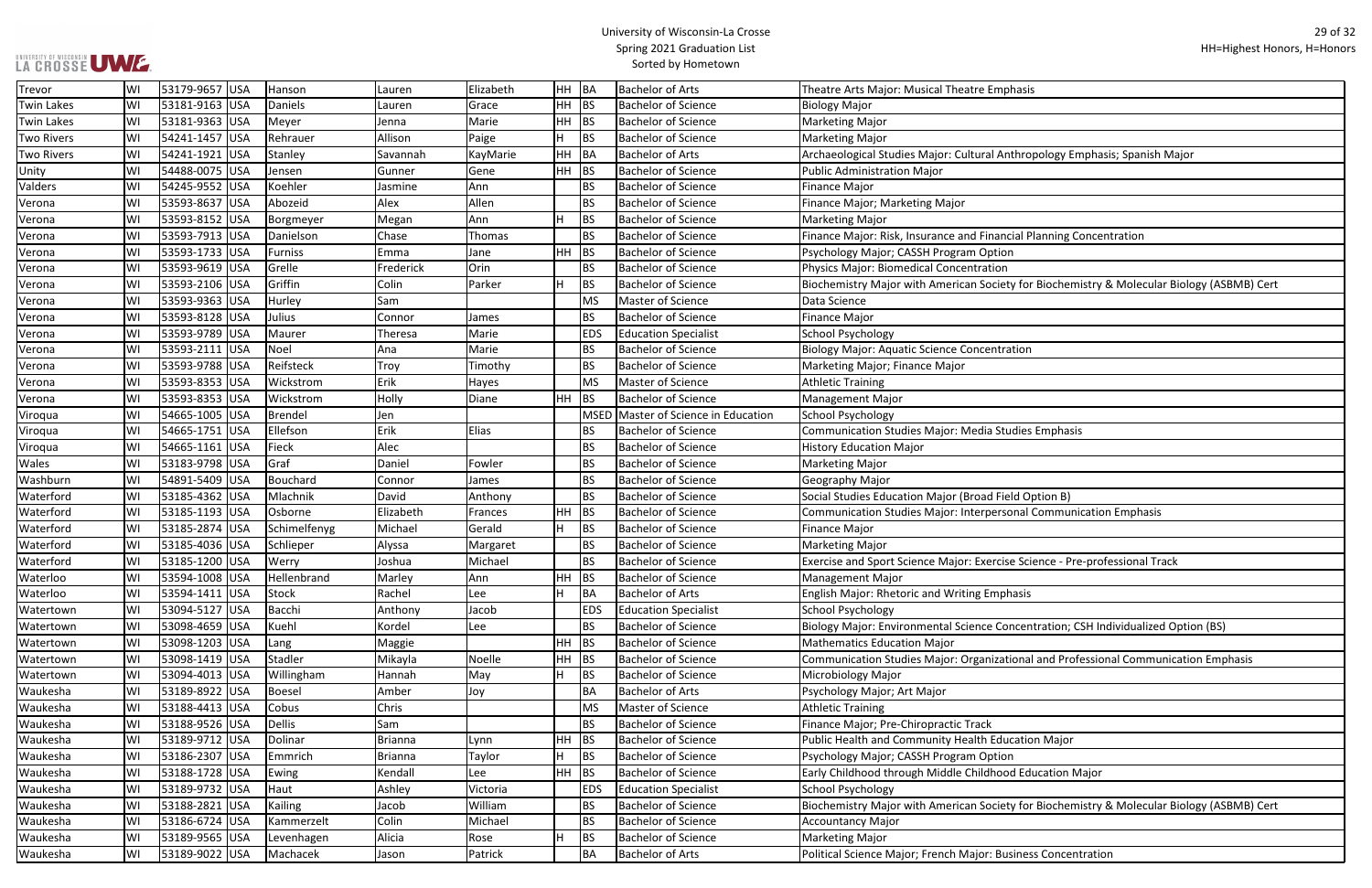# University of Wisconsin-La Crosse
## Spring 2021 Graduation List
### Sorted by Hometown

HH=Highest Honors, H=Honors

| Trevor | WI | 53179-9657 | USA | Hanson | Lauren | Elizabeth | HH | BA | Bachelor of Arts | Theatre Arts Major: Musical Theatre Emphasis |
|---|---|---|---|---|---|---|---|---|---|---|
| Twin Lakes | WI | 53181-9163 | USA | Daniels | Lauren | Grace | HH | BS | Bachelor of Science | Biology Major |
| Twin Lakes | WI | 53181-9363 | USA | Meyer | Jenna | Marie | HH | BS | Bachelor of Science | Marketing Major |
| Two Rivers | WI | 54241-1457 | USA | Rehrauer | Allison | Paige | H | BS | Bachelor of Science | Marketing Major |
| Two Rivers | WI | 54241-1921 | USA | Stanley | Savannah | KayMarie | HH | BA | Bachelor of Arts | Archaeological Studies Major: Cultural Anthropology Emphasis; Spanish Major |
| Unity | WI | 54488-0075 | USA | Jensen | Gunner | Gene | HH | BS | Bachelor of Science | Public Administration Major |
| Valders | WI | 54245-9552 | USA | Koehler | Jasmine | Ann | | BS | Bachelor of Science | Finance Major |
| Verona | WI | 53593-8637 | USA | Abozeid | Alex | Allen | | BS | Bachelor of Science | Finance Major; Marketing Major |
| Verona | WI | 53593-8152 | USA | Borgmeyer | Megan | Ann | H | BS | Bachelor of Science | Marketing Major |
| Verona | WI | 53593-7913 | USA | Danielson | Chase | Thomas | | BS | Bachelor of Science | Finance Major: Risk, Insurance and Financial Planning Concentration |
| Verona | WI | 53593-1733 | USA | Furniss | Emma | Jane | HH | BS | Bachelor of Science | Psychology Major; CASSH Program Option |
| Verona | WI | 53593-9619 | USA | Grelle | Frederick | Orin | | BS | Bachelor of Science | Physics Major: Biomedical Concentration |
| Verona | WI | 53593-2106 | USA | Griffin | Colin | Parker | H | BS | Bachelor of Science | Biochemistry Major with American Society for Biochemistry & Molecular Biology (ASBMB) Cert |
| Verona | WI | 53593-9363 | USA | Hurley | Sam | | | MS | Master of Science | Data Science |
| Verona | WI | 53593-8128 | USA | Julius | Connor | James | | BS | Bachelor of Science | Finance Major |
| Verona | WI | 53593-9789 | USA | Maurer | Theresa | Marie | | EDS | Education Specialist | School Psychology |
| Verona | WI | 53593-2111 | USA | Noel | Ana | Marie | | BS | Bachelor of Science | Biology Major: Aquatic Science Concentration |
| Verona | WI | 53593-9788 | USA | Reifsteck | Troy | Timothy | | BS | Bachelor of Science | Marketing Major; Finance Major |
| Verona | WI | 53593-8353 | USA | Wickstrom | Erik | Hayes | | MS | Master of Science | Athletic Training |
| Verona | WI | 53593-8353 | USA | Wickstrom | Holly | Diane | HH | BS | Bachelor of Science | Management Major |
| Viroqua | WI | 54665-1005 | USA | Brendel | Jen | | | MSED | Master of Science in Education | School Psychology |
| Viroqua | WI | 54665-1751 | USA | Ellefson | Erik | Elias | | BS | Bachelor of Science | Communication Studies Major: Media Studies Emphasis |
| Viroqua | WI | 54665-1161 | USA | Fieck | Alec | | | BS | Bachelor of Science | History Education Major |
| Wales | WI | 53183-9798 | USA | Graf | Daniel | Fowler | | BS | Bachelor of Science | Marketing Major |
| Washburn | WI | 54891-5409 | USA | Bouchard | Connor | James | | BS | Bachelor of Science | Geography Major |
| Waterford | WI | 53185-4362 | USA | Mlachnik | David | Anthony | | BS | Bachelor of Science | Social Studies Education Major (Broad Field Option B) |
| Waterford | WI | 53185-1193 | USA | Osborne | Elizabeth | Frances | HH | BS | Bachelor of Science | Communication Studies Major: Interpersonal Communication Emphasis |
| Waterford | WI | 53185-2874 | USA | Schimelfenyg | Michael | Gerald | H | BS | Bachelor of Science | Finance Major |
| Waterford | WI | 53185-4036 | USA | Schlieper | Alyssa | Margaret | | BS | Bachelor of Science | Marketing Major |
| Waterford | WI | 53185-1200 | USA | Werry | Joshua | Michael | | BS | Bachelor of Science | Exercise and Sport Science Major: Exercise Science - Pre-professional Track |
| Waterloo | WI | 53594-1008 | USA | Hellenbrand | Marley | Ann | HH | BS | Bachelor of Science | Management Major |
| Waterloo | WI | 53594-1411 | USA | Stock | Rachel | Lee | H | BA | Bachelor of Arts | English Major: Rhetoric and Writing Emphasis |
| Watertown | WI | 53094-5127 | USA | Bacchi | Anthony | Jacob | | EDS | Education Specialist | School Psychology |
| Watertown | WI | 53098-4659 | USA | Kuehl | Kordel | Lee | | BS | Bachelor of Science | Biology Major: Environmental Science Concentration; CSH Individualized Option (BS) |
| Watertown | WI | 53098-1203 | USA | Lang | Maggie | | HH | BS | Bachelor of Science | Mathematics Education Major |
| Watertown | WI | 53098-1419 | USA | Stadler | Mikayla | Noelle | HH | BS | Bachelor of Science | Communication Studies Major: Organizational and Professional Communication Emphasis |
| Watertown | WI | 53094-4013 | USA | Willingham | Hannah | May | H | BS | Bachelor of Science | Microbiology Major |
| Waukesha | WI | 53189-8922 | USA | Boesel | Amber | Joy | | BA | Bachelor of Arts | Psychology Major; Art Major |
| Waukesha | WI | 53188-4413 | USA | Cobus | Chris | | | MS | Master of Science | Athletic Training |
| Waukesha | WI | 53188-9526 | USA | Dellis | Sam | | | BS | Bachelor of Science | Finance Major; Pre-Chiropractic Track |
| Waukesha | WI | 53189-9712 | USA | Dolinar | Brianna | Lynn | HH | BS | Bachelor of Science | Public Health and Community Health Education Major |
| Waukesha | WI | 53186-2307 | USA | Emmrich | Brianna | Taylor | H | BS | Bachelor of Science | Psychology Major; CASSH Program Option |
| Waukesha | WI | 53188-1728 | USA | Ewing | Kendall | Lee | HH | BS | Bachelor of Science | Early Childhood through Middle Childhood Education Major |
| Waukesha | WI | 53189-9732 | USA | Haut | Ashley | Victoria | | EDS | Education Specialist | School Psychology |
| Waukesha | WI | 53188-2821 | USA | Kailing | Jacob | William | | BS | Bachelor of Science | Biochemistry Major with American Society for Biochemistry & Molecular Biology (ASBMB) Cert |
| Waukesha | WI | 53186-6724 | USA | Kammerzelt | Colin | Michael | | BS | Bachelor of Science | Accountancy Major |
| Waukesha | WI | 53189-9565 | USA | Levenhagen | Alicia | Rose | H | BS | Bachelor of Science | Marketing Major |
| Waukesha | WI | 53189-9022 | USA | Machacek | Jason | Patrick | | BA | Bachelor of Arts | Political Science Major; French Major: Business Concentration |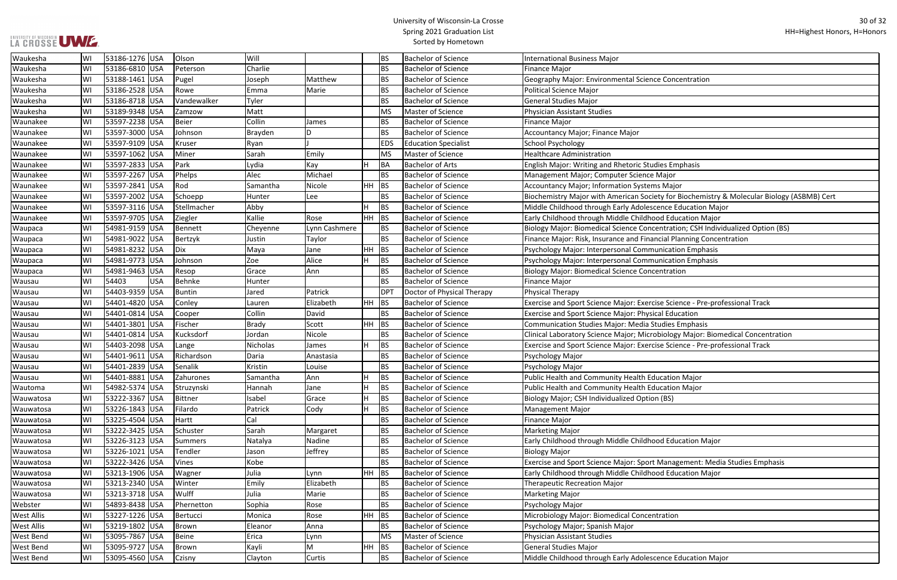| Waukesha | WI | 53186-1276 | USA | Olson | Will | | | BS | Bachelor of Science | International Business Major |
|---|---|---|---|---|---|---|---|---|---|---|
| Waukesha | WI | 53186-6810 | USA | Peterson | Charlie | | | BS | Bachelor of Science | Finance Major |
| Waukesha | WI | 53188-1461 | USA | Pugel | Joseph | Matthew | | BS | Bachelor of Science | Geography Major: Environmental Science Concentration |
| Waukesha | WI | 53186-2528 | USA | Rowe | Emma | Marie | | BS | Bachelor of Science | Political Science Major |
| Waukesha | WI | 53186-8718 | USA | Vandewalker | Tyler | | | BS | Bachelor of Science | General Studies Major |
| Waukesha | WI | 53189-9348 | USA | Zamzow | Matt | | | MS | Master of Science | Physician Assistant Studies |
| Waunakee | WI | 53597-2238 | USA | Beier | Collin | James | | BS | Bachelor of Science | Finance Major |
| Waunakee | WI | 53597-3000 | USA | Johnson | Brayden | D | | BS | Bachelor of Science | Accountancy Major; Finance Major |
| Waunakee | WI | 53597-9109 | USA | Kruser | Ryan | J | | EDS | Education Specialist | School Psychology |
| Waunakee | WI | 53597-1062 | USA | Miner | Sarah | Emily | | MS | Master of Science | Healthcare Administration |
| Waunakee | WI | 53597-2833 | USA | Park | Lydia | Kay | H | BA | Bachelor of Arts | English Major: Writing and Rhetoric Studies Emphasis |
| Waunakee | WI | 53597-2267 | USA | Phelps | Alec | Michael | | BS | Bachelor of Science | Management Major; Computer Science Major |
| Waunakee | WI | 53597-2841 | USA | Rod | Samantha | Nicole | HH | BS | Bachelor of Science | Accountancy Major; Information Systems Major |
| Waunakee | WI | 53597-2002 | USA | Schoepp | Hunter | Lee | | BS | Bachelor of Science | Biochemistry Major with American Society for Biochemistry & Molecular Biology (ASBMB) Cert |
| Waunakee | WI | 53597-3116 | USA | Stellmacher | Abby | | H | BS | Bachelor of Science | Middle Childhood through Early Adolescence Education Major |
| Waunakee | WI | 53597-9705 | USA | Ziegler | Kallie | Rose | HH | BS | Bachelor of Science | Early Childhood through Middle Childhood Education Major |
| Waupaca | WI | 54981-9159 | USA | Bennett | Cheyenne | Lynn Cashmere | | BS | Bachelor of Science | Biology Major: Biomedical Science Concentration; CSH Individualized Option (BS) |
| Waupaca | WI | 54981-9022 | USA | Bertzyk | Justin | Taylor | | BS | Bachelor of Science | Finance Major: Risk, Insurance and Financial Planning Concentration |
| Waupaca | WI | 54981-8232 | USA | Dix | Maya | Jane | HH | BS | Bachelor of Science | Psychology Major: Interpersonal Communication Emphasis |
| Waupaca | WI | 54981-9773 | USA | Johnson | Zoe | Alice | H | BS | Bachelor of Science | Psychology Major: Interpersonal Communication Emphasis |
| Waupaca | WI | 54981-9463 | USA | Resop | Grace | Ann | | BS | Bachelor of Science | Biology Major: Biomedical Science Concentration |
| Wausau | WI | 54403 | USA | Behnke | Hunter | | | BS | Bachelor of Science | Finance Major |
| Wausau | WI | 54403-9359 | USA | Buntin | Jared | Patrick | | DPT | Doctor of Physical Therapy | Physical Therapy |
| Wausau | WI | 54401-4820 | USA | Conley | Lauren | Elizabeth | HH | BS | Bachelor of Science | Exercise and Sport Science Major: Exercise Science - Pre-professional Track |
| Wausau | WI | 54401-0814 | USA | Cooper | Collin | David | | BS | Bachelor of Science | Exercise and Sport Science Major: Physical Education |
| Wausau | WI | 54401-3801 | USA | Fischer | Brady | Scott | HH | BS | Bachelor of Science | Communication Studies Major: Media Studies Emphasis |
| Wausau | WI | 54401-0814 | USA | Kucksdorf | Jordan | Nicole | | BS | Bachelor of Science | Clinical Laboratory Science Major; Microbiology Major: Biomedical Concentration |
| Wausau | WI | 54403-2098 | USA | Lange | Nicholas | James | H | BS | Bachelor of Science | Exercise and Sport Science Major: Exercise Science - Pre-professional Track |
| Wausau | WI | 54401-9611 | USA | Richardson | Daria | Anastasia | | BS | Bachelor of Science | Psychology Major |
| Wausau | WI | 54401-2839 | USA | Senalik | Kristin | Louise | | BS | Bachelor of Science | Psychology Major |
| Wausau | WI | 54401-8881 | USA | Zahurones | Samantha | Ann | H | BS | Bachelor of Science | Public Health and Community Health Education Major |
| Wautoma | WI | 54982-5374 | USA | Struzynski | Hannah | Jane | H | BS | Bachelor of Science | Public Health and Community Health Education Major |
| Wauwatosa | WI | 53222-3367 | USA | Bittner | Isabel | Grace | H | BS | Bachelor of Science | Biology Major; CSH Individualized Option (BS) |
| Wauwatosa | WI | 53226-1843 | USA | Filardo | Patrick | Cody | H | BS | Bachelor of Science | Management Major |
| Wauwatosa | WI | 53225-4504 | USA | Hartt | Cal | | | BS | Bachelor of Science | Finance Major |
| Wauwatosa | WI | 53222-3425 | USA | Schuster | Sarah | Margaret | | BS | Bachelor of Science | Marketing Major |
| Wauwatosa | WI | 53226-3123 | USA | Summers | Natalya | Nadine | | BS | Bachelor of Science | Early Childhood through Middle Childhood Education Major |
| Wauwatosa | WI | 53226-1021 | USA | Tendler | Jason | Jeffrey | | BS | Bachelor of Science | Biology Major |
| Wauwatosa | WI | 53222-3426 | USA | Vines | Kobe | | | BS | Bachelor of Science | Exercise and Sport Science Major: Sport Management: Media Studies Emphasis |
| Wauwatosa | WI | 53213-1906 | USA | Wagner | Julia | Lynn | HH | BS | Bachelor of Science | Early Childhood through Middle Childhood Education Major |
| Wauwatosa | WI | 53213-2340 | USA | Winter | Emily | Elizabeth | | BS | Bachelor of Science | Therapeutic Recreation Major |
| Wauwatosa | WI | 53213-3718 | USA | Wulff | Julia | Marie | | BS | Bachelor of Science | Marketing Major |
| Webster | WI | 54893-8438 | USA | Phernetton | Sophia | Rose | | BS | Bachelor of Science | Psychology Major |
| West Allis | WI | 53227-1226 | USA | Bertucci | Monica | Rose | HH | BS | Bachelor of Science | Microbiology Major: Biomedical Concentration |
| West Allis | WI | 53219-1802 | USA | Brown | Eleanor | Anna | | BS | Bachelor of Science | Psychology Major; Spanish Major |
| West Bend | WI | 53095-7867 | USA | Beine | Erica | Lynn | | MS | Master of Science | Physician Assistant Studies |
| West Bend | WI | 53095-9727 | USA | Brown | Kayli | M | HH | BS | Bachelor of Science | General Studies Major |
| West Bend | WI | 53095-4560 | USA | Czisny | Clayton | Curtis | | BS | Bachelor of Science | Middle Childhood through Early Adolescence Education Major |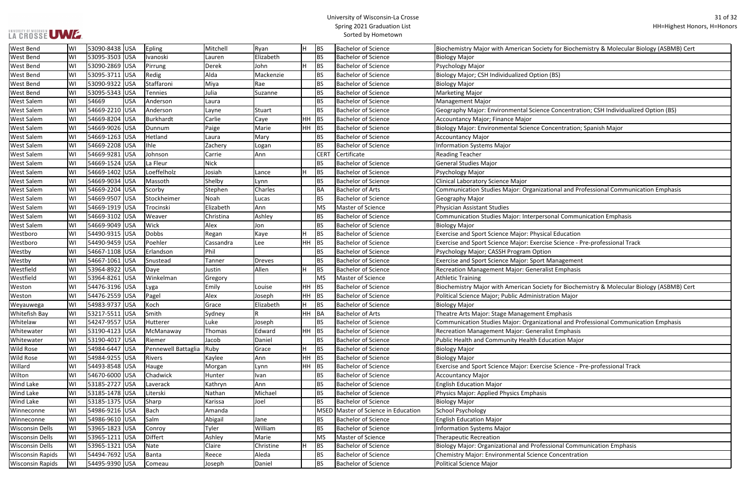# University of Wisconsin-La Crosse
## Spring 2021 Graduation List
### Sorted by Hometown

HH=Highest Honors, H=Honors

| | | | | | | | | | | |
|---|---|---|---|---|---|---|---|---|---|---|
| West Bend | WI | 53090-8438 | USA | Epling | Mitchell | Ryan | H | BS | Bachelor of Science | Biochemistry Major with American Society for Biochemistry & Molecular Biology (ASBMB) Cert |
| West Bend | WI | 53095-3503 | USA | Ivanoski | Lauren | Elizabeth | | BS | Bachelor of Science | Biology Major |
| West Bend | WI | 53090-2869 | USA | Pirrung | Derek | John | H | BS | Bachelor of Science | Psychology Major |
| West Bend | WI | 53095-3711 | USA | Redig | Alda | Mackenzie | | BS | Bachelor of Science | Biology Major; CSH Individualized Option (BS) |
| West Bend | WI | 53090-9322 | USA | Staffaroni | Miya | Rae | | BS | Bachelor of Science | Biology Major |
| West Bend | WI | 53095-5343 | USA | Tennies | Julia | Suzanne | | BS | Bachelor of Science | Marketing Major |
| West Salem | WI | 54669 | USA | Anderson | Laura | | | BS | Bachelor of Science | Management Major |
| West Salem | WI | 54669-2210 | USA | Anderson | Layne | Stuart | | BS | Bachelor of Science | Geography Major: Environmental Science Concentration; CSH Individualized Option (BS) |
| West Salem | WI | 54669-8204 | USA | Burkhardt | Carlie | Caye | HH | BS | Bachelor of Science | Accountancy Major; Finance Major |
| West Salem | WI | 54669-9026 | USA | Dunnum | Paige | Marie | HH | BS | Bachelor of Science | Biology Major: Environmental Science Concentration; Spanish Major |
| West Salem | WI | 54669-1263 | USA | Hetland | Laura | Mary | | BS | Bachelor of Science | Accountancy Major |
| West Salem | WI | 54669-2208 | USA | Ihle | Zachery | Logan | | BS | Bachelor of Science | Information Systems Major |
| West Salem | WI | 54669-9281 | USA | Johnson | Carrie | Ann | | CERT | Certificate | Reading Teacher |
| West Salem | WI | 54669-1524 | USA | La Fleur | Nick | | | BS | Bachelor of Science | General Studies Major |
| West Salem | WI | 54669-1402 | USA | Loeffelholz | Josiah | Lance | H | BS | Bachelor of Science | Psychology Major |
| West Salem | WI | 54669-9034 | USA | Massoth | Shelby | Lynn | | BS | Bachelor of Science | Clinical Laboratory Science Major |
| West Salem | WI | 54669-2204 | USA | Scorby | Stephen | Charles | | BA | Bachelor of Arts | Communication Studies Major: Organizational and Professional Communication Emphasis |
| West Salem | WI | 54669-9507 | USA | Stockheimer | Noah | Lucas | | BS | Bachelor of Science | Geography Major |
| West Salem | WI | 54669-1919 | USA | Trocinski | Elizabeth | Ann | | MS | Master of Science | Physician Assistant Studies |
| West Salem | WI | 54669-3102 | USA | Weaver | Christina | Ashley | | BS | Bachelor of Science | Communication Studies Major: Interpersonal Communication Emphasis |
| West Salem | WI | 54669-9049 | USA | Wick | Alex | Jon | | BS | Bachelor of Science | Biology Major |
| Westboro | WI | 54490-9315 | USA | Dobbs | Regan | Kaye | H | BS | Bachelor of Science | Exercise and Sport Science Major: Physical Education |
| Westboro | WI | 54490-9459 | USA | Poehler | Cassandra | Lee | HH | BS | Bachelor of Science | Exercise and Sport Science Major: Exercise Science - Pre-professional Track |
| Westby | WI | 54667-1108 | USA | Erlandson | Phil | | | BS | Bachelor of Science | Psychology Major; CASSH Program Option |
| Westby | WI | 54667-1061 | USA | Snustead | Tanner | Dreves | | BS | Bachelor of Science | Exercise and Sport Science Major: Sport Management |
| Westfield | WI | 53964-8922 | USA | Daye | Justin | Allen | H | BS | Bachelor of Science | Recreation Management Major: Generalist Emphasis |
| Westfield | WI | 53964-8261 | USA | Winkelman | Gregory | | | MS | Master of Science | Athletic Training |
| Weston | WI | 54476-3196 | USA | Lyga | Emily | Louise | HH | BS | Bachelor of Science | Biochemistry Major with American Society for Biochemistry & Molecular Biology (ASBMB) Cert |
| Weston | WI | 54476-2559 | USA | Pagel | Alex | Joseph | HH | BS | Bachelor of Science | Political Science Major; Public Administration Major |
| Weyauwega | WI | 54983-9737 | USA | Koch | Grace | Elizabeth | H | BS | Bachelor of Science | Biology Major |
| Whitefish Bay | WI | 53217-5511 | USA | Smith | Sydney | R | HH | BA | Bachelor of Arts | Theatre Arts Major: Stage Management Emphasis |
| Whitelaw | WI | 54247-9557 | USA | Hutterer | Luke | Joseph | | BS | Bachelor of Science | Communication Studies Major: Organizational and Professional Communication Emphasis |
| Whitewater | WI | 53190-4123 | USA | McManaway | Thomas | Edward | HH | BS | Bachelor of Science | Recreation Management Major: Generalist Emphasis |
| Whitewater | WI | 53190-4017 | USA | Riemer | Jacob | Daniel | | BS | Bachelor of Science | Public Health and Community Health Education Major |
| Wild Rose | WI | 54984-6447 | USA | Pennewell Battaglia | Ruby | Grace | H | BS | Bachelor of Science | Biology Major |
| Wild Rose | WI | 54984-9255 | USA | Rivers | Kaylee | Ann | HH | BS | Bachelor of Science | Biology Major |
| Willard | WI | 54493-8548 | USA | Hauge | Morgan | Lynn | HH | BS | Bachelor of Science | Exercise and Sport Science Major: Exercise Science - Pre-professional Track |
| Wilton | WI | 54670-6000 | USA | Chadwick | Hunter | Ivan | | BS | Bachelor of Science | Accountancy Major |
| Wind Lake | WI | 53185-2727 | USA | Laverack | Kathryn | Ann | | BS | Bachelor of Science | English Education Major |
| Wind Lake | WI | 53185-1478 | USA | Literski | Nathan | Michael | | BS | Bachelor of Science | Physics Major: Applied Physics Emphasis |
| Wind Lake | WI | 53185-1375 | USA | Sharp | Karissa | Joel | | BS | Bachelor of Science | Biology Major |
| Winneconne | WI | 54986-9216 | USA | Bach | Amanda | | | MSED | Master of Science in Education | School Psychology |
| Winneconne | WI | 54986-9610 | USA | Salm | Abigail | Jane | | BS | Bachelor of Science | English Education Major |
| Wisconsin Dells | WI | 53965-1823 | USA | Conroy | Tyler | William | | BS | Bachelor of Science | Information Systems Major |
| Wisconsin Dells | WI | 53965-1211 | USA | Differt | Ashley | Marie | | MS | Master of Science | Therapeutic Recreation |
| Wisconsin Dells | WI | 53965-1321 | USA | Nate | Claire | Christine | H | BS | Bachelor of Science | Biology Major: Organizational and Professional Communication Emphasis |
| Wisconsin Rapids | WI | 54494-7692 | USA | Banta | Reece | Aleda | | BS | Bachelor of Science | Chemistry Major: Environmental Science Concentration |
| Wisconsin Rapids | WI | 54495-9390 | USA | Comeau | Joseph | Daniel | | BS | Bachelor of Science | Political Science Major |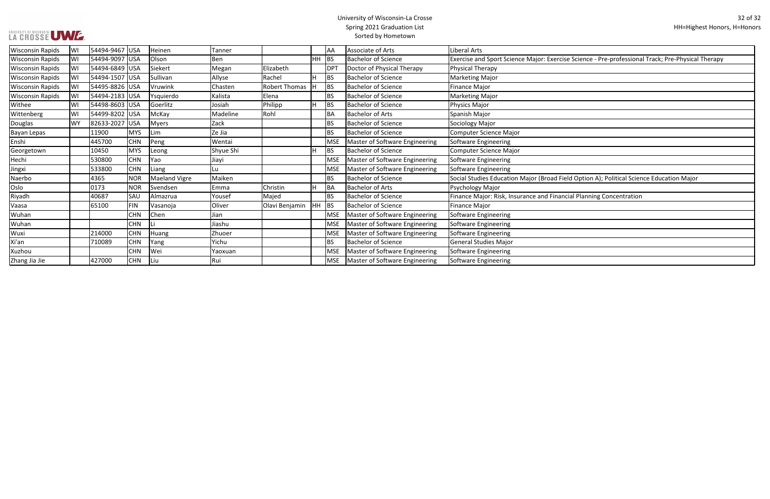# University of Wisconsin-La Crosse
## Spring 2021 Graduation List
### Sorted by Hometown

HH=Highest Honors, H=Honors

| | | | | | | | | | |
|---|---|---|---|---|---|---|---|---|---|
| Wisconsin Rapids | WI | 54494-9467 | USA | Heinen | Tanner | | | AA | Associate of Arts | Liberal Arts |
| Wisconsin Rapids | WI | 54494-9097 | USA | Olson | Ben | | HH | BS | Bachelor of Science | Exercise and Sport Science Major: Exercise Science - Pre-professional Track; Pre-Physical Therapy |
| Wisconsin Rapids | WI | 54494-6849 | USA | Siekert | Megan | Elizabeth | | DPT | Doctor of Physical Therapy | Physical Therapy |
| Wisconsin Rapids | WI | 54494-1507 | USA | Sullivan | Allyse | Rachel | H | BS | Bachelor of Science | Marketing Major |
| Wisconsin Rapids | WI | 54495-8826 | USA | Vruwink | Chasten | Robert Thomas | H | BS | Bachelor of Science | Finance Major |
| Wisconsin Rapids | WI | 54494-2183 | USA | Ysquierdo | Kalista | Elena | | BS | Bachelor of Science | Marketing Major |
| Withee | WI | 54498-8603 | USA | Goerlitz | Josiah | Philipp | H | BS | Bachelor of Science | Physics Major |
| Wittenberg | WI | 54499-8202 | USA | McKay | Madeline | Rohl | | BA | Bachelor of Arts | Spanish Major |
| Douglas | WY | 82633-2027 | USA | Myers | Zack | | | BS | Bachelor of Science | Sociology Major |
| Bayan Lepas | | 11900 | MYS | Lim | Ze Jia | | | BS | Bachelor of Science | Computer Science Major |
| Enshi | | 445700 | CHN | Peng | Wentai | | | MSE | Master of Software Engineering | Software Engineering |
| Georgetown | | 10450 | MYS | Leong | Shyue Shi | | H | BS | Bachelor of Science | Computer Science Major |
| Hechi | | 530800 | CHN | Yao | Jiayi | | | MSE | Master of Software Engineering | Software Engineering |
| Jingxi | | 533800 | CHN | Liang | Lu | | | MSE | Master of Software Engineering | Software Engineering |
| Naerbo | | 4365 | NOR | Maeland Vigre | Maiken | | | BS | Bachelor of Science | Social Studies Education Major (Broad Field Option A); Political Science Education Major |
| Oslo | | 0173 | NOR | Svendsen | Emma | Christin | H | BA | Bachelor of Arts | Psychology Major |
| Riyadh | | 40687 | SAU | Almazrua | Yousef | Majed | | BS | Bachelor of Science | Finance Major: Risk, Insurance and Financial Planning Concentration |
| Vaasa | | 65100 | FIN | Vasanoja | Oliver | Olavi Benjamin | HH | BS | Bachelor of Science | Finance Major |
| Wuhan | | | CHN | Chen | Jian | | | MSE | Master of Software Engineering | Software Engineering |
| Wuhan | | | CHN | Li | Jiashu | | | MSE | Master of Software Engineering | Software Engineering |
| Wuxi | | 214000 | CHN | Huang | Zhuoer | | | MSE | Master of Software Engineering | Software Engineering |
| Xi'an | | 710089 | CHN | Yang | Yichu | | | BS | Bachelor of Science | General Studies Major |
| Xuzhou | | | CHN | Wei | Yaoxuan | | | MSE | Master of Software Engineering | Software Engineering |
| Zhang Jia Jie | | 427000 | CHN | Liu | Rui | | | MSE | Master of Software Engineering | Software Engineering |